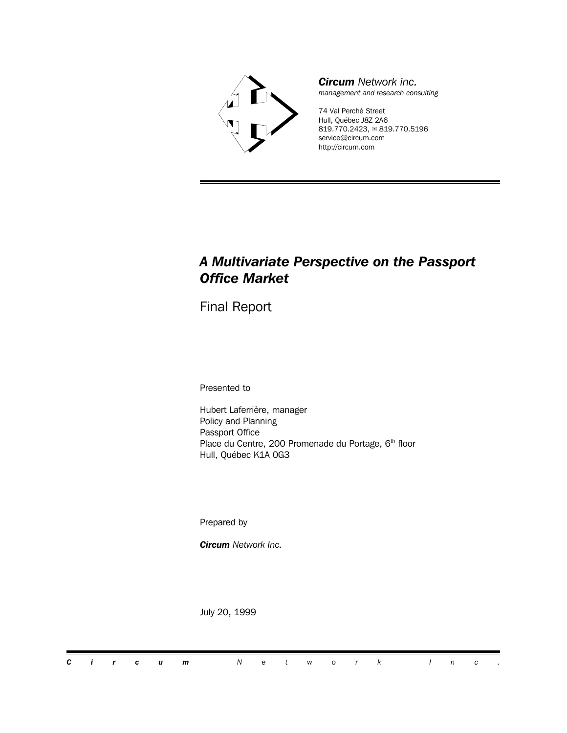***Circum** Network inc.*
*management and research consulting*

74 Val Perché Street
Hull, Québec J8Z 2A6
819.770.2423, ✉ 819.770.5196
service@circum.com
http://circum.com

# *A Multivariate Perspective on the Passport Office Market*

## Final Report

Presented to

Hubert Laferrière, manager
Policy and Planning
Passport Office
Place du Centre, 200 Promenade du Portage, 6th floor
Hull, Québec K1A 0G3

Prepared by

***Circum** Network Inc.*

July 20, 1999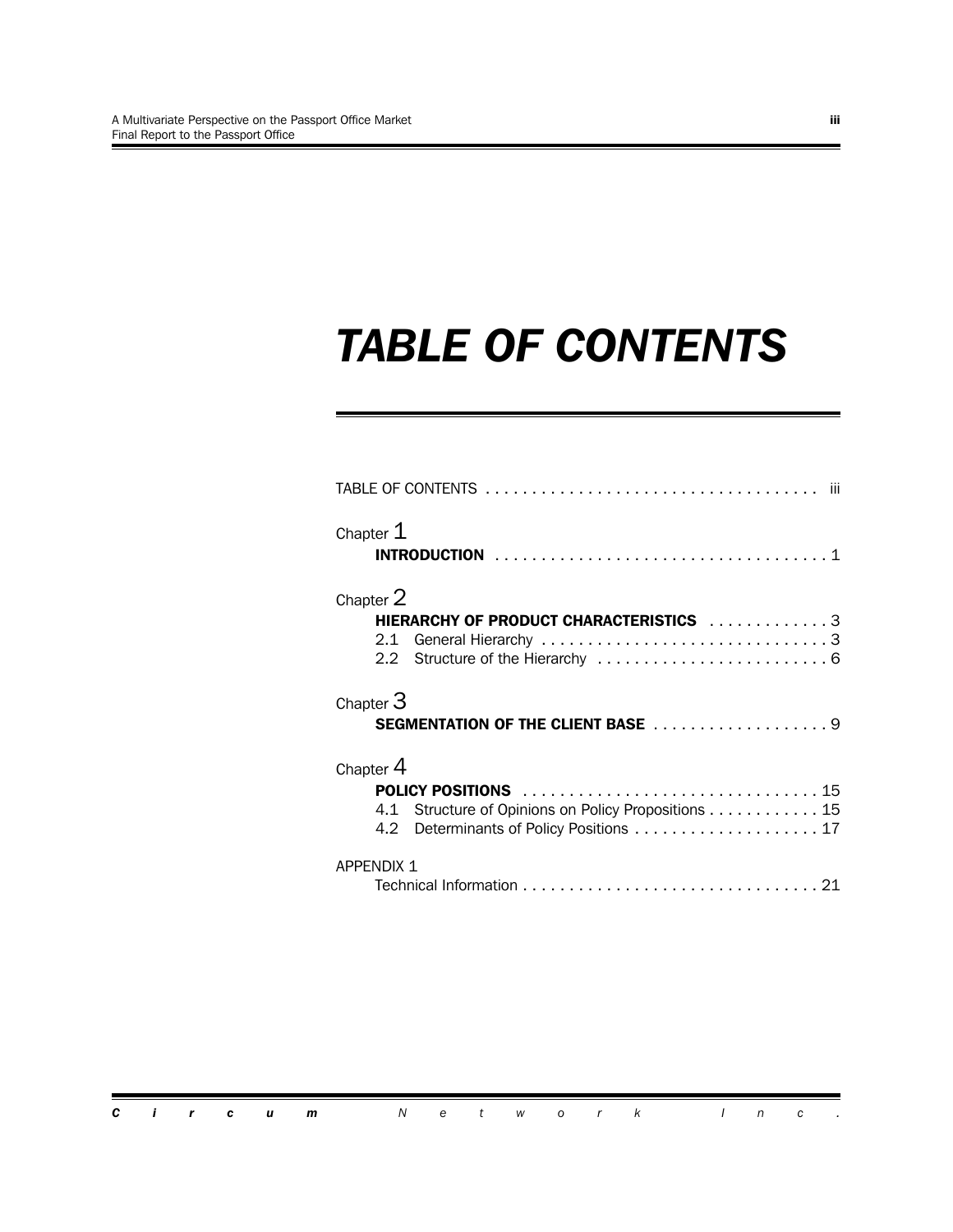# TABLE OF CONTENTS

TABLE OF CONTENTS . . . . . . . . . . . . . . . . . . . . . . . . . . . . . . . . . . . . iii

Chapter 1
**INTRODUCTION** . . . . . . . . . . . . . . . . . . . . . . . . . . . . . . . . . . . . 1

Chapter 2
**HIERARCHY OF PRODUCT CHARACTERISTICS** . . . . . . . . . . . . . 3
2.1 General Hierarchy . . . . . . . . . . . . . . . . . . . . . . . . . . . . . . . 3
2.2 Structure of the Hierarchy . . . . . . . . . . . . . . . . . . . . . . . . . 6

Chapter 3
**SEGMENTATION OF THE CLIENT BASE** . . . . . . . . . . . . . . . . . . . 9

Chapter 4
**POLICY POSITIONS** . . . . . . . . . . . . . . . . . . . . . . . . . . . . . . . 15
4.1 Structure of Opinions on Policy Propositions . . . . . . . . . . . . 15
4.2 Determinants of Policy Positions . . . . . . . . . . . . . . . . . . . . 17

APPENDIX 1
Technical Information . . . . . . . . . . . . . . . . . . . . . . . . . . . . . . . . 21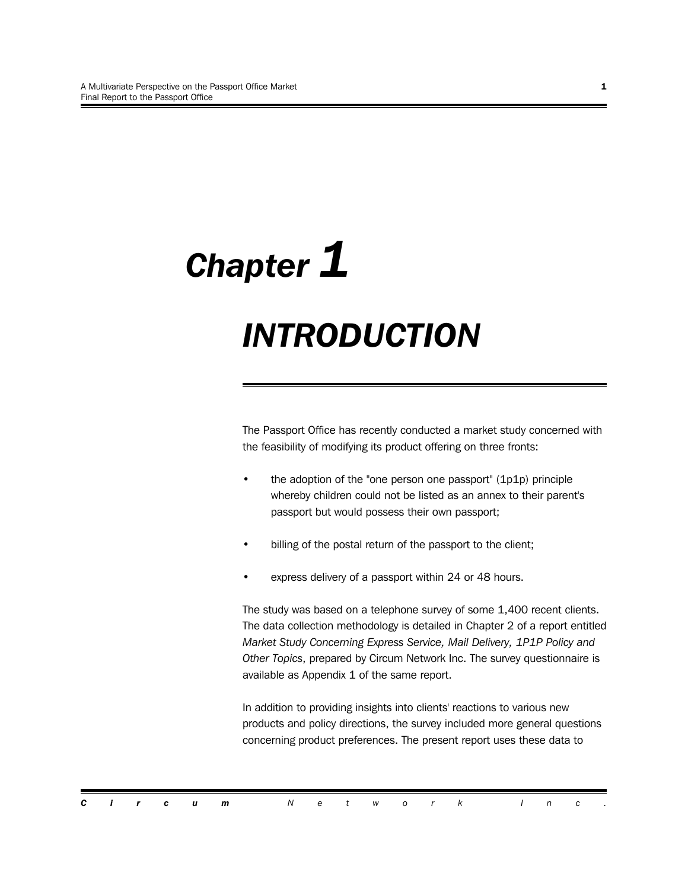# Chapter 1

# INTRODUCTION

The Passport Office has recently conducted a market study concerned with the feasibility of modifying its product offering on three fronts:

- the adoption of the "one person one passport" (1p1p) principle whereby children could not be listed as an annex to their parent's passport but would possess their own passport;
- billing of the postal return of the passport to the client;
- express delivery of a passport within 24 or 48 hours.

The study was based on a telephone survey of some 1,400 recent clients. The data collection methodology is detailed in Chapter 2 of a report entitled *Market Study Concerning Express Service, Mail Delivery, 1P1P Policy and Other Topics*, prepared by Circum Network Inc. The survey questionnaire is available as Appendix 1 of the same report.

In addition to providing insights into clients' reactions to various new products and policy directions, the survey included more general questions concerning product preferences. The present report uses these data to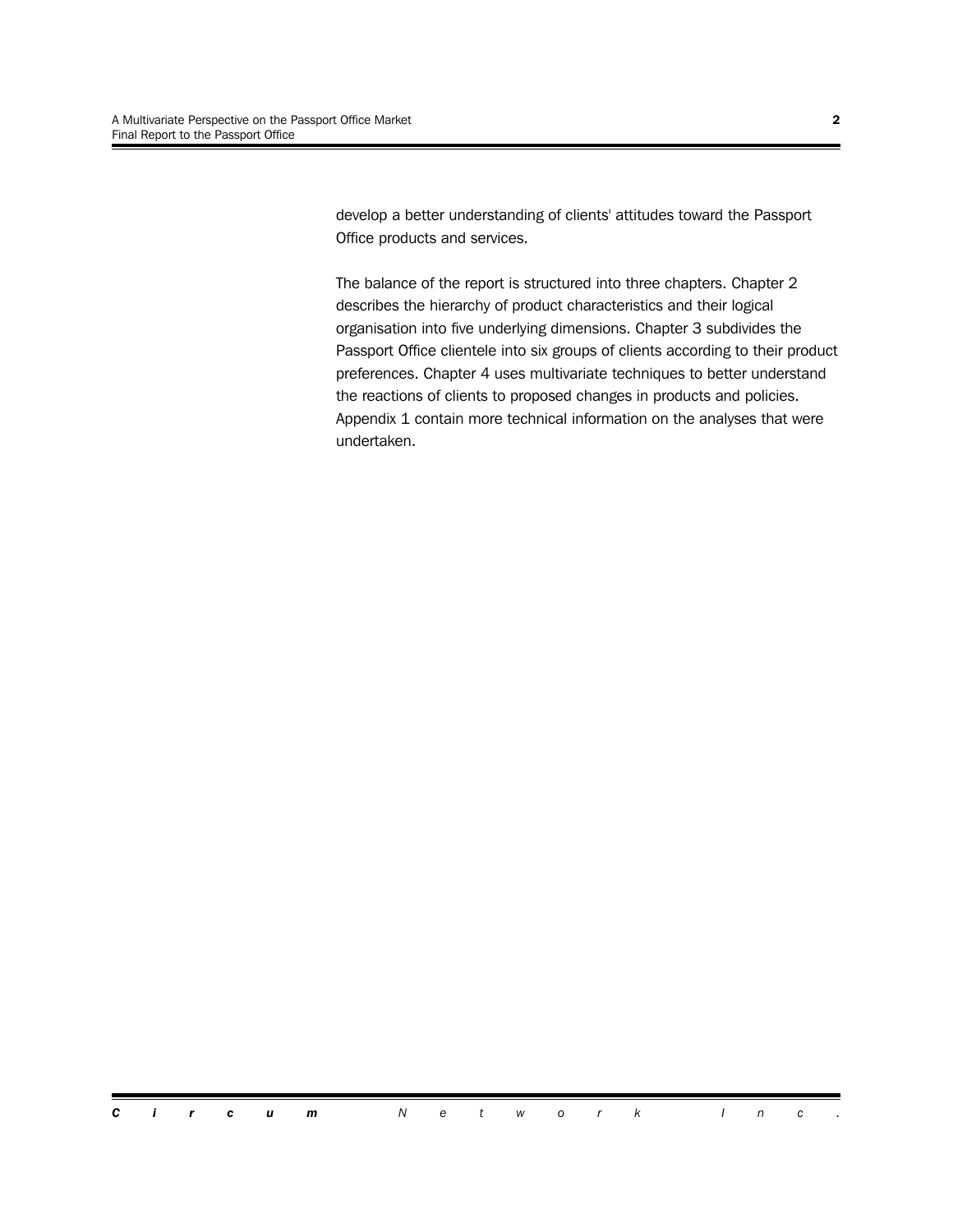develop a better understanding of clients' attitudes toward the Passport Office products and services.

The balance of the report is structured into three chapters. Chapter 2 describes the hierarchy of product characteristics and their logical organisation into five underlying dimensions. Chapter 3 subdivides the Passport Office clientele into six groups of clients according to their product preferences. Chapter 4 uses multivariate techniques to better understand the reactions of clients to proposed changes in products and policies. Appendix 1 contain more technical information on the analyses that were undertaken.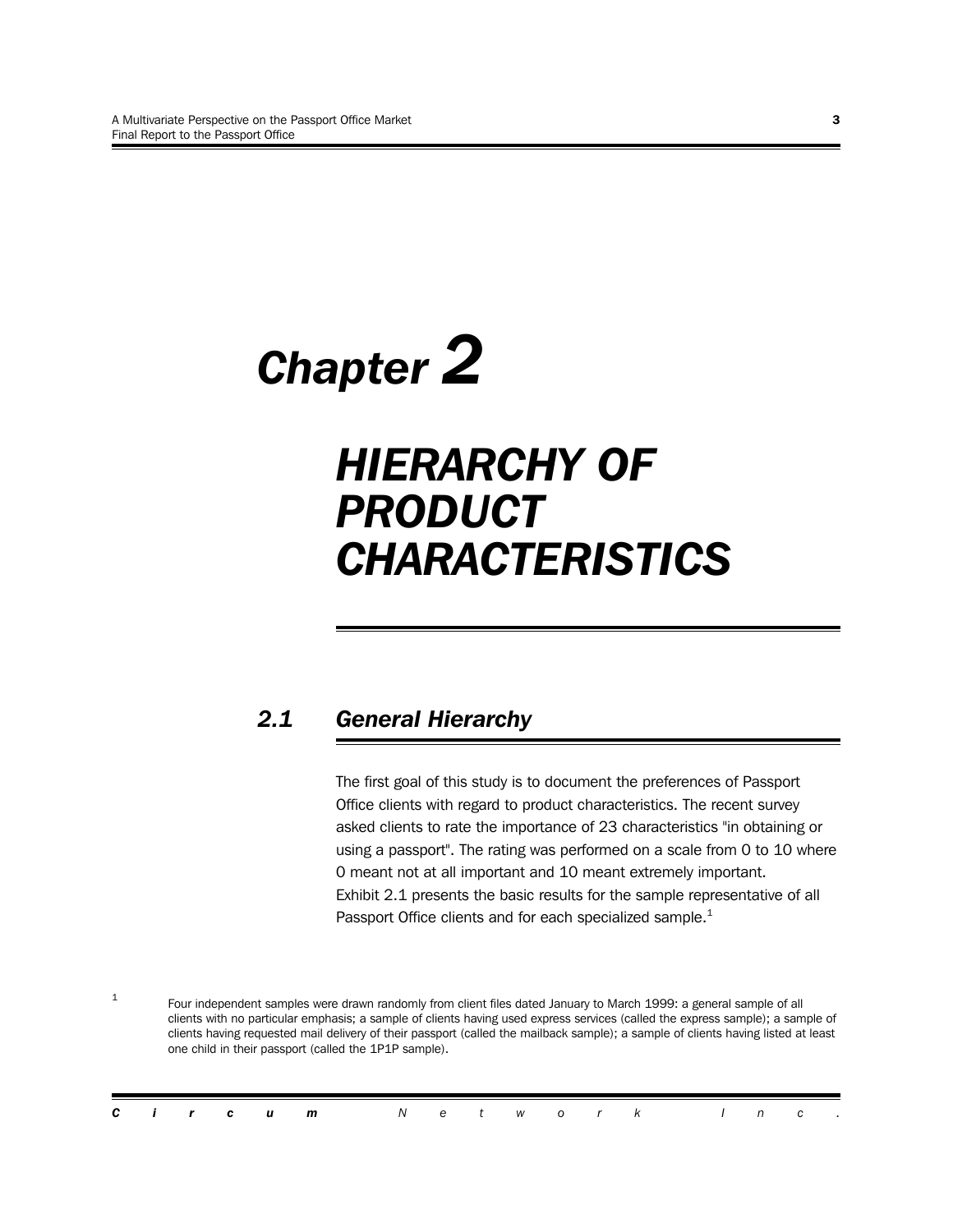# Chapter 2

# HIERARCHY OF PRODUCT CHARACTERISTICS

## 2.1 General Hierarchy

The first goal of this study is to document the preferences of Passport Office clients with regard to product characteristics. The recent survey asked clients to rate the importance of 23 characteristics "in obtaining or using a passport". The rating was performed on a scale from 0 to 10 where 0 meant not at all important and 10 meant extremely important. Exhibit 2.1 presents the basic results for the sample representative of all Passport Office clients and for each specialized sample.[1]

[1] Four independent samples were drawn randomly from client files dated January to March 1999: a general sample of all clients with no particular emphasis; a sample of clients having used express services (called the express sample); a sample of clients having requested mail delivery of their passport (called the mailback sample); a sample of clients having listed at least one child in their passport (called the 1P1P sample).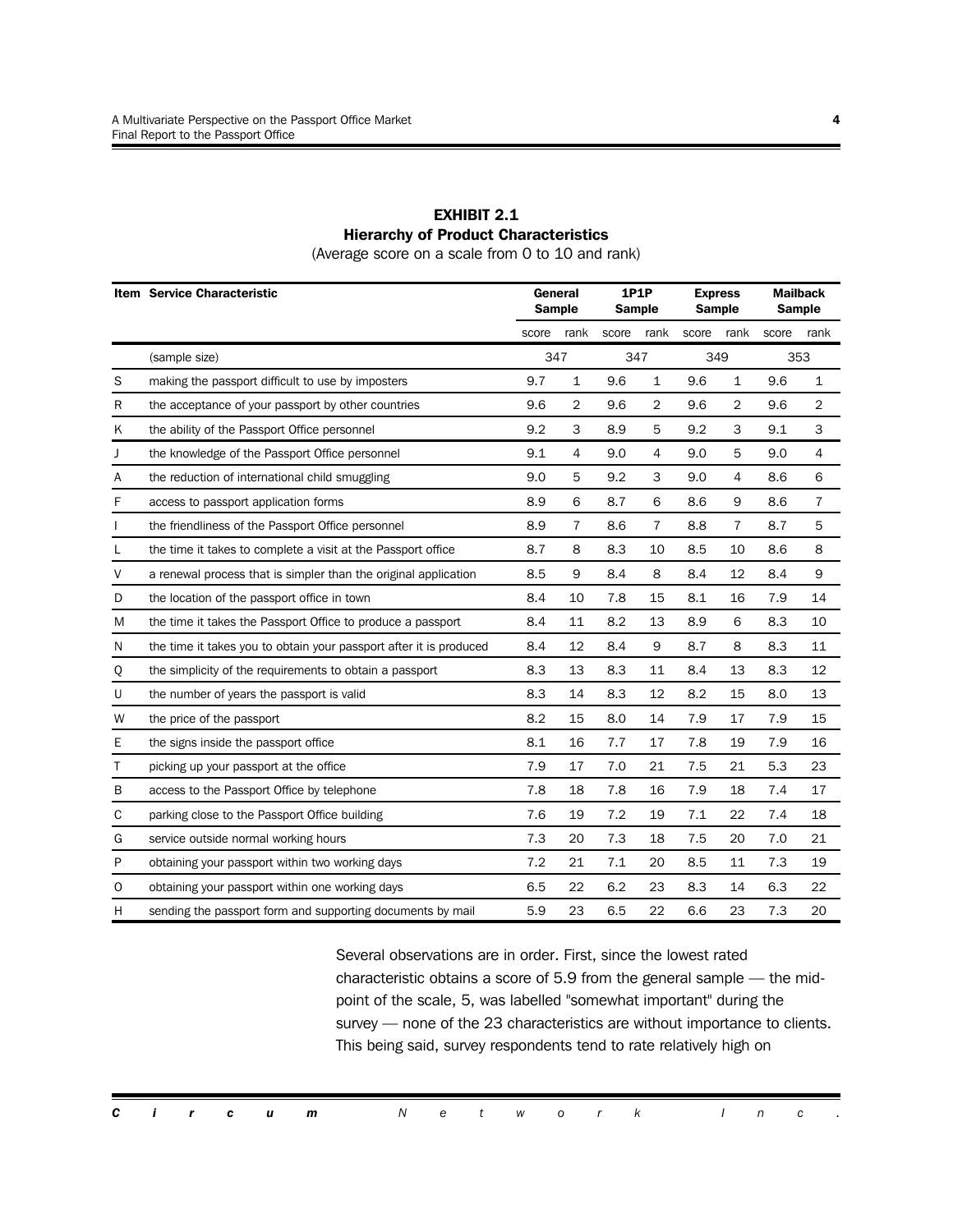**EXHIBIT 2.1**
**Hierarchy of Product Characteristics**
(Average score on a scale from 0 to 10 and rank)

| Item | Service Characteristic | General Sample | | 1P1P Sample | | Express Sample | | Mailback Sample | |
|---|---|---|---|---|---|---|---|---|---|
| | | score | rank | score | rank | score | rank | score | rank |
| | (sample size) | 347 | | 347 | | 349 | | 353 | |
| S | making the passport difficult to use by imposters | 9.7 | 1 | 9.6 | 1 | 9.6 | 1 | 9.6 | 1 |
| R | the acceptance of your passport by other countries | 9.6 | 2 | 9.6 | 2 | 9.6 | 2 | 9.6 | 2 |
| K | the ability of the Passport Office personnel | 9.2 | 3 | 8.9 | 5 | 9.2 | 3 | 9.1 | 3 |
| J | the knowledge of the Passport Office personnel | 9.1 | 4 | 9.0 | 4 | 9.0 | 5 | 9.0 | 4 |
| A | the reduction of international child smuggling | 9.0 | 5 | 9.2 | 3 | 9.0 | 4 | 8.6 | 6 |
| F | access to passport application forms | 8.9 | 6 | 8.7 | 6 | 8.6 | 9 | 8.6 | 7 |
| I | the friendliness of the Passport Office personnel | 8.9 | 7 | 8.6 | 7 | 8.8 | 7 | 8.7 | 5 |
| L | the time it takes to complete a visit at the Passport office | 8.7 | 8 | 8.3 | 10 | 8.5 | 10 | 8.6 | 8 |
| V | a renewal process that is simpler than the original application | 8.5 | 9 | 8.4 | 8 | 8.4 | 12 | 8.4 | 9 |
| D | the location of the passport office in town | 8.4 | 10 | 7.8 | 15 | 8.1 | 16 | 7.9 | 14 |
| M | the time it takes the Passport Office to produce a passport | 8.4 | 11 | 8.2 | 13 | 8.9 | 6 | 8.3 | 10 |
| N | the time it takes you to obtain your passport after it is produced | 8.4 | 12 | 8.4 | 9 | 8.7 | 8 | 8.3 | 11 |
| Q | the simplicity of the requirements to obtain a passport | 8.3 | 13 | 8.3 | 11 | 8.4 | 13 | 8.3 | 12 |
| U | the number of years the passport is valid | 8.3 | 14 | 8.3 | 12 | 8.2 | 15 | 8.0 | 13 |
| W | the price of the passport | 8.2 | 15 | 8.0 | 14 | 7.9 | 17 | 7.9 | 15 |
| E | the signs inside the passport office | 8.1 | 16 | 7.7 | 17 | 7.8 | 19 | 7.9 | 16 |
| T | picking up your passport at the office | 7.9 | 17 | 7.0 | 21 | 7.5 | 21 | 5.3 | 23 |
| B | access to the Passport Office by telephone | 7.8 | 18 | 7.8 | 16 | 7.9 | 18 | 7.4 | 17 |
| C | parking close to the Passport Office building | 7.6 | 19 | 7.2 | 19 | 7.1 | 22 | 7.4 | 18 |
| G | service outside normal working hours | 7.3 | 20 | 7.3 | 18 | 7.5 | 20 | 7.0 | 21 |
| P | obtaining your passport within two working days | 7.2 | 21 | 7.1 | 20 | 8.5 | 11 | 7.3 | 19 |
| O | obtaining your passport within one working days | 6.5 | 22 | 6.2 | 23 | 8.3 | 14 | 6.3 | 22 |
| H | sending the passport form and supporting documents by mail | 5.9 | 23 | 6.5 | 22 | 6.6 | 23 | 7.3 | 20 |

Several observations are in order. First, since the lowest rated characteristic obtains a score of 5.9 from the general sample — the mid-point of the scale, 5, was labelled "somewhat important" during the survey — none of the 23 characteristics are without importance to clients. This being said, survey respondents tend to rate relatively high on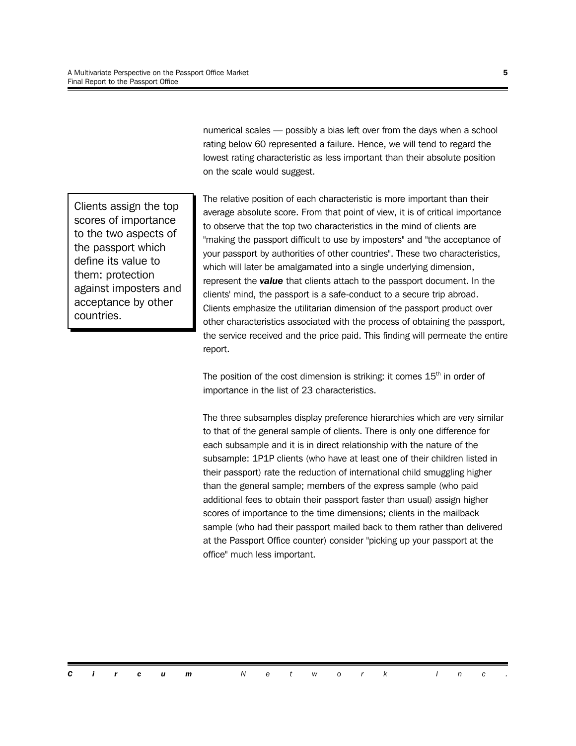numerical scales — possibly a bias left over from the days when a school rating below 60 represented a failure. Hence, we will tend to regard the lowest rating characteristic as less important than their absolute position on the scale would suggest.

> Clients assign the top scores of importance to the two aspects of the passport which define its value to them: protection against imposters and acceptance by other countries.

The relative position of each characteristic is more important than their average absolute score. From that point of view, it is of critical importance to observe that the top two characteristics in the mind of clients are "making the passport difficult to use by imposters" and "the acceptance of your passport by authorities of other countries". These two characteristics, which will later be amalgamated into a single underlying dimension, represent the ***value*** that clients attach to the passport document. In the clients' mind, the passport is a safe-conduct to a secure trip abroad. Clients emphasize the utilitarian dimension of the passport product over other characteristics associated with the process of obtaining the passport, the service received and the price paid. This finding will permeate the entire report.

The position of the cost dimension is striking: it comes 15th in order of importance in the list of 23 characteristics.

The three subsamples display preference hierarchies which are very similar to that of the general sample of clients. There is only one difference for each subsample and it is in direct relationship with the nature of the subsample: 1P1P clients (who have at least one of their children listed in their passport) rate the reduction of international child smuggling higher than the general sample; members of the express sample (who paid additional fees to obtain their passport faster than usual) assign higher scores of importance to the time dimensions; clients in the mailback sample (who had their passport mailed back to them rather than delivered at the Passport Office counter) consider "picking up your passport at the office" much less important.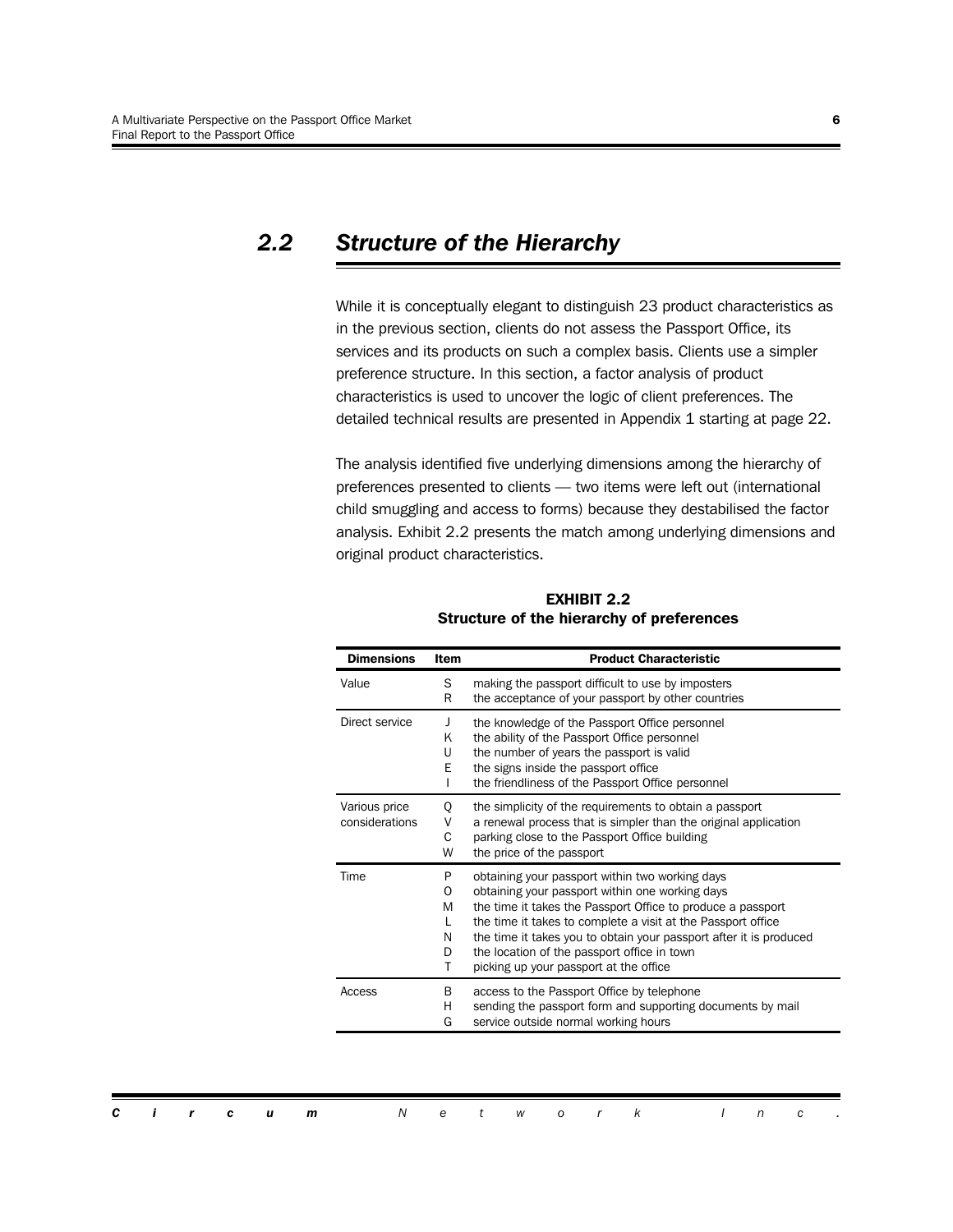## 2.2 Structure of the Hierarchy

While it is conceptually elegant to distinguish 23 product characteristics as in the previous section, clients do not assess the Passport Office, its services and its products on such a complex basis. Clients use a simpler preference structure. In this section, a factor analysis of product characteristics is used to uncover the logic of client preferences. The detailed technical results are presented in Appendix 1 starting at page 22.

The analysis identified five underlying dimensions among the hierarchy of preferences presented to clients — two items were left out (international child smuggling and access to forms) because they destabilised the factor analysis. Exhibit 2.2 presents the match among underlying dimensions and original product characteristics.

**EXHIBIT 2.2**
**Structure of the hierarchy of preferences**

| Dimensions | Item | Product Characteristic |
|---|---|---|
| Value | S | making the passport difficult to use by imposters |
| | R | the acceptance of your passport by other countries |
| Direct service | J | the knowledge of the Passport Office personnel |
| | K | the ability of the Passport Office personnel |
| | U | the number of years the passport is valid |
| | E | the signs inside the passport office |
| | I | the friendliness of the Passport Office personnel |
| Various price considerations | Q | the simplicity of the requirements to obtain a passport |
| | V | a renewal process that is simpler than the original application |
| | C | parking close to the Passport Office building |
| | W | the price of the passport |
| Time | P | obtaining your passport within two working days |
| | O | obtaining your passport within one working days |
| | M | the time it takes the Passport Office to produce a passport |
| | L | the time it takes to complete a visit at the Passport office |
| | N | the time it takes you to obtain your passport after it is produced |
| | D | the location of the passport office in town |
| | T | picking up your passport at the office |
| Access | B | access to the Passport Office by telephone |
| | H | sending the passport form and supporting documents by mail |
| | G | service outside normal working hours |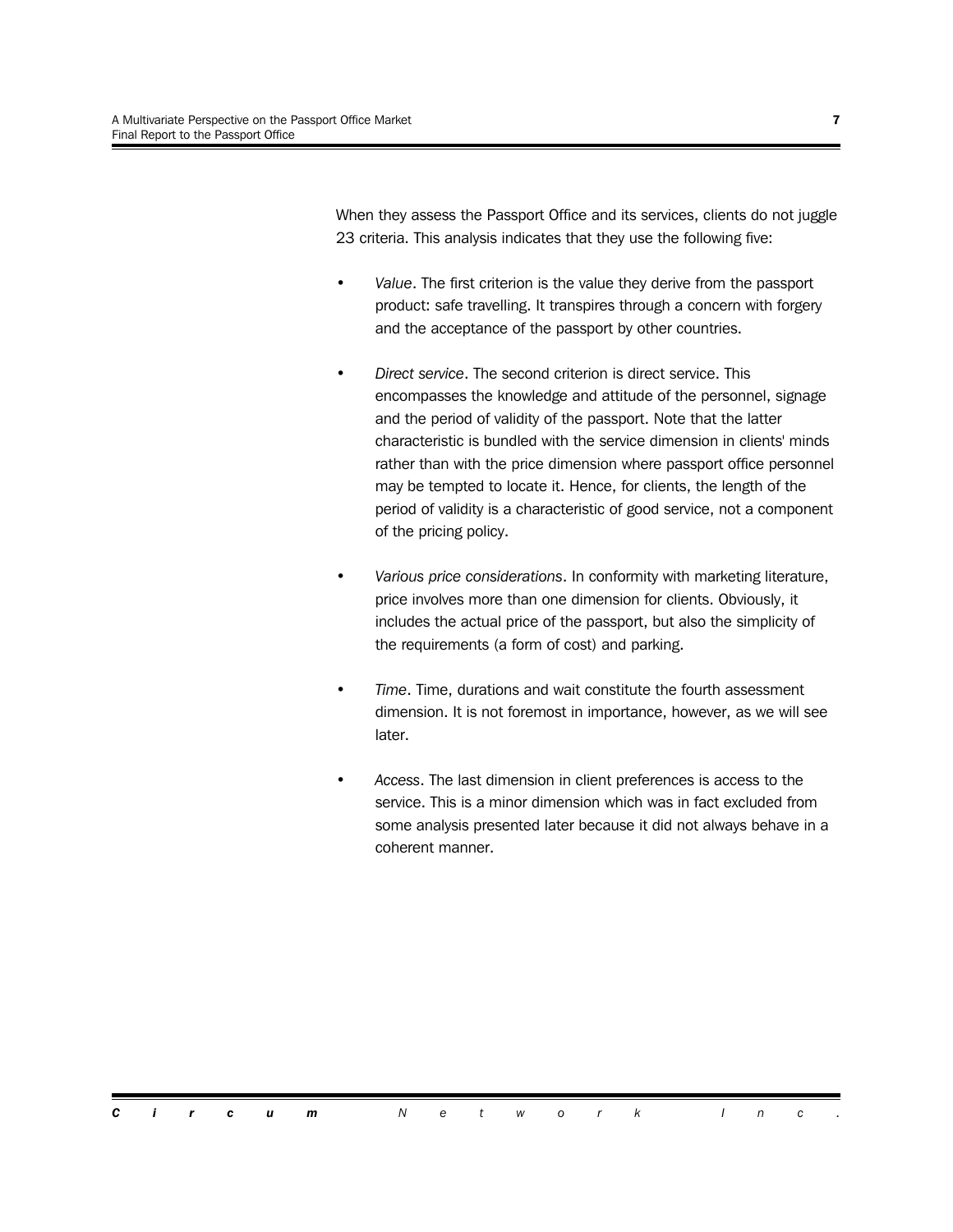When they assess the Passport Office and its services, clients do not juggle 23 criteria. This analysis indicates that they use the following five:

- *Value*. The first criterion is the value they derive from the passport product: safe travelling. It transpires through a concern with forgery and the acceptance of the passport by other countries.

- *Direct service*. The second criterion is direct service. This encompasses the knowledge and attitude of the personnel, signage and the period of validity of the passport. Note that the latter characteristic is bundled with the service dimension in clients' minds rather than with the price dimension where passport office personnel may be tempted to locate it. Hence, for clients, the length of the period of validity is a characteristic of good service, not a component of the pricing policy.

- *Various price considerations*. In conformity with marketing literature, price involves more than one dimension for clients. Obviously, it includes the actual price of the passport, but also the simplicity of the requirements (a form of cost) and parking.

- *Time*. Time, durations and wait constitute the fourth assessment dimension. It is not foremost in importance, however, as we will see later.

- *Access*. The last dimension in client preferences is access to the service. This is a minor dimension which was in fact excluded from some analysis presented later because it did not always behave in a coherent manner.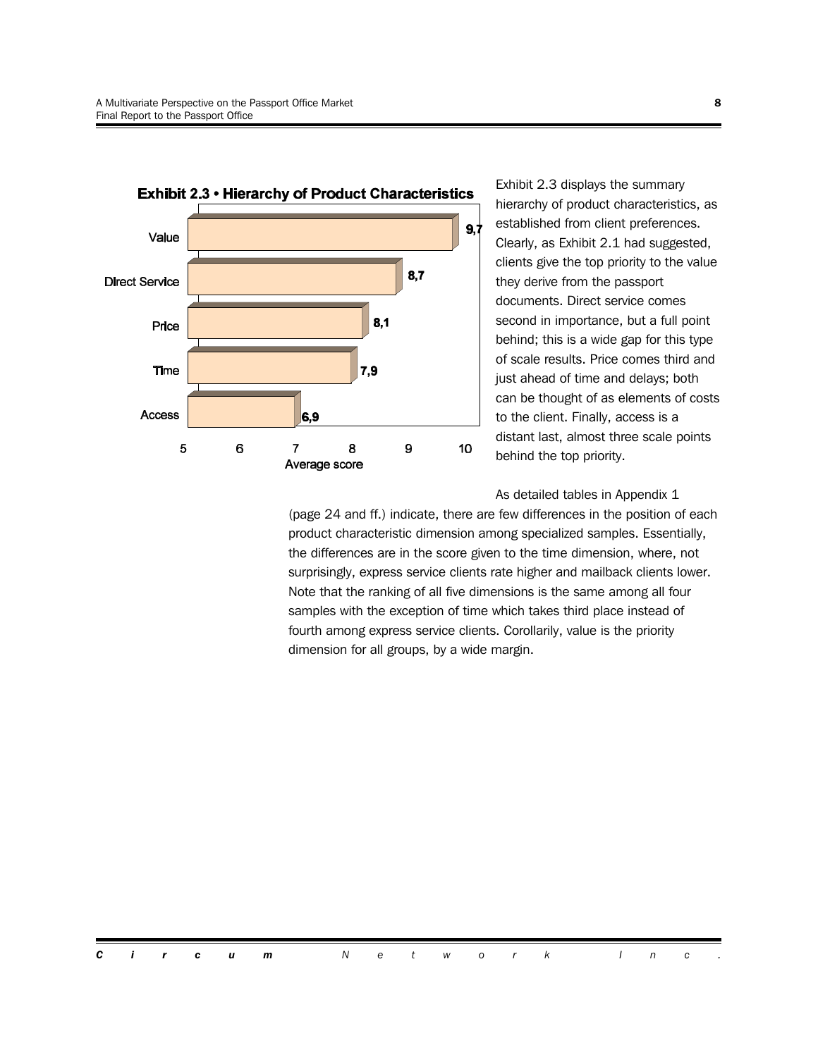**Exhibit 2.3 • Hierarchy of Product Characteristics**

| Characteristic | Average score |
|---|---|
| Value | 9,7 |
| Direct Service | 8,7 |
| Price | 8,1 |
| Time | 7,9 |
| Access | 6,9 |

Exhibit 2.3 displays the summary hierarchy of product characteristics, as established from client preferences. Clearly, as Exhibit 2.1 had suggested, clients give the top priority to the value they derive from the passport documents. Direct service comes second in importance, but a full point behind; this is a wide gap for this type of scale results. Price comes third and just ahead of time and delays; both can be thought of as elements of costs to the client. Finally, access is a distant last, almost three scale points behind the top priority.

As detailed tables in Appendix 1 (page 24 and ff.) indicate, there are few differences in the position of each product characteristic dimension among specialized samples. Essentially, the differences are in the score given to the time dimension, where, not surprisingly, express service clients rate higher and mailback clients lower. Note that the ranking of all five dimensions is the same among all four samples with the exception of time which takes third place instead of fourth among express service clients. Corollarily, value is the priority dimension for all groups, by a wide margin.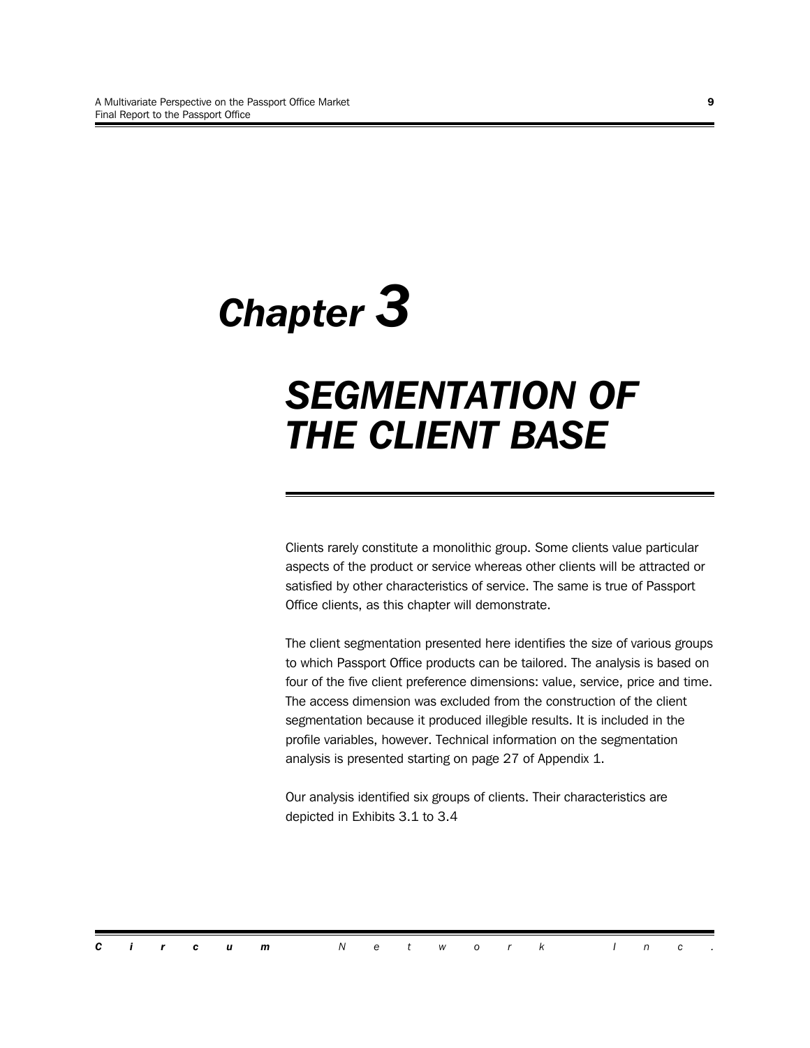# Chapter 3

## SEGMENTATION OF THE CLIENT BASE

Clients rarely constitute a monolithic group. Some clients value particular aspects of the product or service whereas other clients will be attracted or satisfied by other characteristics of service. The same is true of Passport Office clients, as this chapter will demonstrate.

The client segmentation presented here identifies the size of various groups to which Passport Office products can be tailored. The analysis is based on four of the five client preference dimensions: value, service, price and time. The access dimension was excluded from the construction of the client segmentation because it produced illegible results. It is included in the profile variables, however. Technical information on the segmentation analysis is presented starting on page 27 of Appendix 1.

Our analysis identified six groups of clients. Their characteristics are depicted in Exhibits 3.1 to 3.4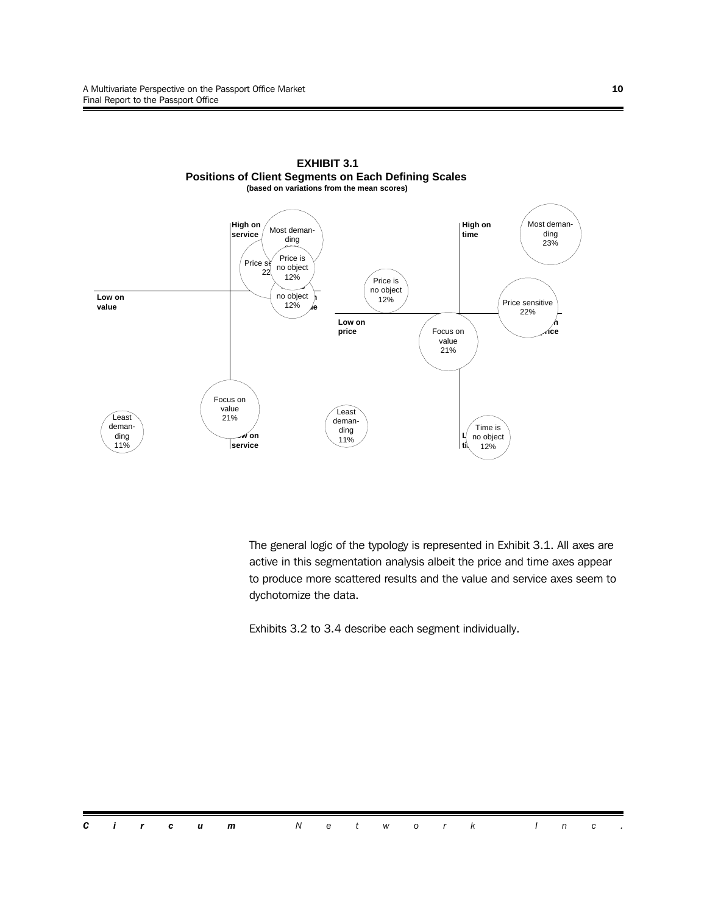**EXHIBIT 3.1**
**Positions of Client Segments on Each Defining Scales**
**(based on variations from the mean scores)**

High on service | Low on service | Low on value | High on value

Most demanding 23% | Price sensitive 22% | Price is no object 12% | Time is no object 12% | Focus on value 21% | Least demanding 11%

High on time | Low on time | Low on price | High on price

Price is no object 12% | Most demanding 23% | Price sensitive 22% | Focus on value 21% | Least demanding 11% | Time is no object 12%

The general logic of the typology is represented in Exhibit 3.1. All axes are active in this segmentation analysis albeit the price and time axes appear to produce more scattered results and the value and service axes seem to dychotomize the data.

Exhibits 3.2 to 3.4 describe each segment individually.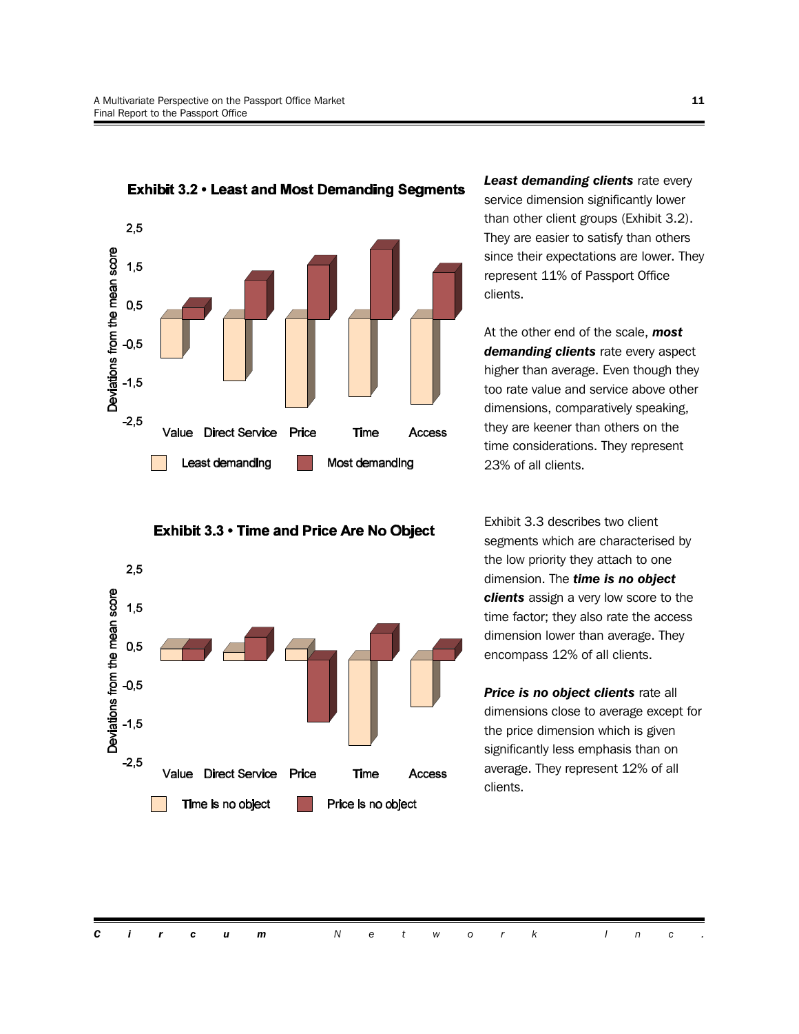**Exhibit 3.2 • Least and Most Demanding Segments**

*Least demanding clients* rate every service dimension significantly lower than other client groups (Exhibit 3.2). They are easier to satisfy than others since their expectations are lower. They represent 11% of Passport Office clients.

At the other end of the scale, ***most demanding clients*** rate every aspect higher than average. Even though they too rate value and service above other dimensions, comparatively speaking, they are keener than others on the time considerations. They represent 23% of all clients.

**Exhibit 3.3 • Time and Price Are No Object**

Exhibit 3.3 describes two client segments which are characterised by the low priority they attach to one dimension. The ***time is no object clients*** assign a very low score to the time factor; they also rate the access dimension lower than average. They encompass 12% of all clients.

***Price is no object clients*** rate all dimensions close to average except for the price dimension which is given significantly less emphasis than on average. They represent 12% of all clients.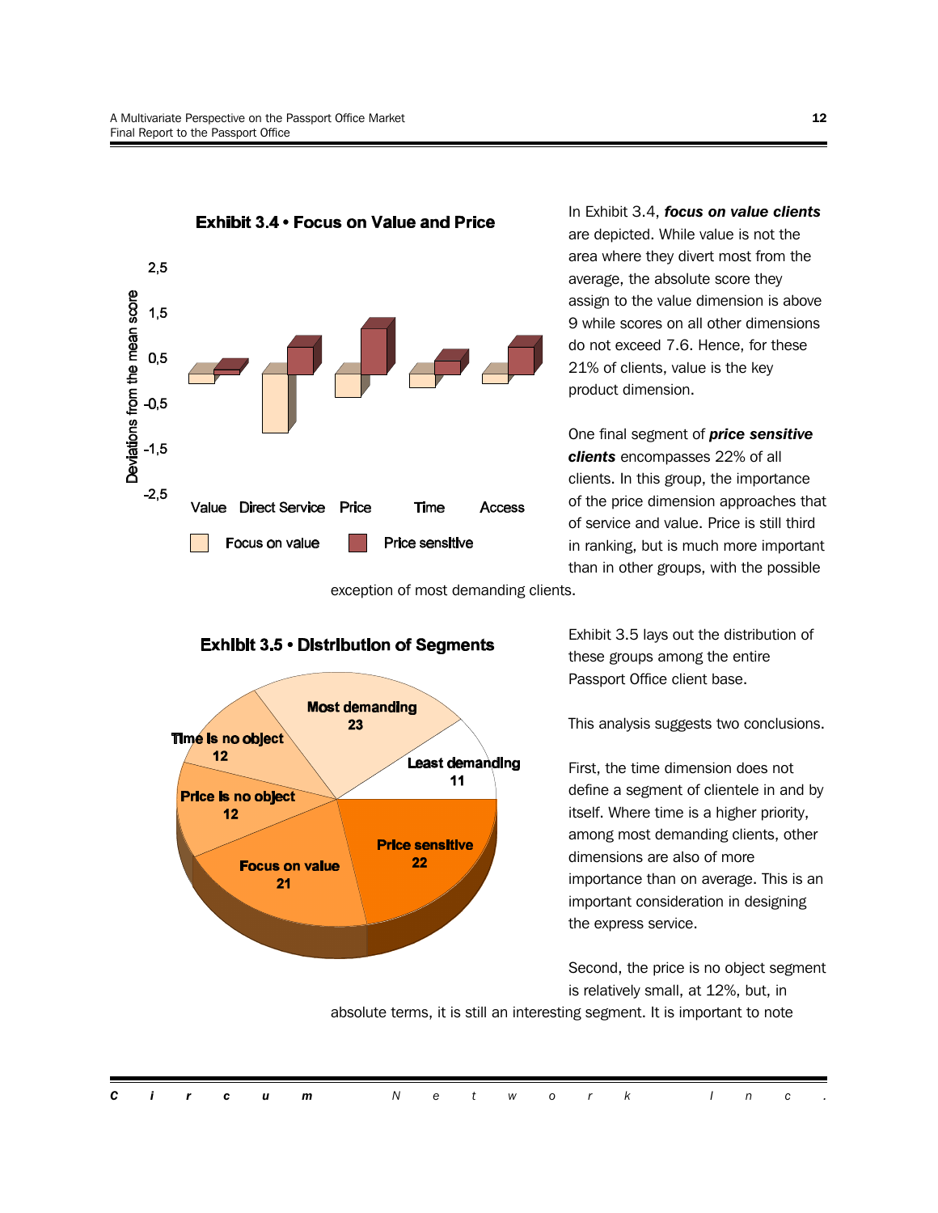**Exhibit 3.4 • Focus on Value and Price**

In Exhibit 3.4, ***focus on value clients*** are depicted. While value is not the area where they divert most from the average, the absolute score they assign to the value dimension is above 9 while scores on all other dimensions do not exceed 7.6. Hence, for these 21% of clients, value is the key product dimension.

One final segment of ***price sensitive clients*** encompasses 22% of all clients. In this group, the importance of the price dimension approaches that of service and value. Price is still third in ranking, but is much more important than in other groups, with the possible exception of most demanding clients.

**Exhibit 3.5 • Distribution of Segments**

| Segment | % |
|---|---|
| Most demanding | 23 |
| Least demanding | 11 |
| Price sensitive | 22 |
| Focus on value | 21 |
| Price is no object | 12 |
| Time is no object | 12 |

Exhibit 3.5 lays out the distribution of these groups among the entire Passport Office client base.

This analysis suggests two conclusions.

First, the time dimension does not define a segment of clientele in and by itself. Where time is a higher priority, among most demanding clients, other dimensions are also of more importance than on average. This is an important consideration in designing the express service.

Second, the price is no object segment is relatively small, at 12%, but, in absolute terms, it is still an interesting segment. It is important to note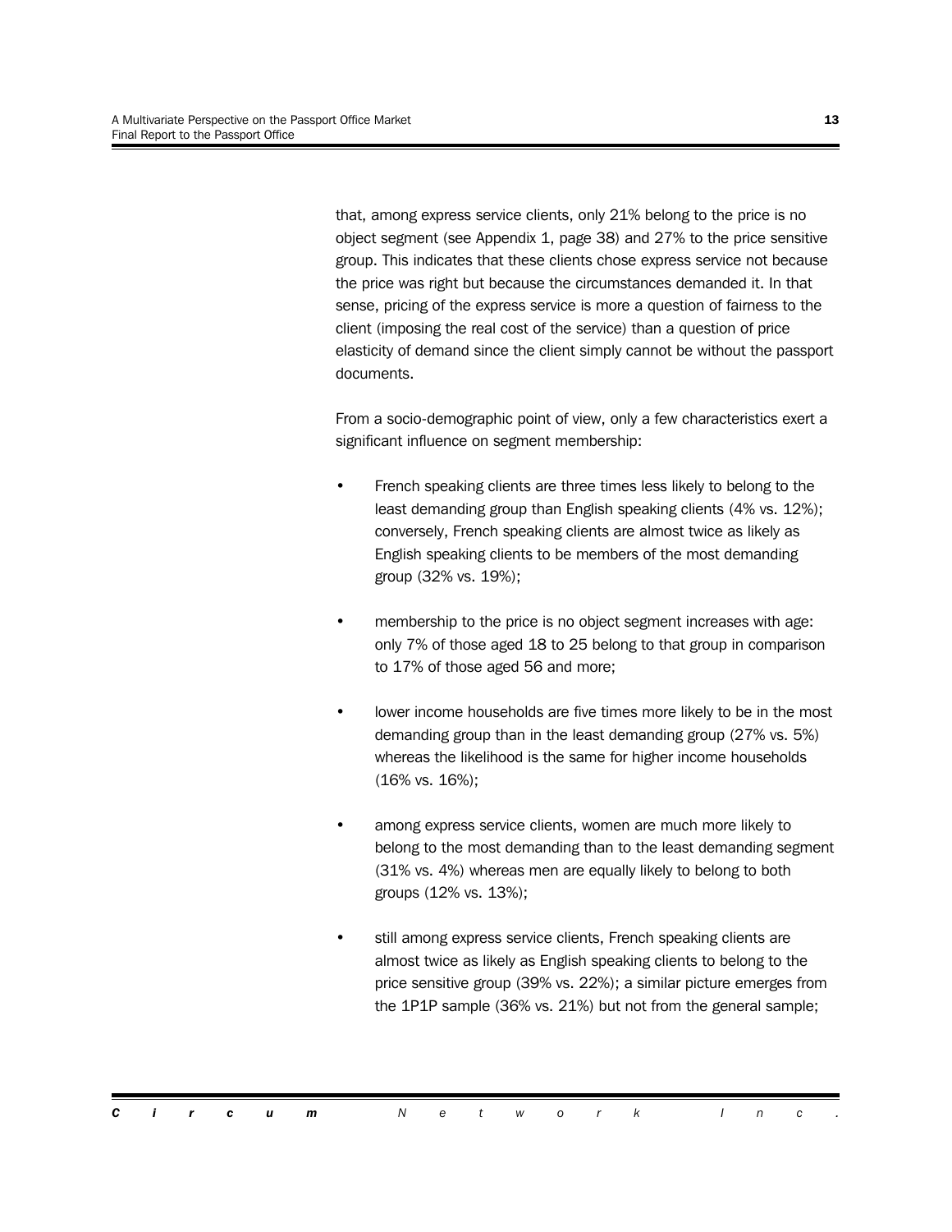that, among express service clients, only 21% belong to the price is no object segment (see Appendix 1, page 38) and 27% to the price sensitive group. This indicates that these clients chose express service not because the price was right but because the circumstances demanded it. In that sense, pricing of the express service is more a question of fairness to the client (imposing the real cost of the service) than a question of price elasticity of demand since the client simply cannot be without the passport documents.

From a socio-demographic point of view, only a few characteristics exert a significant influence on segment membership:

- French speaking clients are three times less likely to belong to the least demanding group than English speaking clients (4% vs. 12%); conversely, French speaking clients are almost twice as likely as English speaking clients to be members of the most demanding group (32% vs. 19%);

- membership to the price is no object segment increases with age: only 7% of those aged 18 to 25 belong to that group in comparison to 17% of those aged 56 and more;

- lower income households are five times more likely to be in the most demanding group than in the least demanding group (27% vs. 5%) whereas the likelihood is the same for higher income households (16% vs. 16%);

- among express service clients, women are much more likely to belong to the most demanding than to the least demanding segment (31% vs. 4%) whereas men are equally likely to belong to both groups (12% vs. 13%);

- still among express service clients, French speaking clients are almost twice as likely as English speaking clients to belong to the price sensitive group (39% vs. 22%); a similar picture emerges from the 1P1P sample (36% vs. 21%) but not from the general sample;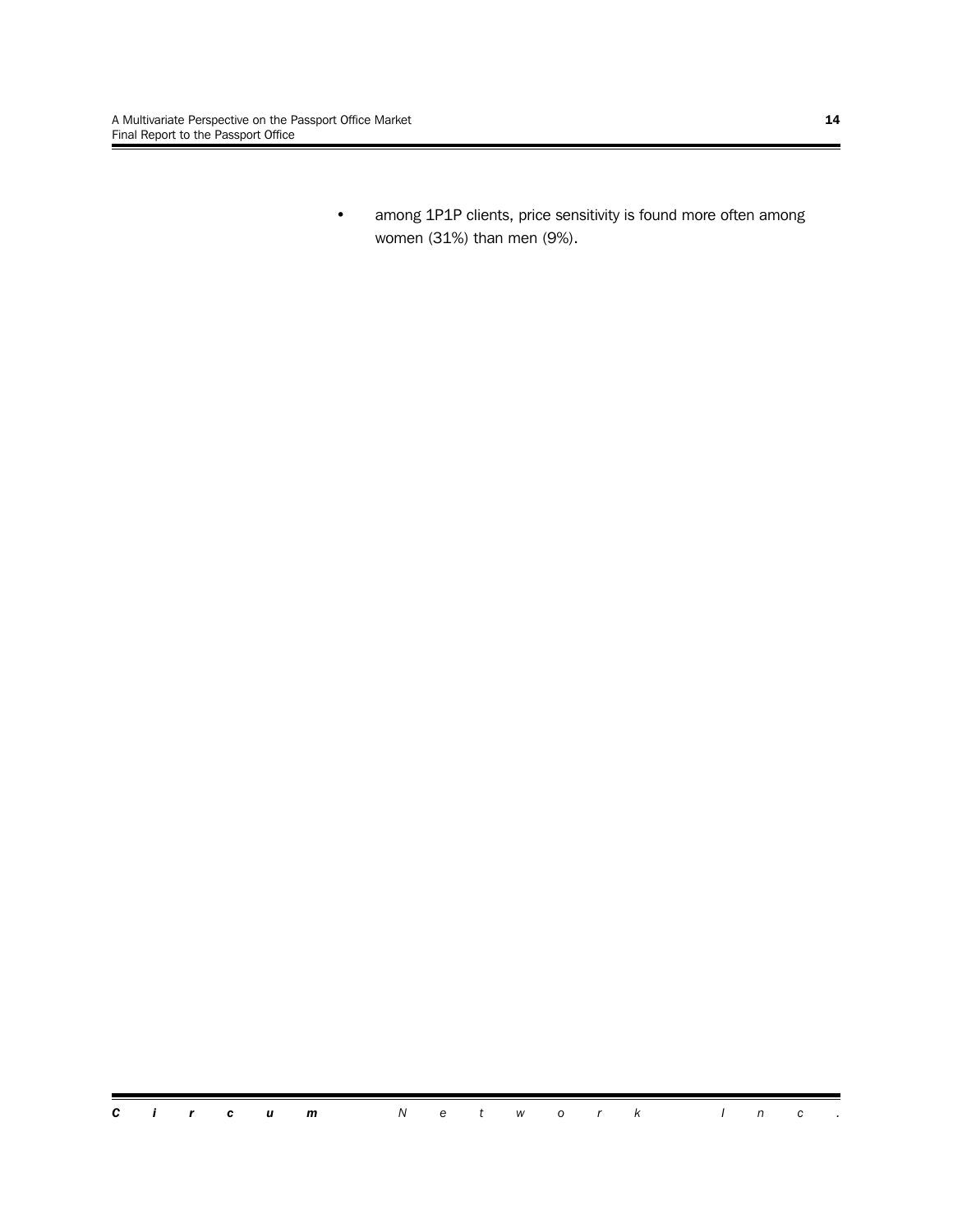- among 1P1P clients, price sensitivity is found more often among women (31%) than men (9%).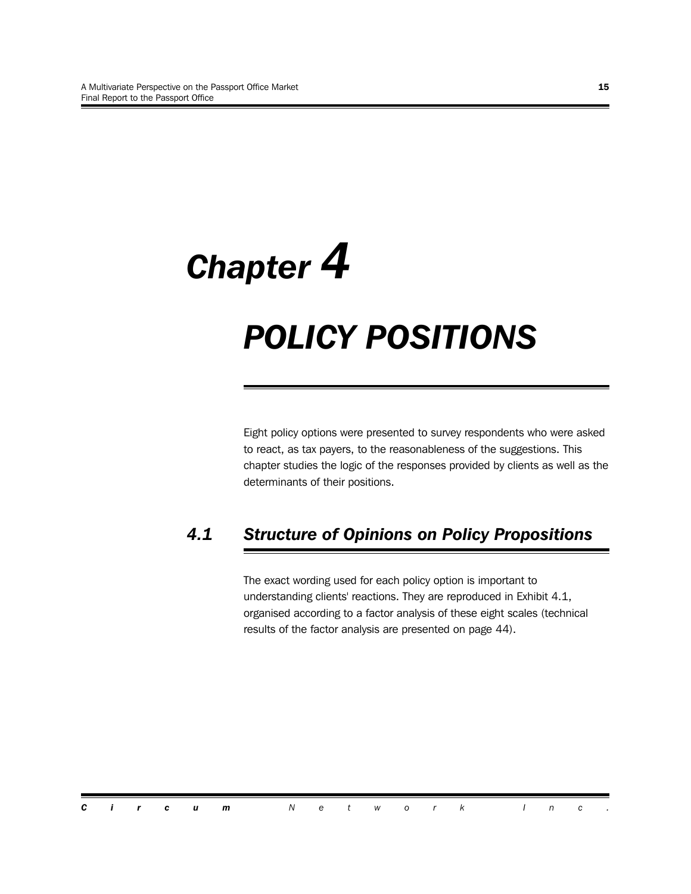# Chapter 4

# POLICY POSITIONS

Eight policy options were presented to survey respondents who were asked to react, as tax payers, to the reasonableness of the suggestions. This chapter studies the logic of the responses provided by clients as well as the determinants of their positions.

## 4.1 Structure of Opinions on Policy Propositions

The exact wording used for each policy option is important to understanding clients' reactions. They are reproduced in Exhibit 4.1, organised according to a factor analysis of these eight scales (technical results of the factor analysis are presented on page 44).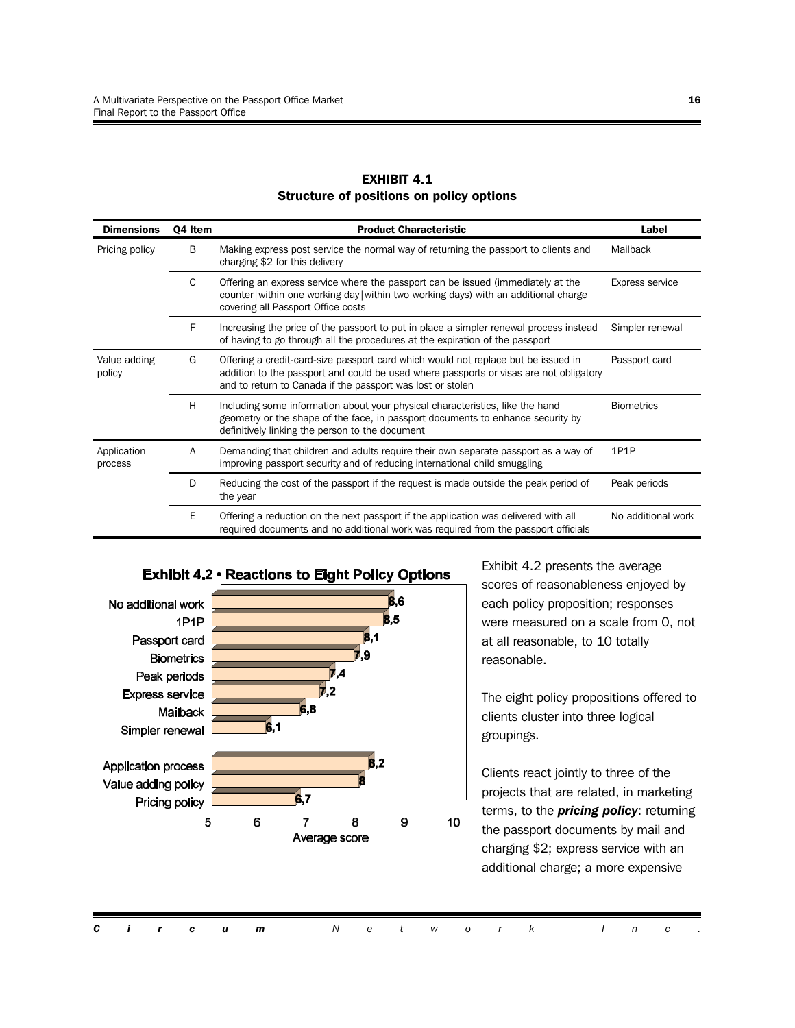**EXHIBIT 4.1**
**Structure of positions on policy options**

| Dimensions | Q4 Item | Product Characteristic | Label |
|---|---|---|---|
| Pricing policy | B | Making express post service the normal way of returning the passport to clients and charging $2 for this delivery | Mailback |
| | C | Offering an express service where the passport can be issued (immediately at the counter\|within one working day\|within two working days) with an additional charge covering all Passport Office costs | Express service |
| | F | Increasing the price of the passport to put in place a simpler renewal process instead of having to go through all the procedures at the expiration of the passport | Simpler renewal |
| Value adding policy | G | Offering a credit-card-size passport card which would not replace but be issued in addition to the passport and could be used where passports or visas are not obligatory and to return to Canada if the passport was lost or stolen | Passport card |
| | H | Including some information about your physical characteristics, like the hand geometry or the shape of the face, in passport documents to enhance security by definitively linking the person to the document | Biometrics |
| Application process | A | Demanding that children and adults require their own separate passport as a way of improving passport security and of reducing international child smuggling | 1P1P |
| | D | Reducing the cost of the passport if the request is made outside the peak period of the year | Peak periods |
| | E | Offering a reduction on the next passport if the application was delivered with all required documents and no additional work was required from the passport officials | No additional work |

**Exhibit 4.2 • Reactions to Eight Policy Options**

| Policy option | Average score |
|---|---|
| No additional work | 8,6 |
| 1P1P | 8,5 |
| Passport card | 8,1 |
| Biometrics | 7,9 |
| Peak periods | 7,4 |
| Express service | 7,2 |
| Mailback | 6,8 |
| Simpler renewal | 6,1 |
| Application process | 8,2 |
| Value adding policy | 8 |
| Pricing policy | 6,7 |

Exhibit 4.2 presents the average scores of reasonableness enjoyed by each policy proposition; responses were measured on a scale from 0, not at all reasonable, to 10 totally reasonable.

The eight policy propositions offered to clients cluster into three logical groupings.

Clients react jointly to three of the projects that are related, in marketing terms, to the ***pricing policy***: returning the passport documents by mail and charging $2; express service with an additional charge; a more expensive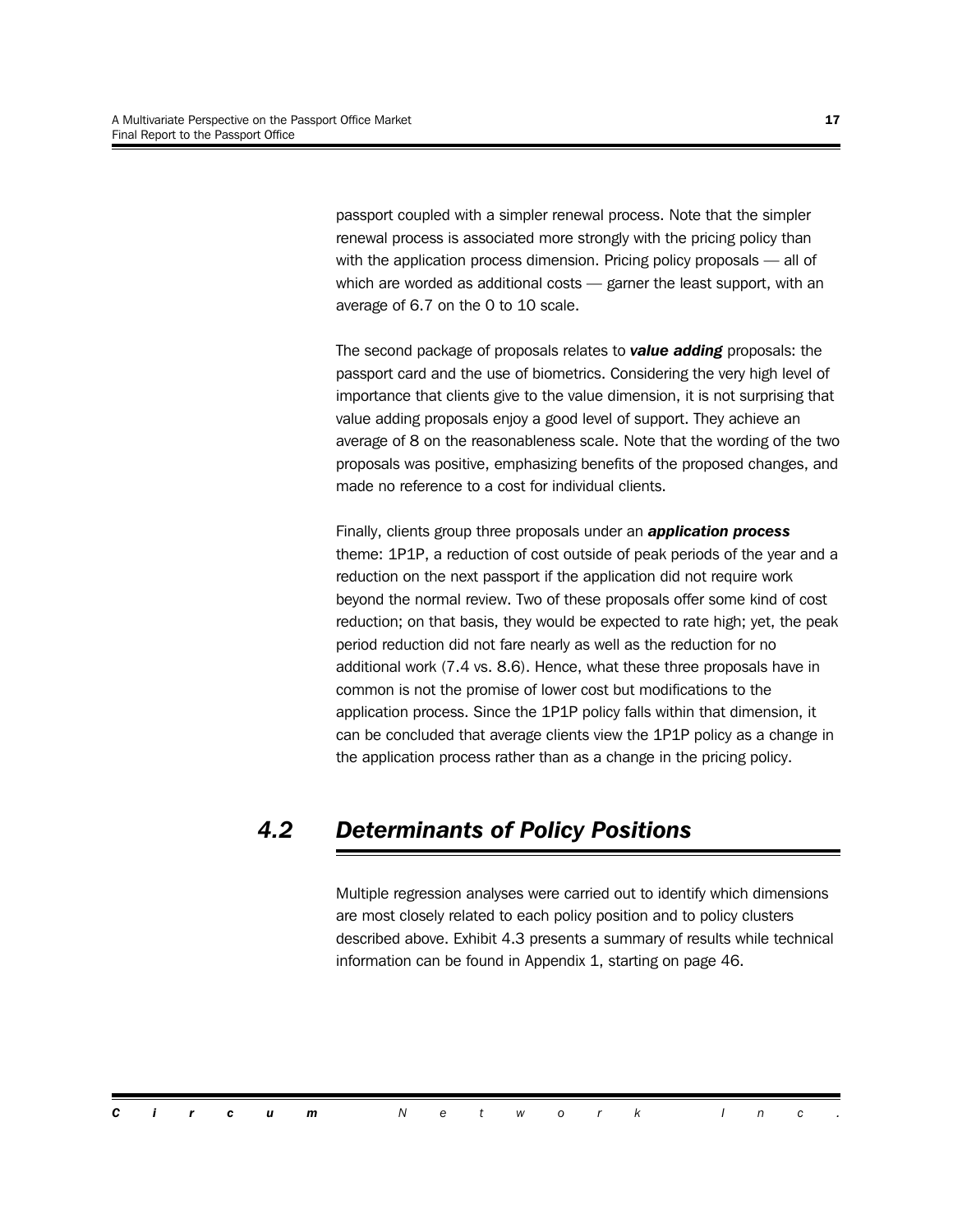passport coupled with a simpler renewal process. Note that the simpler renewal process is associated more strongly with the pricing policy than with the application process dimension. Pricing policy proposals — all of which are worded as additional costs — garner the least support, with an average of 6.7 on the 0 to 10 scale.

The second package of proposals relates to ***value adding*** proposals: the passport card and the use of biometrics. Considering the very high level of importance that clients give to the value dimension, it is not surprising that value adding proposals enjoy a good level of support. They achieve an average of 8 on the reasonableness scale. Note that the wording of the two proposals was positive, emphasizing benefits of the proposed changes, and made no reference to a cost for individual clients.

Finally, clients group three proposals under an ***application process*** theme: 1P1P, a reduction of cost outside of peak periods of the year and a reduction on the next passport if the application did not require work beyond the normal review. Two of these proposals offer some kind of cost reduction; on that basis, they would be expected to rate high; yet, the peak period reduction did not fare nearly as well as the reduction for no additional work (7.4 vs. 8.6). Hence, what these three proposals have in common is not the promise of lower cost but modifications to the application process. Since the 1P1P policy falls within that dimension, it can be concluded that average clients view the 1P1P policy as a change in the application process rather than as a change in the pricing policy.

## *4.2 Determinants of Policy Positions*

Multiple regression analyses were carried out to identify which dimensions are most closely related to each policy position and to policy clusters described above. Exhibit 4.3 presents a summary of results while technical information can be found in Appendix 1, starting on page 46.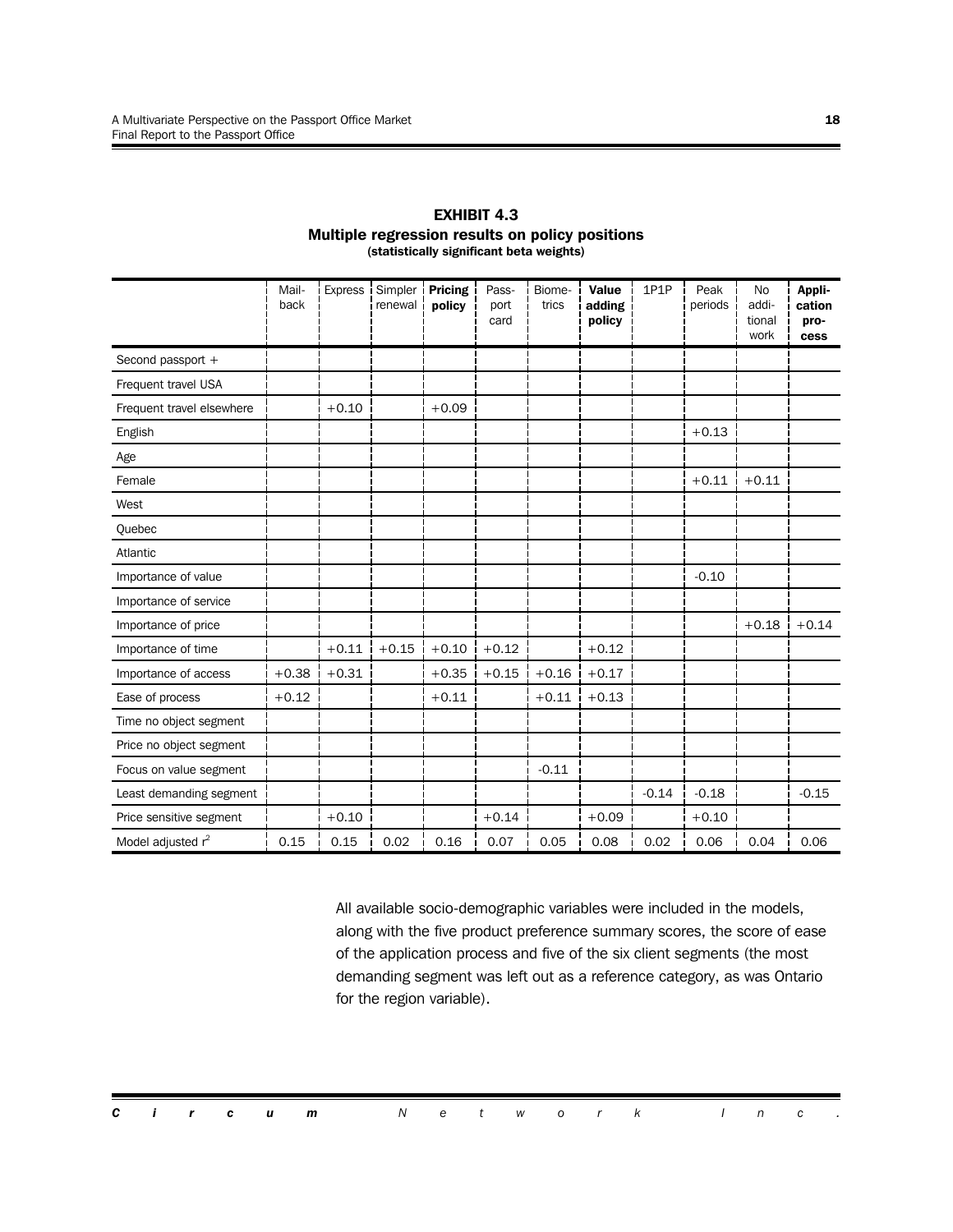**EXHIBIT 4.3**
**Multiple regression results on policy positions**
**(statistically significant beta weights)**

| | Mail-back | Express | Simpler renewal | **Pricing policy** | Pass-port card | Biome-trics | **Value adding policy** | 1P1P | Peak periods | No addi-tional work | **Appli-cation pro-cess** |
|---|---|---|---|---|---|---|---|---|---|---|---|
| Second passport + | | | | | | | | | | | |
| Frequent travel USA | | | | | | | | | | | |
| Frequent travel elsewhere | | +0.10 | | +0.09 | | | | | | | |
| English | | | | | | | | | +0.13 | | |
| Age | | | | | | | | | | | |
| Female | | | | | | | | | +0.11 | +0.11 | |
| West | | | | | | | | | | | |
| Quebec | | | | | | | | | | | |
| Atlantic | | | | | | | | | | | |
| Importance of value | | | | | | | | | -0.10 | | |
| Importance of service | | | | | | | | | | | |
| Importance of price | | | | | | | | | | +0.18 | +0.14 |
| Importance of time | | +0.11 | +0.15 | +0.10 | +0.12 | | +0.12 | | | | |
| Importance of access | +0.38 | +0.31 | | +0.35 | +0.15 | +0.16 | +0.17 | | | | |
| Ease of process | +0.12 | | | +0.11 | | +0.11 | +0.13 | | | | |
| Time no object segment | | | | | | | | | | | |
| Price no object segment | | | | | | | | | | | |
| Focus on value segment | | | | | | -0.11 | | | | | |
| Least demanding segment | | | | | | | | -0.14 | -0.18 | | -0.15 |
| Price sensitive segment | | +0.10 | | | +0.14 | | +0.09 | | +0.10 | | |
| Model adjusted $r^2$ | 0.15 | 0.15 | 0.02 | 0.16 | 0.07 | 0.05 | 0.08 | 0.02 | 0.06 | 0.04 | 0.06 |

All available socio-demographic variables were included in the models, along with the five product preference summary scores, the score of ease of the application process and five of the six client segments (the most demanding segment was left out as a reference category, as was Ontario for the region variable).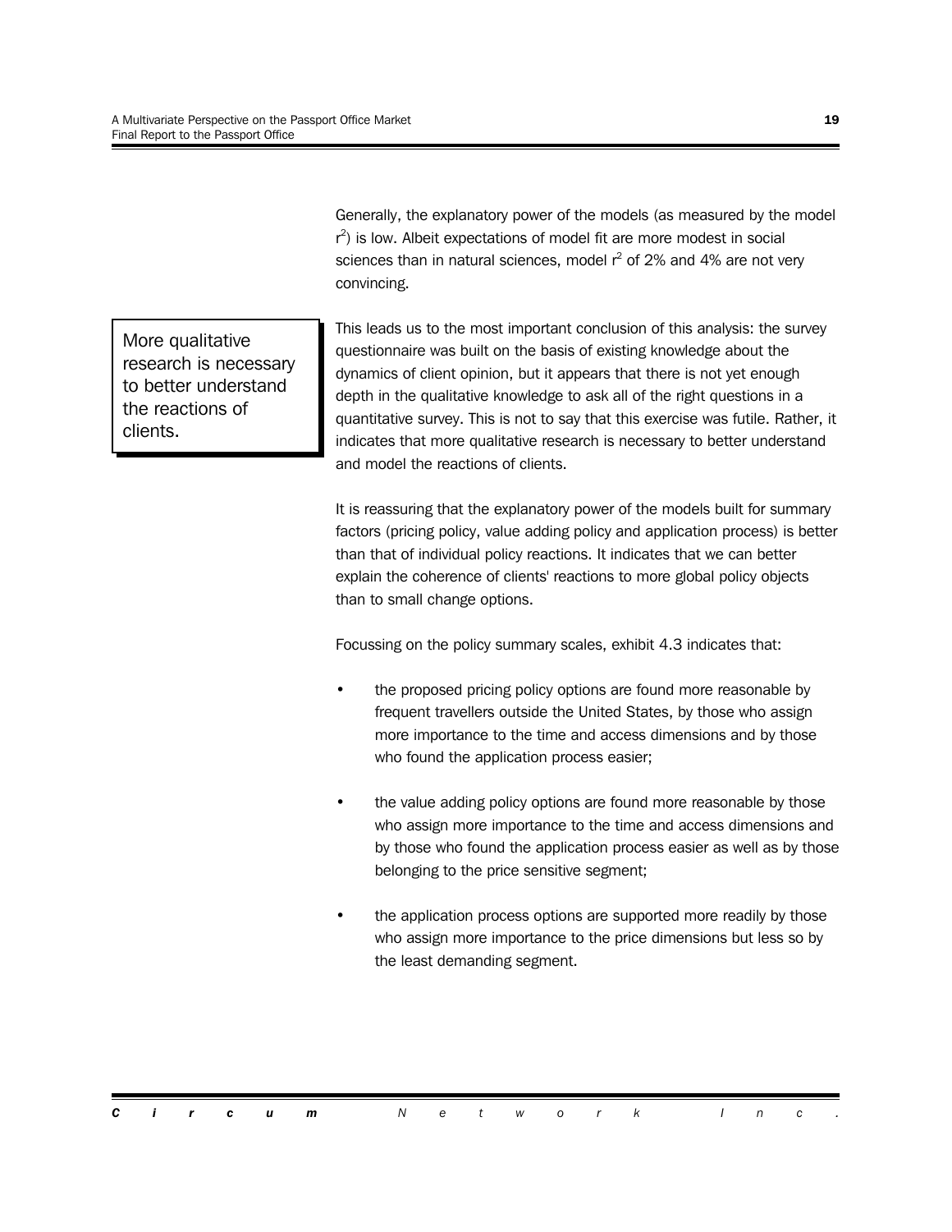Generally, the explanatory power of the models (as measured by the model $r^2$) is low. Albeit expectations of model fit are more modest in social sciences than in natural sciences, model $r^2$ of 2% and 4% are not very convincing.

> More qualitative research is necessary to better understand the reactions of clients.

This leads us to the most important conclusion of this analysis: the survey questionnaire was built on the basis of existing knowledge about the dynamics of client opinion, but it appears that there is not yet enough depth in the qualitative knowledge to ask all of the right questions in a quantitative survey. This is not to say that this exercise was futile. Rather, it indicates that more qualitative research is necessary to better understand and model the reactions of clients.

It is reassuring that the explanatory power of the models built for summary factors (pricing policy, value adding policy and application process) is better than that of individual policy reactions. It indicates that we can better explain the coherence of clients' reactions to more global policy objects than to small change options.

Focussing on the policy summary scales, exhibit 4.3 indicates that:

- the proposed pricing policy options are found more reasonable by frequent travellers outside the United States, by those who assign more importance to the time and access dimensions and by those who found the application process easier;
- the value adding policy options are found more reasonable by those who assign more importance to the time and access dimensions and by those who found the application process easier as well as by those belonging to the price sensitive segment;
- the application process options are supported more readily by those who assign more importance to the price dimensions but less so by the least demanding segment.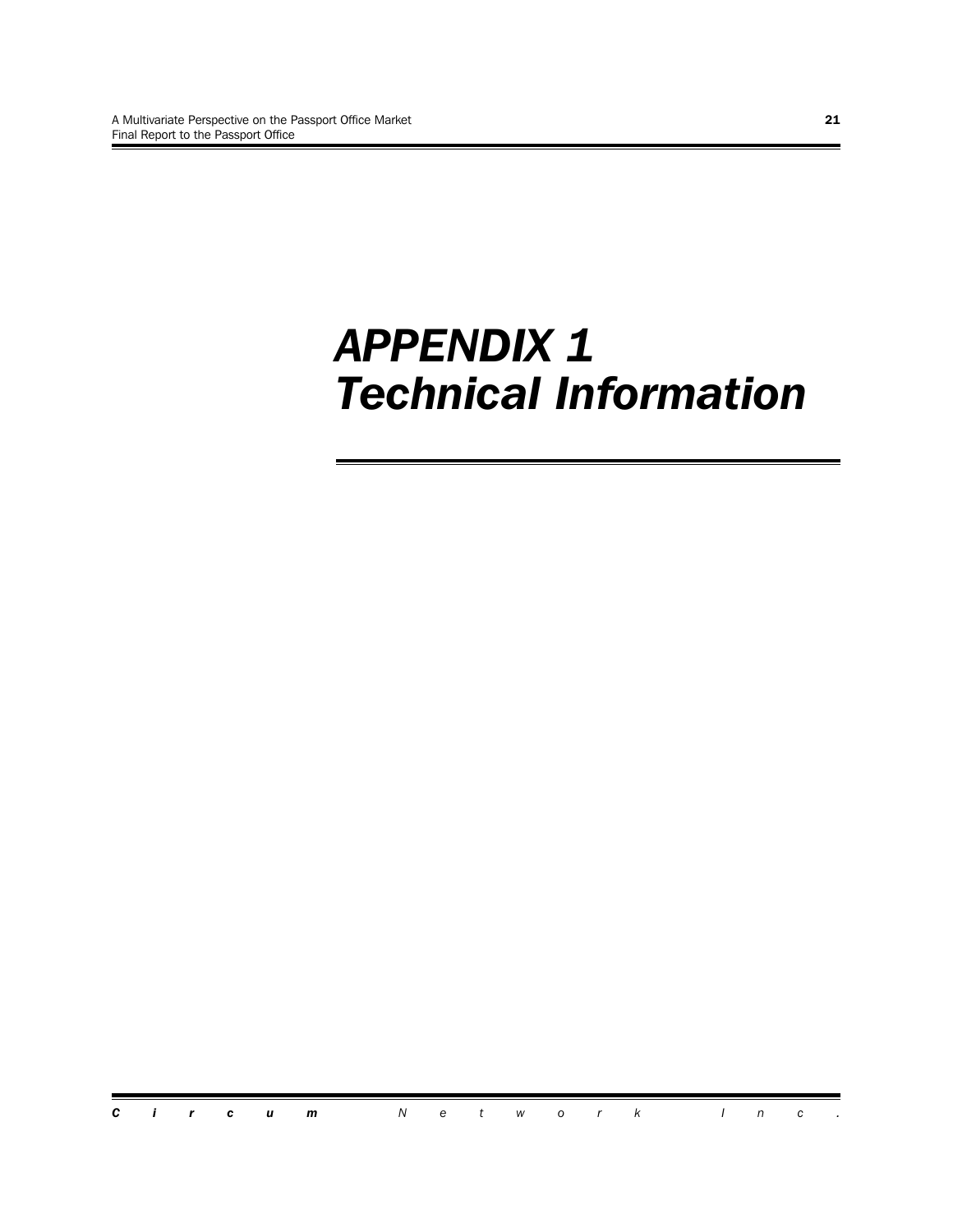# *APPENDIX 1*
# *Technical Information*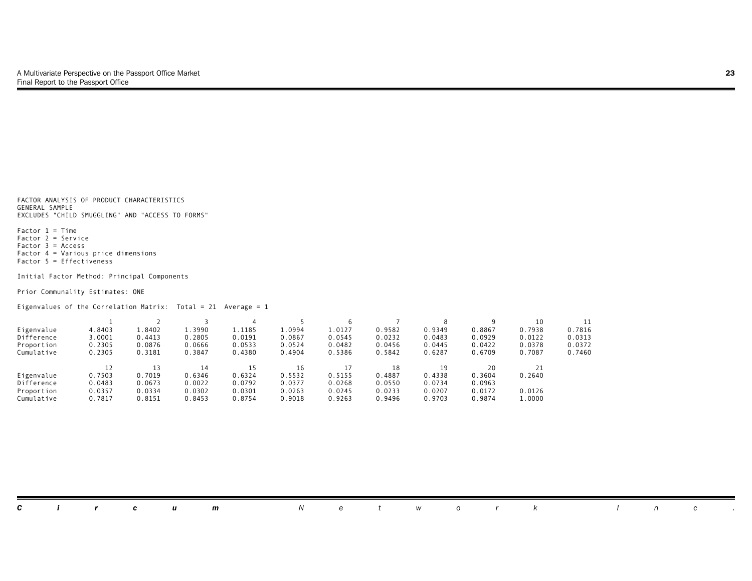FACTOR ANALYSIS OF PRODUCT CHARACTERISTICS
GENERAL SAMPLE
EXCLUDES "CHILD SMUGGLING" AND "ACCESS TO FORMS"

Factor 1 = Time
Factor 2 = Service
Factor 3 = Access
Factor 4 = Various price dimensions
Factor 5 = Effectiveness

Initial Factor Method: Principal Components

Prior Communality Estimates: ONE

Eigenvalues of the Correlation Matrix: Total = 21 Average = 1

| | 1 | 2 | 3 | 4 | 5 | 6 | 7 | 8 | 9 | 10 | 11 |
|---|---|---|---|---|---|---|---|---|---|---|---|
| Eigenvalue | 4.8403 | 1.8402 | 1.3990 | 1.1185 | 1.0994 | 1.0127 | 0.9582 | 0.9349 | 0.8867 | 0.7938 | 0.7816 |
| Difference | 3.0001 | 0.4413 | 0.2805 | 0.0191 | 0.0867 | 0.0545 | 0.0232 | 0.0483 | 0.0929 | 0.0122 | 0.0313 |
| Proportion | 0.2305 | 0.0876 | 0.0666 | 0.0533 | 0.0524 | 0.0482 | 0.0456 | 0.0445 | 0.0422 | 0.0378 | 0.0372 |
| Cumulative | 0.2305 | 0.3181 | 0.3847 | 0.4380 | 0.4904 | 0.5386 | 0.5842 | 0.6287 | 0.6709 | 0.7087 | 0.7460 |

| | 12 | 13 | 14 | 15 | 16 | 17 | 18 | 19 | 20 | 21 |
|---|---|---|---|---|---|---|---|---|---|---|
| Eigenvalue | 0.7503 | 0.7019 | 0.6346 | 0.6324 | 0.5532 | 0.5155 | 0.4887 | 0.4338 | 0.3604 | 0.2640 |
| Difference | 0.0483 | 0.0673 | 0.0022 | 0.0792 | 0.0377 | 0.0268 | 0.0550 | 0.0734 | 0.0963 | |
| Proportion | 0.0357 | 0.0334 | 0.0302 | 0.0301 | 0.0263 | 0.0245 | 0.0233 | 0.0207 | 0.0172 | 0.0126 |
| Cumulative | 0.7817 | 0.8151 | 0.8453 | 0.8754 | 0.9018 | 0.9263 | 0.9496 | 0.9703 | 0.9874 | 1.0000 |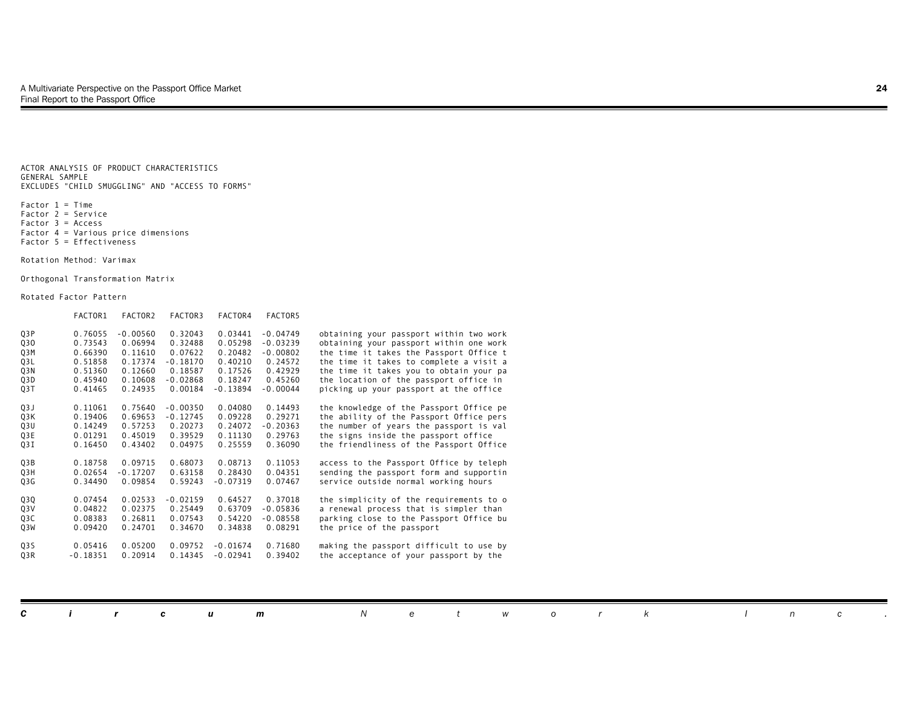ACTOR ANALYSIS OF PRODUCT CHARACTERISTICS
GENERAL SAMPLE
EXCLUDES "CHILD SMUGGLING" AND "ACCESS TO FORMS"

Factor 1 = Time
Factor 2 = Service
Factor 3 = Access
Factor 4 = Various price dimensions
Factor 5 = Effectiveness

Rotation Method: Varimax

Orthogonal Transformation Matrix

Rotated Factor Pattern

| | FACTOR1 | FACTOR2 | FACTOR3 | FACTOR4 | FACTOR5 | |
|---|---|---|---|---|---|---|
| Q3P | 0.76055 | -0.00560 | 0.32043 | 0.03441 | -0.04749 | obtaining your passport within two work |
| Q3O | 0.73543 | 0.06994 | 0.32488 | 0.05298 | -0.03239 | obtaining your passport within one work |
| Q3M | 0.66390 | 0.11610 | 0.07622 | 0.20482 | -0.00802 | the time it takes the Passport Office t |
| Q3L | 0.51858 | 0.17374 | -0.18170 | 0.40210 | 0.24572 | the time it takes to complete a visit a |
| Q3N | 0.51360 | 0.12660 | 0.18587 | 0.17526 | 0.42929 | the time it takes you to obtain your pa |
| Q3D | 0.45940 | 0.10608 | -0.02868 | 0.18247 | 0.45260 | the location of the passport office in |
| Q3T | 0.41465 | 0.24935 | 0.00184 | -0.13894 | -0.00044 | picking up your passport at the office |
| Q3J | 0.11061 | 0.75640 | -0.00350 | 0.04080 | 0.14493 | the knowledge of the Passport Office pe |
| Q3K | 0.19406 | 0.69653 | -0.12745 | 0.09228 | 0.29271 | the ability of the Passport Office pers |
| Q3U | 0.14249 | 0.57253 | 0.20273 | 0.24072 | -0.20363 | the number of years the passport is val |
| Q3E | 0.01291 | 0.45019 | 0.39529 | 0.11130 | 0.29763 | the signs inside the passport office |
| Q3I | 0.16450 | 0.43402 | 0.04975 | 0.25559 | 0.36090 | the friendliness of the Passport Office |
| Q3B | 0.18758 | 0.09715 | 0.68073 | 0.08713 | 0.11053 | access to the Passport Office by teleph |
| Q3H | 0.02654 | -0.17207 | 0.63158 | 0.28430 | 0.04351 | sending the passport form and supportin |
| Q3G | 0.34490 | 0.09854 | 0.59243 | -0.07319 | 0.07467 | service outside normal working hours |
| Q3Q | 0.07454 | 0.02533 | -0.02159 | 0.64527 | 0.37018 | the simplicity of the requirements to o |
| Q3V | 0.04822 | 0.02375 | 0.25449 | 0.63709 | -0.05836 | a renewal process that is simpler than |
| Q3C | 0.08383 | 0.26811 | 0.07543 | 0.54220 | -0.08558 | parking close to the Passport Office bu |
| Q3W | 0.09420 | 0.24701 | 0.34670 | 0.34838 | 0.08291 | the price of the passport |
| Q3S | 0.05416 | 0.05200 | 0.09752 | -0.01674 | 0.71680 | making the passport difficult to use by |
| Q3R | -0.18351 | 0.20914 | 0.14345 | -0.02941 | 0.39402 | the acceptance of your passport by the |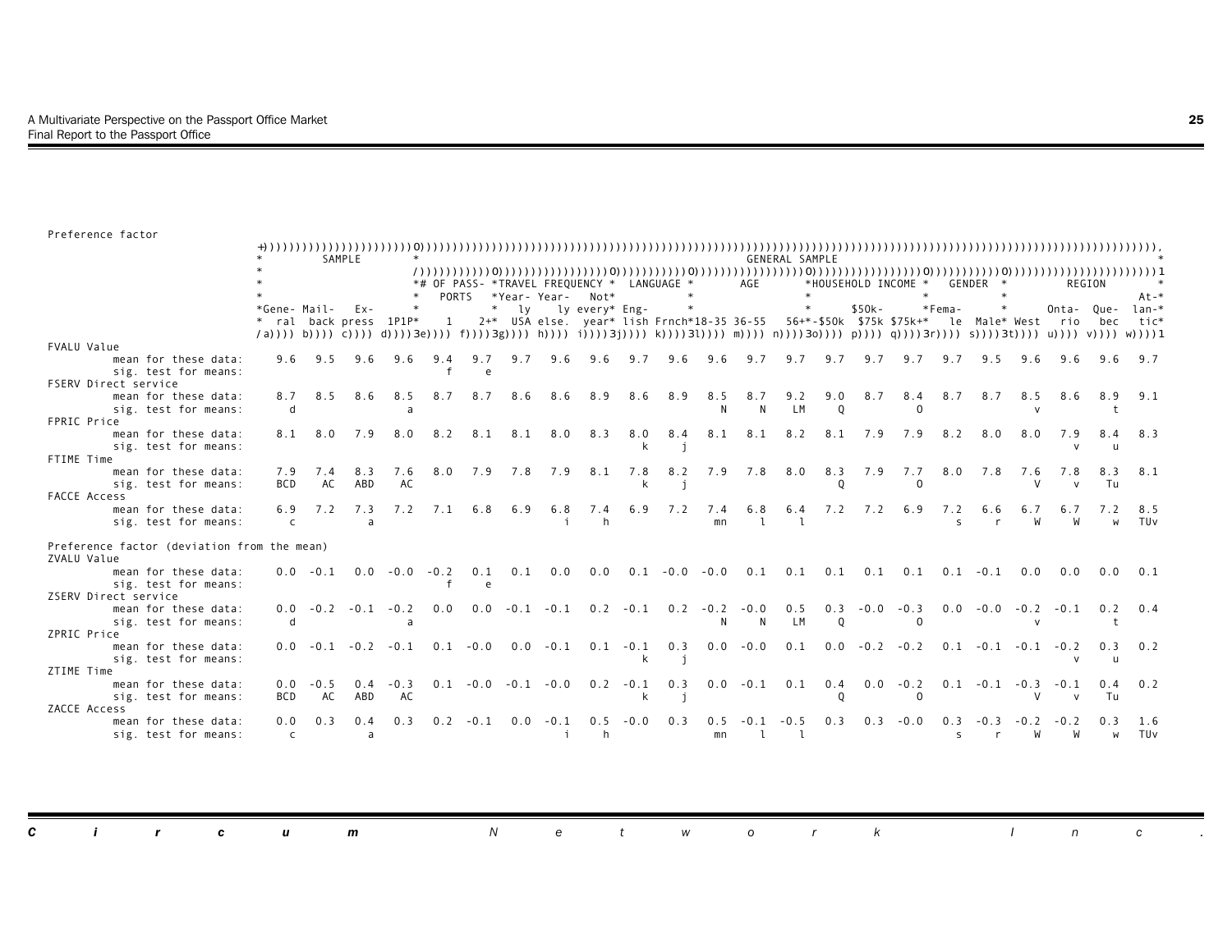Preference factor

| | SAMPLE | | | | # OF PASSPORTS | | TRAVEL FREQUENCY | | | LANGUAGE | | AGE | | | HOUSEHOLD INCOME | | | GENDER | | REGION | | | |
|---|---|---|---|---|---|---|---|---|---|---|---|---|---|---|---|---|---|---|---|---|---|---|---|
| | General (a) | Mail-back (b) | Express (c) | 1P1P (d) | 1 (e) | 2+ (f) | Yearly USA (g) | Yearly else. (h) | Not every year (i) | English (j) | French (k) | 18-35 (l) | 36-55 (m) | 56+ (n) | -$50k (o) | $50k-$75k (p) | $75k+ (q) | Female (r) | Male (s) | West (t) | Ontario (u) | Quebec (v) | Atlantic (w) |
| **FVALU Value** | | | | | | | | | | | | | | | | | | | | | | | |
| mean for these data: | 9.6 | 9.5 | 9.6 | 9.6 | 9.4 | 9.7 | 9.7 | 9.6 | 9.6 | 9.7 | 9.6 | 9.6 | 9.7 | 9.7 | 9.7 | 9.7 | 9.7 | 9.7 | 9.5 | 9.6 | 9.6 | 9.6 | 9.7 |
| sig. test for means: | | | | | f | e | | | | | | | | | | | | | | | | | |
| **FSERV Direct service** | | | | | | | | | | | | | | | | | | | | | | | |
| mean for these data: | 8.7 | 8.5 | 8.6 | 8.5 | 8.7 | 8.7 | 8.6 | 8.6 | 8.9 | 8.6 | 8.9 | 8.5 | 8.7 | 9.2 | 9.0 | 8.7 | 8.4 | 8.7 | 8.7 | 8.5 | 8.6 | 8.9 | 9.1 |
| sig. test for means: | d | | | a | | | | | | | | N | N | LM | Q | | O | | | v | | t | |
| **FPRIC Price** | | | | | | | | | | | | | | | | | | | | | | | |
| mean for these data: | 8.1 | 8.0 | 7.9 | 8.0 | 8.2 | 8.1 | 8.1 | 8.0 | 8.3 | 8.0 | 8.4 | 8.1 | 8.1 | 8.2 | 8.1 | 7.9 | 7.9 | 8.2 | 8.0 | 8.0 | 7.9 | 8.4 | 8.3 |
| sig. test for means: | | | | | | | | | | k | j | | | | | | | | | | v | u | |
| **FTIME Time** | | | | | | | | | | | | | | | | | | | | | | | |
| mean for these data: | 7.9 | 7.4 | 8.3 | 7.6 | 8.0 | 7.9 | 7.8 | 7.9 | 8.1 | 7.8 | 8.2 | 7.9 | 7.8 | 8.0 | 8.3 | 7.9 | 7.7 | 8.0 | 7.8 | 7.6 | 7.8 | 8.3 | 8.1 |
| sig. test for means: | BCD | AC | ABD | AC | | | | | | k | j | | | | Q | | O | | | V | v | Tu | |
| **FACCE Access** | | | | | | | | | | | | | | | | | | | | | | | |
| mean for these data: | 6.9 | 7.2 | 7.3 | 7.2 | 7.1 | 6.8 | 6.9 | 6.8 | 7.4 | 6.9 | 7.2 | 7.4 | 6.8 | 6.4 | 7.2 | 7.2 | 6.9 | 7.2 | 6.6 | 6.7 | 6.7 | 7.2 | 8.5 |
| sig. test for means: | c | | a | | | | | i | h | | | mn | l | l | | | | s | r | W | W | w | TUv |
| **Preference factor (deviation from the mean)** | | | | | | | | | | | | | | | | | | | | | | | |
| **ZVALU Value** | | | | | | | | | | | | | | | | | | | | | | | |
| mean for these data: | 0.0 | -0.1 | 0.0 | -0.0 | -0.2 | 0.1 | 0.1 | 0.0 | 0.0 | 0.1 | -0.0 | -0.0 | 0.1 | 0.1 | 0.1 | 0.1 | 0.1 | 0.1 | -0.1 | 0.0 | 0.0 | 0.0 | 0.1 |
| sig. test for means: | | | | | f | e | | | | | | | | | | | | | | | | | |
| **ZSERV Direct service** | | | | | | | | | | | | | | | | | | | | | | | |
| mean for these data: | 0.0 | -0.2 | -0.1 | -0.2 | 0.0 | 0.0 | -0.1 | -0.1 | 0.2 | -0.1 | 0.2 | -0.2 | -0.0 | 0.5 | 0.3 | -0.0 | -0.3 | 0.0 | -0.0 | -0.2 | -0.1 | 0.2 | 0.4 |
| sig. test for means: | d | | | a | | | | | | | | N | N | LM | Q | | O | | | v | | t | |
| **ZPRIC Price** | | | | | | | | | | | | | | | | | | | | | | | |
| mean for these data: | 0.0 | -0.1 | -0.2 | -0.1 | 0.1 | -0.0 | 0.0 | -0.1 | 0.1 | -0.1 | 0.3 | 0.0 | -0.0 | 0.1 | 0.0 | -0.2 | -0.2 | 0.1 | -0.1 | -0.1 | -0.2 | 0.3 | 0.2 |
| sig. test for means: | | | | | | | | | | k | j | | | | | | | | | | v | u | |
| **ZTIME Time** | | | | | | | | | | | | | | | | | | | | | | | |
| mean for these data: | 0.0 | -0.5 | 0.4 | -0.3 | 0.1 | -0.0 | -0.1 | -0.0 | 0.2 | -0.1 | 0.3 | 0.0 | -0.1 | 0.1 | 0.4 | 0.0 | -0.2 | 0.1 | -0.1 | -0.3 | -0.1 | 0.4 | 0.2 |
| sig. test for means: | BCD | AC | ABD | AC | | | | | | k | j | | | | Q | | O | | | V | v | Tu | |
| **ZACCE Access** | | | | | | | | | | | | | | | | | | | | | | | |
| mean for these data: | 0.0 | 0.3 | 0.4 | 0.3 | 0.2 | -0.1 | 0.0 | -0.1 | 0.5 | -0.0 | 0.3 | 0.5 | -0.1 | -0.5 | 0.3 | 0.3 | -0.0 | 0.3 | -0.3 | -0.2 | -0.2 | 0.3 | 1.6 |
| sig. test for means: | c | | a | | | | | i | h | | | mn | l | l | | | | s | r | W | W | w | TUv |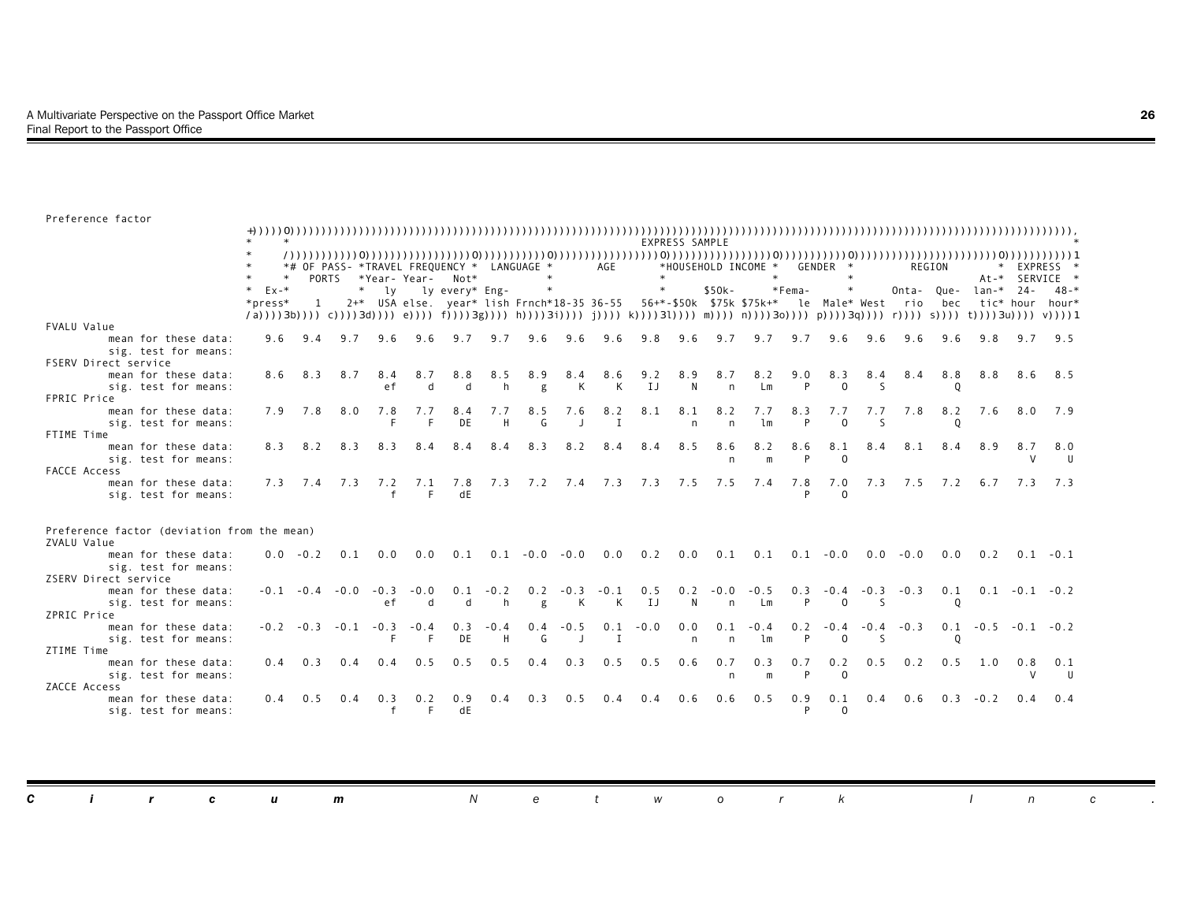Preference factor

| | EXPRESS SAMPLE | | | | | | | | | | | | | | | | | | | | | |
|---|---|---|---|---|---|---|---|---|---|---|---|---|---|---|---|---|---|---|---|---|---|---|
| | | # OF PASSPORTS | | TRAVEL FREQUENCY | | | LANGUAGE | | AGE | | | HOUSEHOLD INCOME | | | GENDER | | REGION | | | | EXPRESS SERVICE | |
| | Express | 1 | 2+ | Yearly USA | Yearly else. | Not every year | English | French | 18-35 | 36-55 | 56+ | -$50k | $50k-$75k | $75k+ | Female | Male | West | Ontario | Quebec | Atlantic | 24-hour | 48-hour |
| | (a) | (b) | (c) | (d) | (e) | (f) | (g) | (h) | (i) | (j) | (k) | (l) | (m) | (n) | (o) | (p) | (q) | (r) | (s) | (t) | (u) | (v) |
| **FVALU Value** | | | | | | | | | | | | | | | | | | | | | | |
| mean for these data: | 9.6 | 9.4 | 9.7 | 9.6 | 9.6 | 9.7 | 9.7 | 9.6 | 9.6 | 9.6 | 9.8 | 9.6 | 9.7 | 9.7 | 9.7 | 9.6 | 9.6 | 9.6 | 9.6 | 9.8 | 9.7 | 9.5 |
| sig. test for means: | | | | | | | | | | | | | | | | | | | | | | |
| **FSERV Direct service** | | | | | | | | | | | | | | | | | | | | | | |
| mean for these data: | 8.6 | 8.3 | 8.7 | 8.4 | 8.7 | 8.8 | 8.5 | 8.9 | 8.4 | 8.6 | 9.2 | 8.9 | 8.7 | 8.2 | 9.0 | 8.3 | 8.4 | 8.4 | 8.8 | 8.8 | 8.6 | 8.5 |
| sig. test for means: | | | | ef | d | d | h | g | K | K | IJ | N | n | Lm | P | O | S | | Q | | | |
| **FPRIC Price** | | | | | | | | | | | | | | | | | | | | | | |
| mean for these data: | 7.9 | 7.8 | 8.0 | 7.8 | 7.7 | 8.4 | 7.7 | 8.5 | 7.6 | 8.2 | 8.1 | 8.1 | 8.2 | 7.7 | 8.3 | 7.7 | 7.7 | 7.8 | 8.2 | 7.6 | 8.0 | 7.9 |
| sig. test for means: | | | | F | F | DE | H | G | J | I | | n | n | lm | P | O | S | | Q | | | |
| **FTIME Time** | | | | | | | | | | | | | | | | | | | | | | |
| mean for these data: | 8.3 | 8.2 | 8.3 | 8.3 | 8.4 | 8.4 | 8.4 | 8.3 | 8.2 | 8.4 | 8.4 | 8.5 | 8.6 | 8.2 | 8.6 | 8.1 | 8.4 | 8.1 | 8.4 | 8.9 | 8.7 | 8.0 |
| sig. test for means: | | | | | | | | | | | | | n | m | P | O | | | | | V | U |
| **FACCE Access** | | | | | | | | | | | | | | | | | | | | | | |
| mean for these data: | 7.3 | 7.4 | 7.3 | 7.2 | 7.1 | 7.8 | 7.3 | 7.2 | 7.4 | 7.3 | 7.3 | 7.5 | 7.5 | 7.4 | 7.8 | 7.0 | 7.3 | 7.5 | 7.2 | 6.7 | 7.3 | 7.3 |
| sig. test for means: | | | | f | F | dE | | | | | | | | | P | O | | | | | | |

Preference factor (deviation from the mean)

| | Express | 1 | 2+ | Yearly USA | Yearly else. | Not every year | English | French | 18-35 | 36-55 | 56+ | -$50k | $50k-$75k | $75k+ | Female | Male | West | Ontario | Quebec | Atlantic | 24-hour | 48-hour |
|---|---|---|---|---|---|---|---|---|---|---|---|---|---|---|---|---|---|---|---|---|---|---|
| **ZVALU Value** | | | | | | | | | | | | | | | | | | | | | | |
| mean for these data: | 0.0 | -0.2 | 0.1 | 0.0 | 0.0 | 0.1 | 0.1 | -0.0 | -0.0 | 0.0 | 0.2 | 0.0 | 0.1 | 0.1 | 0.1 | -0.0 | 0.0 | -0.0 | 0.0 | 0.2 | 0.1 | -0.1 |
| sig. test for means: | | | | | | | | | | | | | | | | | | | | | | |
| **ZSERV Direct service** | | | | | | | | | | | | | | | | | | | | | | |
| mean for these data: | -0.1 | -0.4 | -0.0 | -0.3 | -0.0 | 0.1 | -0.2 | 0.2 | -0.3 | -0.1 | 0.5 | 0.2 | -0.0 | -0.5 | 0.3 | -0.4 | -0.3 | -0.3 | 0.1 | 0.1 | -0.1 | -0.2 |
| sig. test for means: | | | | ef | d | d | h | g | K | K | IJ | N | n | Lm | P | O | S | | Q | | | |
| **ZPRIC Price** | | | | | | | | | | | | | | | | | | | | | | |
| mean for these data: | -0.2 | -0.3 | -0.1 | -0.3 | -0.4 | 0.3 | -0.4 | 0.4 | -0.5 | 0.1 | -0.0 | 0.0 | 0.1 | -0.4 | 0.2 | -0.4 | -0.4 | -0.3 | 0.1 | -0.5 | -0.1 | -0.2 |
| sig. test for means: | | | | F | F | DE | H | G | J | I | | n | n | lm | P | O | S | | Q | | | |
| **ZTIME Time** | | | | | | | | | | | | | | | | | | | | | | |
| mean for these data: | 0.4 | 0.3 | 0.4 | 0.4 | 0.5 | 0.5 | 0.5 | 0.4 | 0.3 | 0.5 | 0.5 | 0.6 | 0.7 | 0.3 | 0.7 | 0.2 | 0.5 | 0.2 | 0.5 | 1.0 | 0.8 | 0.1 |
| sig. test for means: | | | | | | | | | | | | | n | m | P | O | | | | | V | U |
| **ZACCE Access** | | | | | | | | | | | | | | | | | | | | | | |
| mean for these data: | 0.4 | 0.5 | 0.4 | 0.3 | 0.2 | 0.9 | 0.4 | 0.3 | 0.5 | 0.4 | 0.4 | 0.6 | 0.6 | 0.5 | 0.9 | 0.1 | 0.4 | 0.6 | 0.3 | -0.2 | 0.4 | 0.4 |
| sig. test for means: | | | | f | F | dE | | | | | | | | | P | O | | | | | | |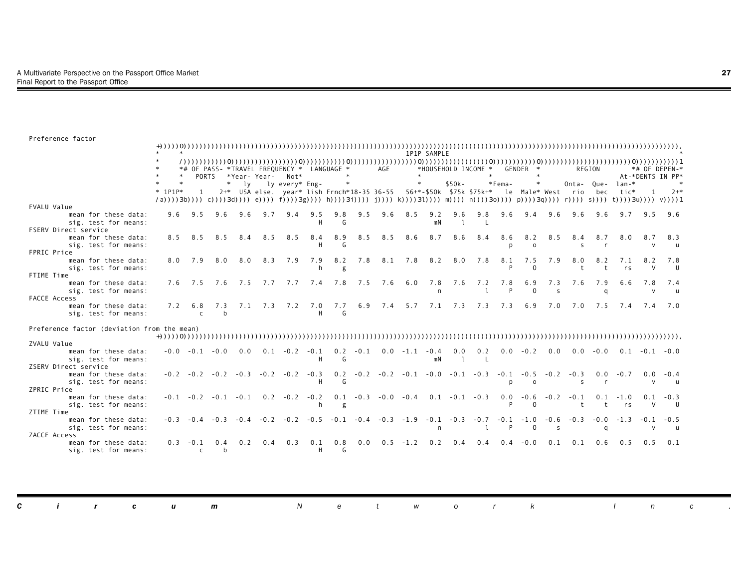Preference factor

| | 1P1P | # OF PASSPORTS 1 | # OF PASSPORTS 2+ | TRAVEL FREQUENCY Yearly USA | TRAVEL FREQUENCY Yearly else. | TRAVEL FREQUENCY Not every year | LANGUAGE English | LANGUAGE Frnch | AGE 18-35 | AGE 36-55 | AGE 56+ | HOUSEHOLD INCOME -$50k | HOUSEHOLD INCOME $50k-$75k | HOUSEHOLD INCOME $75k+ | GENDER Female | GENDER Male | REGION West | REGION Ontario | REGION Quebec | REGION Atlantic | # OF DEPENDENTS IN PP 1 | # OF DEPENDENTS IN PP 2+ |
|---|---|---|---|---|---|---|---|---|---|---|---|---|---|---|---|---|---|---|---|---|---|---|
| | a | b | c | d | e | f | g | h | i | j | k | l | m | n | o | p | q | r | s | t | u | v |
| **FVALU Value** | | | | | | | | | | | | | | | | | | | | | | |
| mean for these data: | 9.6 | 9.5 | 9.6 | 9.6 | 9.7 | 9.4 | 9.5 | 9.8 | 9.5 | 9.6 | 8.5 | 9.2 | 9.6 | 9.8 | 9.6 | 9.4 | 9.6 | 9.6 | 9.6 | 9.7 | 9.5 | 9.6 |
| sig. test for means: | | | | | | | H | G | | | | mN | l | L | | | | | | | | |
| **FSERV Direct service** | | | | | | | | | | | | | | | | | | | | | | |
| mean for these data: | 8.5 | 8.5 | 8.5 | 8.4 | 8.5 | 8.5 | 8.4 | 8.9 | 8.5 | 8.5 | 8.6 | 8.7 | 8.6 | 8.4 | 8.6 | 8.2 | 8.5 | 8.4 | 8.7 | 8.0 | 8.7 | 8.3 |
| sig. test for means: | | | | | | | H | G | | | | | | | p | o | | s | r | | v | u |
| **FPRIC Price** | | | | | | | | | | | | | | | | | | | | | | |
| mean for these data: | 8.0 | 7.9 | 8.0 | 8.0 | 8.3 | 7.9 | 7.9 | 8.2 | 7.8 | 8.1 | 7.8 | 8.2 | 8.0 | 7.8 | 8.1 | 7.5 | 7.9 | 8.0 | 8.2 | 7.1 | 8.2 | 7.8 |
| sig. test for means: | | | | | | | h | g | | | | | | | P | O | | t | t | rs | V | U |
| **FTIME Time** | | | | | | | | | | | | | | | | | | | | | | |
| mean for these data: | 7.6 | 7.5 | 7.6 | 7.5 | 7.7 | 7.7 | 7.4 | 7.8 | 7.5 | 7.6 | 6.0 | 7.8 | 7.6 | 7.2 | 7.8 | 6.9 | 7.3 | 7.6 | 7.9 | 6.6 | 7.8 | 7.4 |
| sig. test for means: | | | | | | | | | | | | n | | l | P | O | s | | q | | v | u |
| **FACCE Access** | | | | | | | | | | | | | | | | | | | | | | |
| mean for these data: | 7.2 | 6.8 | 7.3 | 7.1 | 7.3 | 7.2 | 7.0 | 7.7 | 6.9 | 7.4 | 5.7 | 7.1 | 7.3 | 7.3 | 7.3 | 6.9 | 7.0 | 7.0 | 7.5 | 7.4 | 7.4 | 7.0 |
| sig. test for means: | | c | b | | | | H | G | | | | | | | | | | | | | | |

Preference factor (deviation from the mean)

| | 1P1P | # OF PASSPORTS 1 | # OF PASSPORTS 2+ | TRAVEL FREQUENCY Yearly USA | TRAVEL FREQUENCY Yearly else. | TRAVEL FREQUENCY Not every year | LANGUAGE English | LANGUAGE Frnch | AGE 18-35 | AGE 36-55 | AGE 56+ | HOUSEHOLD INCOME -$50k | HOUSEHOLD INCOME $50k-$75k | HOUSEHOLD INCOME $75k+ | GENDER Female | GENDER Male | REGION West | REGION Ontario | REGION Quebec | REGION Atlantic | # OF DEPENDENTS IN PP 1 | # OF DEPENDENTS IN PP 2+ |
|---|---|---|---|---|---|---|---|---|---|---|---|---|---|---|---|---|---|---|---|---|---|---|
| **ZVALU Value** | | | | | | | | | | | | | | | | | | | | | | |
| mean for these data: | -0.0 | -0.1 | -0.0 | 0.0 | 0.1 | -0.2 | -0.1 | 0.2 | -0.1 | 0.0 | -1.1 | -0.4 | 0.0 | 0.2 | 0.0 | -0.2 | 0.0 | 0.0 | -0.0 | 0.1 | -0.1 | -0.0 |
| sig. test for means: | | | | | | | H | G | | | | mN | l | L | | | | | | | | |
| **ZSERV Direct service** | | | | | | | | | | | | | | | | | | | | | | |
| mean for these data: | -0.2 | -0.2 | -0.2 | -0.3 | -0.2 | -0.2 | -0.3 | 0.2 | -0.2 | -0.2 | -0.1 | -0.0 | -0.1 | -0.3 | -0.1 | -0.5 | -0.2 | -0.3 | 0.0 | -0.7 | 0.0 | -0.4 |
| sig. test for means: | | | | | | | H | G | | | | | | | p | o | | s | r | | v | u |
| **ZPRIC Price** | | | | | | | | | | | | | | | | | | | | | | |
| mean for these data: | -0.1 | -0.2 | -0.1 | -0.1 | 0.2 | -0.2 | -0.2 | 0.1 | -0.3 | -0.0 | -0.4 | 0.1 | -0.1 | -0.3 | 0.0 | -0.6 | -0.2 | -0.1 | 0.1 | -1.0 | 0.1 | -0.3 |
| sig. test for means: | | | | | | | h | g | | | | | | | P | O | | t | t | rs | V | U |
| **ZTIME Time** | | | | | | | | | | | | | | | | | | | | | | |
| mean for these data: | -0.3 | -0.4 | -0.3 | -0.4 | -0.2 | -0.2 | -0.5 | -0.1 | -0.4 | -0.3 | -1.9 | -0.1 | -0.3 | -0.7 | -0.1 | -1.0 | -0.6 | -0.3 | -0.0 | -1.3 | -0.1 | -0.5 |
| sig. test for means: | | | | | | | | | | | | n | | l | P | O | s | | q | | v | u |
| **ZACCE Access** | | | | | | | | | | | | | | | | | | | | | | |
| mean for these data: | 0.3 | -0.1 | 0.4 | 0.2 | 0.4 | 0.3 | 0.1 | 0.8 | 0.0 | 0.5 | -1.2 | 0.2 | 0.4 | 0.4 | 0.4 | -0.0 | 0.1 | 0.1 | 0.6 | 0.5 | 0.5 | 0.1 |
| sig. test for means: | | c | b | | | | H | G | | | | | | | | | | | | | | |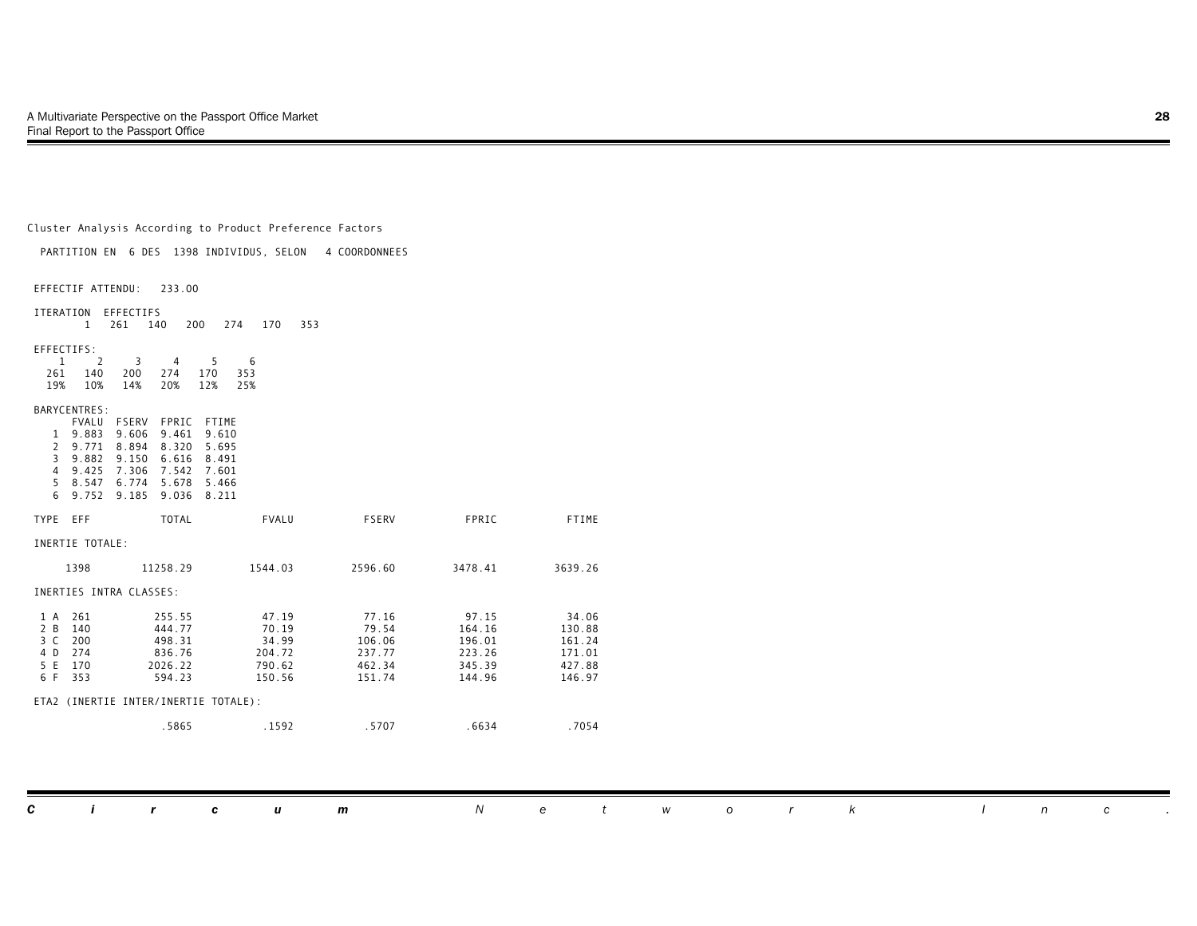Cluster Analysis According to Product Preference Factors

PARTITION EN 6 DES 1398 INDIVIDUS, SELON 4 COORDONNEES

EFFECTIF ATTENDU: 233.00

ITERATION EFFECTIFS

| ITERATION | | | | | | |
|---|---|---|---|---|---|---|
| 1 | 261 | 140 | 200 | 274 | 170 | 353 |

EFFECTIFS:

| 1 | 2 | 3 | 4 | 5 | 6 |
|---|---|---|---|---|---|
| 261 | 140 | 200 | 274 | 170 | 353 |
| 19% | 10% | 14% | 20% | 12% | 25% |

BARYCENTRES:

| | FVALU | FSERV | FPRIC | FTIME |
|---|---|---|---|---|
| 1 | 9.883 | 9.606 | 9.461 | 9.610 |
| 2 | 9.771 | 8.894 | 8.320 | 5.695 |
| 3 | 9.882 | 9.150 | 6.616 | 8.491 |
| 4 | 9.425 | 7.306 | 7.542 | 7.601 |
| 5 | 8.547 | 6.774 | 5.678 | 5.466 |
| 6 | 9.752 | 9.185 | 9.036 | 8.211 |

| TYPE | EFF | TOTAL | FVALU | FSERV | FPRIC | FTIME |
|---|---|---|---|---|---|---|
| INERTIE TOTALE: | | | | | | |
| | 1398 | 11258.29 | 1544.03 | 2596.60 | 3478.41 | 3639.26 |
| INERTIES INTRA CLASSES: | | | | | | |
| 1 A | 261 | 255.55 | 47.19 | 77.16 | 97.15 | 34.06 |
| 2 B | 140 | 444.77 | 70.19 | 79.54 | 164.16 | 130.88 |
| 3 C | 200 | 498.31 | 34.99 | 106.06 | 196.01 | 161.24 |
| 4 D | 274 | 836.76 | 204.72 | 237.77 | 223.26 | 171.01 |
| 5 E | 170 | 2026.22 | 790.62 | 462.34 | 345.39 | 427.88 |
| 6 F | 353 | 594.23 | 150.56 | 151.74 | 144.96 | 146.97 |
| ETA2 (INERTIE INTER/INERTIE TOTALE): | | | | | | |
| | | .5865 | .1592 | .5707 | .6634 | .7054 |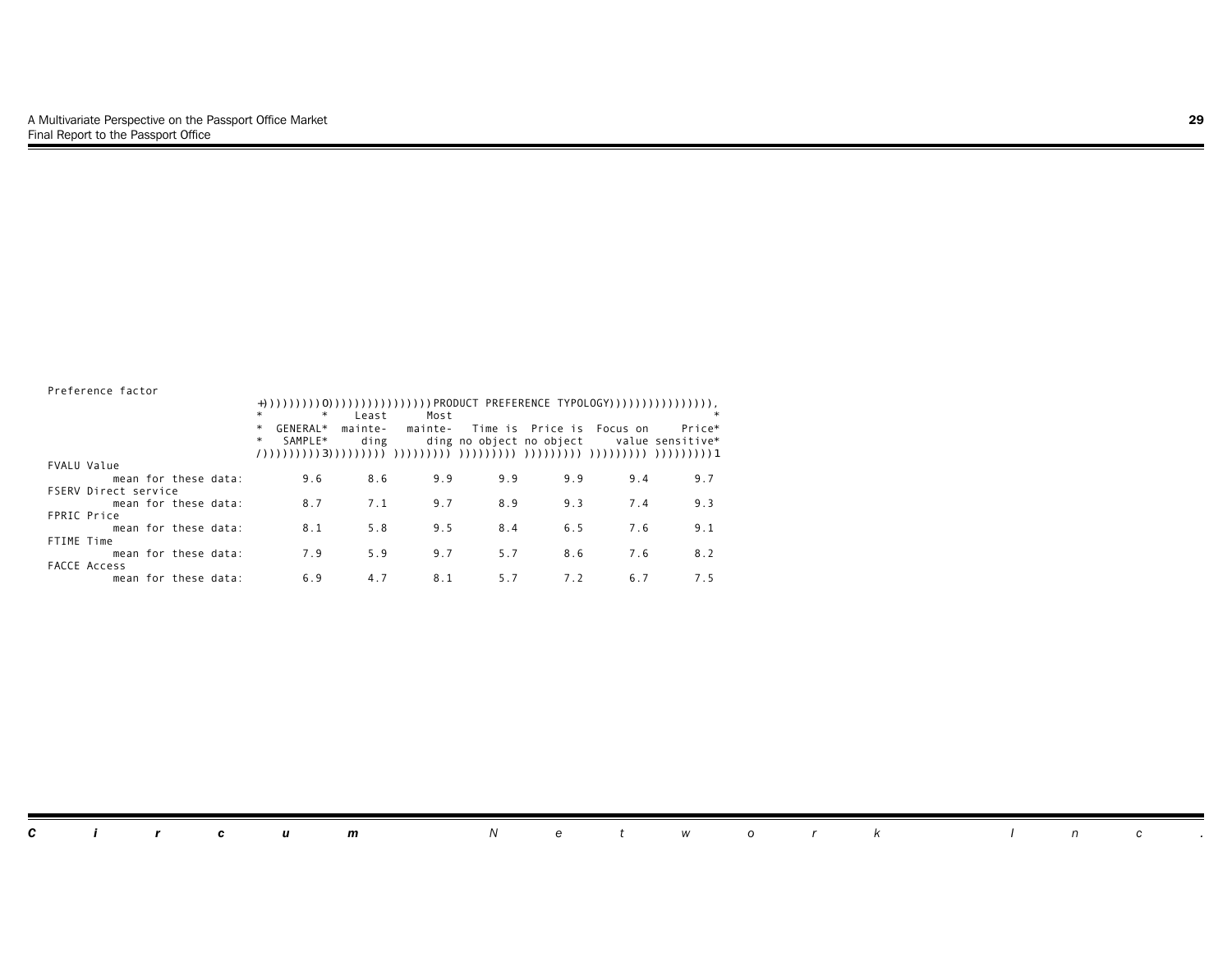| Preference factor | PRODUCT PREFERENCE TYPOLOGY | | | | | | |
|---|---|---|---|---|---|---|---|
| | GENERAL SAMPLE | Least maintending | Most maintending | Time is no object | Price is no object | Focus on value | Price sensitive |
| FVALU Value | | | | | | | |
| mean for these data: | 9.6 | 8.6 | 9.9 | 9.9 | 9.9 | 9.4 | 9.7 |
| FSERV Direct service | | | | | | | |
| mean for these data: | 8.7 | 7.1 | 9.7 | 8.9 | 9.3 | 7.4 | 9.3 |
| FPRIC Price | | | | | | | |
| mean for these data: | 8.1 | 5.8 | 9.5 | 8.4 | 6.5 | 7.6 | 9.1 |
| FTIME Time | | | | | | | |
| mean for these data: | 7.9 | 5.9 | 9.7 | 5.7 | 8.6 | 7.6 | 8.2 |
| FACCE Access | | | | | | | |
| mean for these data: | 6.9 | 4.7 | 8.1 | 5.7 | 7.2 | 6.7 | 7.5 |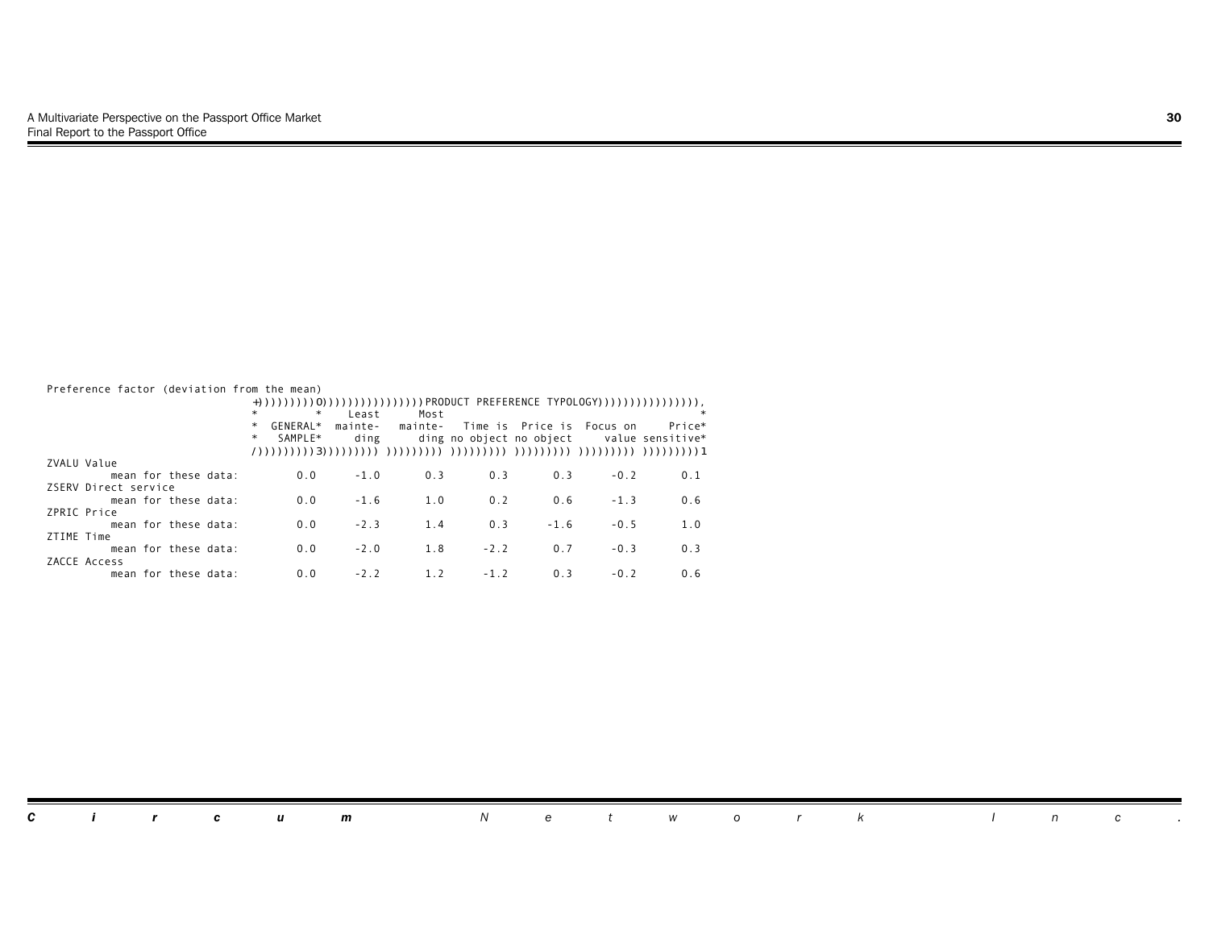Preference factor (deviation from the mean)

| | GENERAL SAMPLE | Least mainteding | Most mainteding | Time is no object | Price is no object | Focus on value | Price sensitive |
|---|---|---|---|---|---|---|---|
| | | PRODUCT PREFERENCE TYPOLOGY | | | | | |
| **ZVALU Value** | | | | | | | |
| mean for these data: | 0.0 | -1.0 | 0.3 | 0.3 | 0.3 | -0.2 | 0.1 |
| **ZSERV Direct service** | | | | | | | |
| mean for these data: | 0.0 | -1.6 | 1.0 | 0.2 | 0.6 | -1.3 | 0.6 |
| **ZPRIC Price** | | | | | | | |
| mean for these data: | 0.0 | -2.3 | 1.4 | 0.3 | -1.6 | -0.5 | 1.0 |
| **ZTIME Time** | | | | | | | |
| mean for these data: | 0.0 | -2.0 | 1.8 | -2.2 | 0.7 | -0.3 | 0.3 |
| **ZACCE Access** | | | | | | | |
| mean for these data: | 0.0 | -2.2 | 1.2 | -1.2 | 0.3 | -0.2 | 0.6 |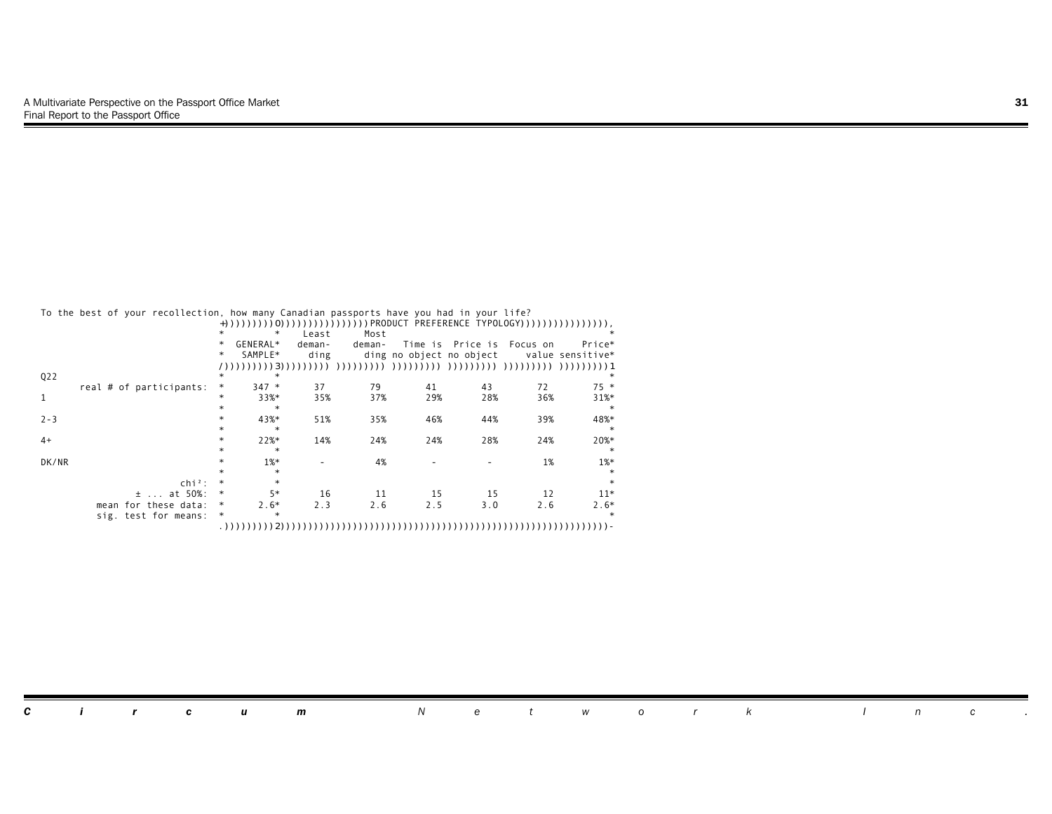To the best of your recollection, how many Canadian passports have you had in your life?

| Q22 | GENERAL SAMPLE | PRODUCT PREFERENCE TYPOLOGY | | | | | |
|---|---|---|---|---|---|---|---|
| | | Least demanding | Most demanding | Time is no object | Price is no object | Focus on value | Price sensitive |
| real # of participants: | 347 | 37 | 79 | 41 | 43 | 72 | 75 |
| 1 | 33% | 35% | 37% | 29% | 28% | 36% | 31% |
| 2-3 | 43% | 51% | 35% | 46% | 44% | 39% | 48% |
| 4+ | 22% | 14% | 24% | 24% | 28% | 24% | 20% |
| DK/NR | 1% | - | 4% | - | - | 1% | 1% |
| chi²: | | | | | | | |
| ± ... at 50%: | 5 | 16 | 11 | 15 | 15 | 12 | 11 |
| mean for these data: | 2.6 | 2.3 | 2.6 | 2.5 | 3.0 | 2.6 | 2.6 |
| sig. test for means: | | | | | | | |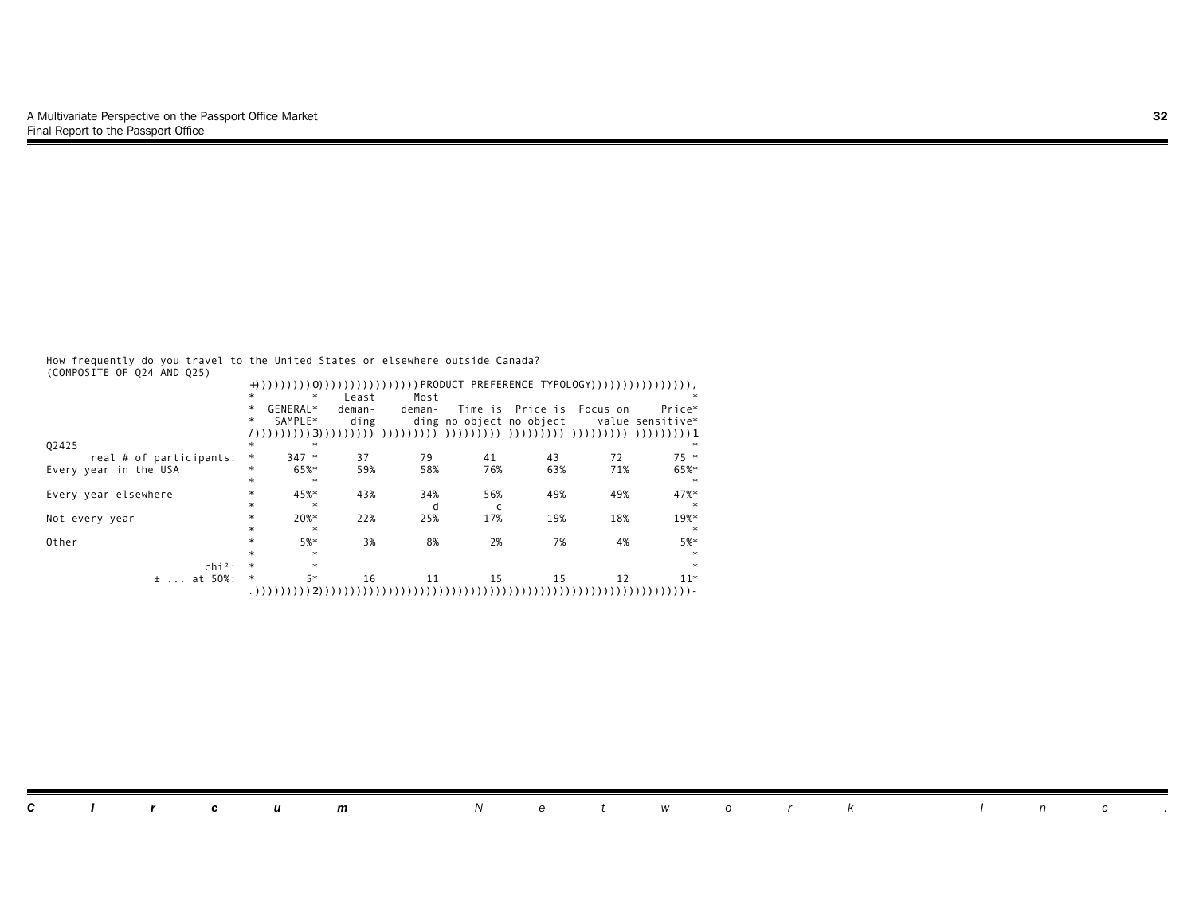How frequently do you travel to the United States or elsewhere outside Canada?
(COMPOSITE OF Q24 AND Q25)

| | | PRODUCT PREFERENCE TYPOLOGY | | | | | |
|---|---|---|---|---|---|---|---|
| | GENERAL SAMPLE | Least demanding | Most demanding | Time is no object | Price is no object | Focus on value | Price sensitive |
| Q2425 | | | | | | | |
| real # of participants: | 347 | 37 | 79 | 41 | 43 | 72 | 75 |
| Every year in the USA | 65% | 59% | 58% | 76% | 63% | 71% | 65% |
| Every year elsewhere | 45% | 43% | 34% d | 56% c | 49% | 49% | 47% |
| Not every year | 20% | 22% | 25% | 17% | 19% | 18% | 19% |
| Other | 5% | 3% | 8% | 2% | 7% | 4% | 5% |
| chi²: | | | | | | | |
| ± ... at 50%: | 5 | 16 | 11 | 15 | 15 | 12 | 11 |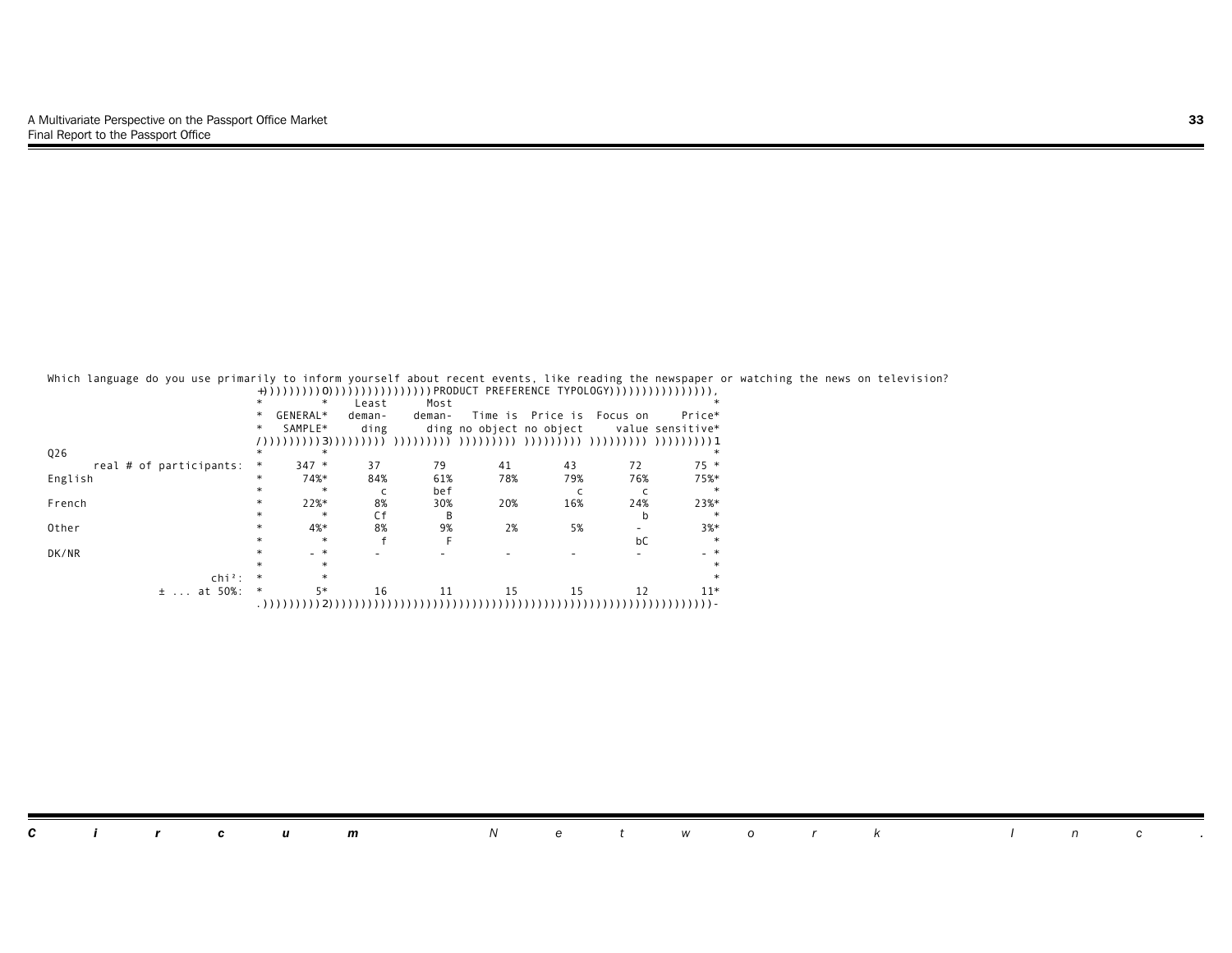Which language do you use primarily to inform yourself about recent events, like reading the newspaper or watching the news on television?

| Q26 | GENERAL SAMPLE | Least demanding | Most demanding | Time is no object | Price is no object | Focus on value | Price sensitive |
|---|---|---|---|---|---|---|---|
| real # of participants: | 347 | 37 | 79 | 41 | 43 | 72 | 75 |
| English | 74% | 84% | 61% | 78% | 79% | 76% | 75% |
| | | c | bef | | c | c | |
| French | 22% | 8% | 30% | 20% | 16% | 24% | 23% |
| | | Cf | B | | | b | |
| Other | 4% | 8% | 9% | 2% | 5% | - | 3% |
| | | f | F | | | bC | |
| DK/NR | - | - | - | - | - | - | - |
| chi²: | | | | | | | |
| ± ... at 50%: | 5 | 16 | 11 | 15 | 15 | 12 | 11 |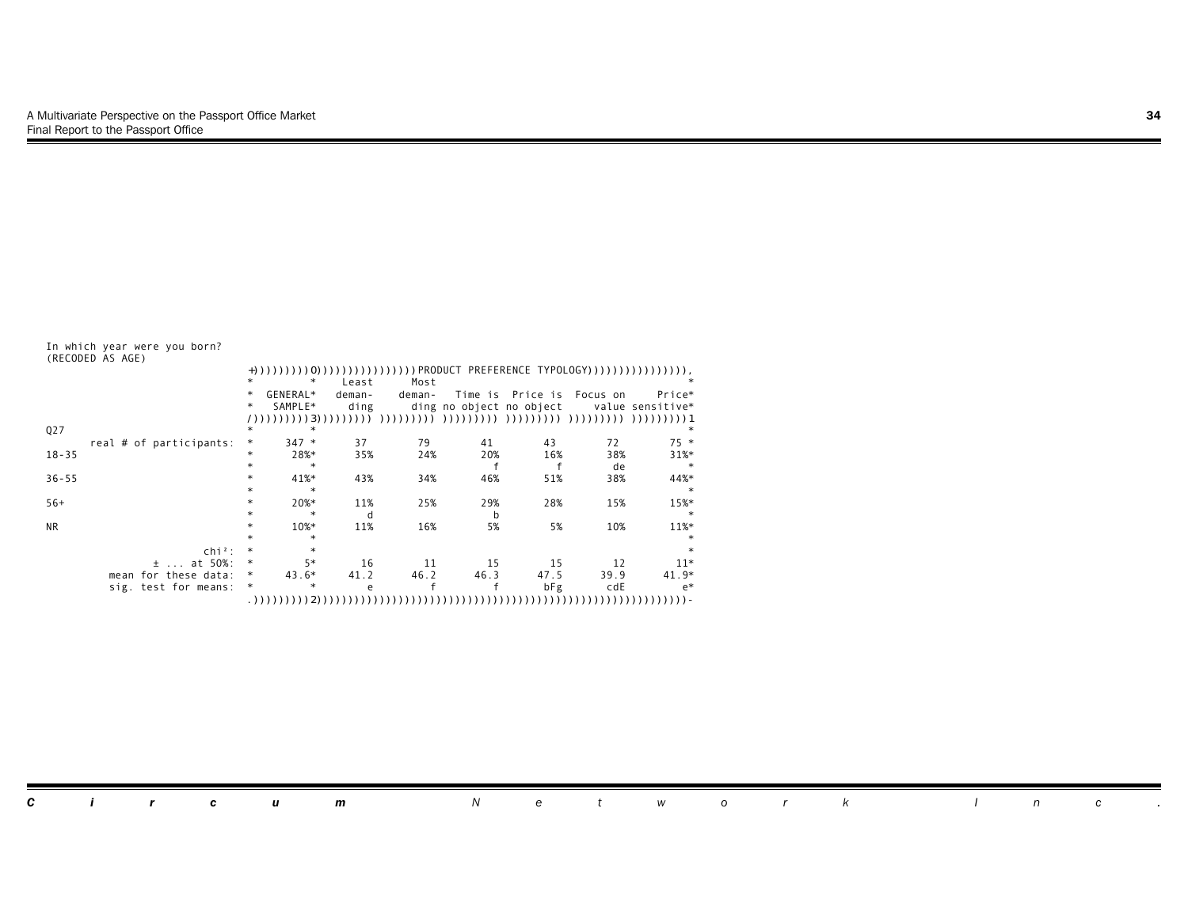In which year were you born?
(RECODED AS AGE)

| Q27 | GENERAL SAMPLE | Least demanding | Most demanding | Time is no object | Price is no object | Focus on value | Price sensitive |
|---|---|---|---|---|---|---|---|
| | PRODUCT PREFERENCE TYPOLOGY | | | | | | |
| real # of participants: | 347 | 37 | 79 | 41 | 43 | 72 | 75 |
| 18-35 | 28% | 35% | 24% | 20% | 16% | 38% | 31% |
| | | | | f | f | de | |
| 36-55 | 41% | 43% | 34% | 46% | 51% | 38% | 44% |
| 56+ | 20% | 11% | 25% | 29% | 28% | 15% | 15% |
| | | d | | b | | | |
| NR | 10% | 11% | 16% | 5% | 5% | 10% | 11% |
| chi²: | | | | | | | |
| ± ... at 50%: | 5 | 16 | 11 | 15 | 15 | 12 | 11 |
| mean for these data: | 43.6 | 41.2 | 46.2 | 46.3 | 47.5 | 39.9 | 41.9 |
| sig. test for means: | | e | f | f | bFg | cdE | e |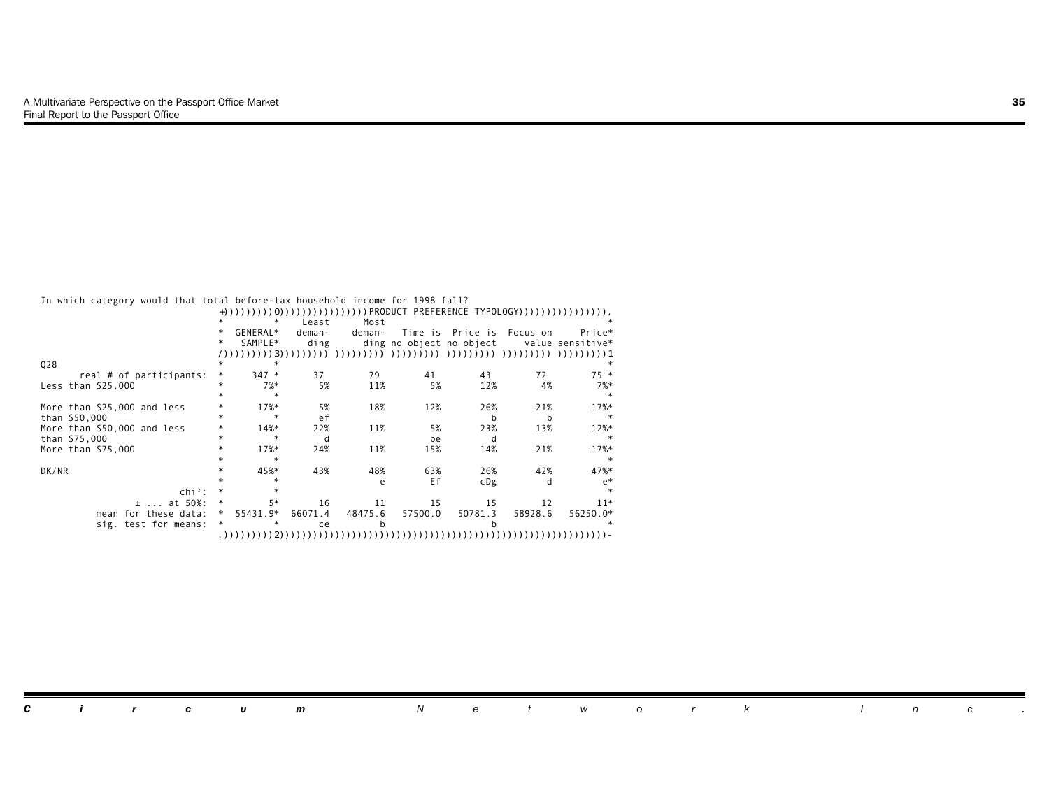In which category would that total before-tax household income for 1998 fall?

| Q28 | GENERAL SAMPLE | Least demanding | Most demanding | Time is no object | Price is no object | Focus on value | Price sensitive |
|---|---|---|---|---|---|---|---|
| | | PRODUCT PREFERENCE TYPOLOGY | | | | | |
| real # of participants: | 347 | 37 | 79 | 41 | 43 | 72 | 75 |
| Less than $25,000 | 7% | 5% | 11% | 5% | 12% | 4% | 7% |
| More than $25,000 and less than $50,000 | 17% | 5% ef | 18% | 12% | 26% b | 21% b | 17% |
| More than $50,000 and less than $75,000 | 14% | 22% d | 11% | 5% be | 23% d | 13% | 12% |
| More than $75,000 | 17% | 24% | 11% | 15% | 14% | 21% | 17% |
| DK/NR | 45% | 43% | 48% e | 63% Ef | 26% cDg | 42% d | 47% e |
| chi²: | | | | | | | |
| ± ... at 50%: | 5 | 16 | 11 | 15 | 15 | 12 | 11 |
| mean for these data: | 55431.9 | 66071.4 | 48475.6 | 57500.0 | 50781.3 | 58928.6 | 56250.0 |
| sig. test for means: | | ce | b | | b | | |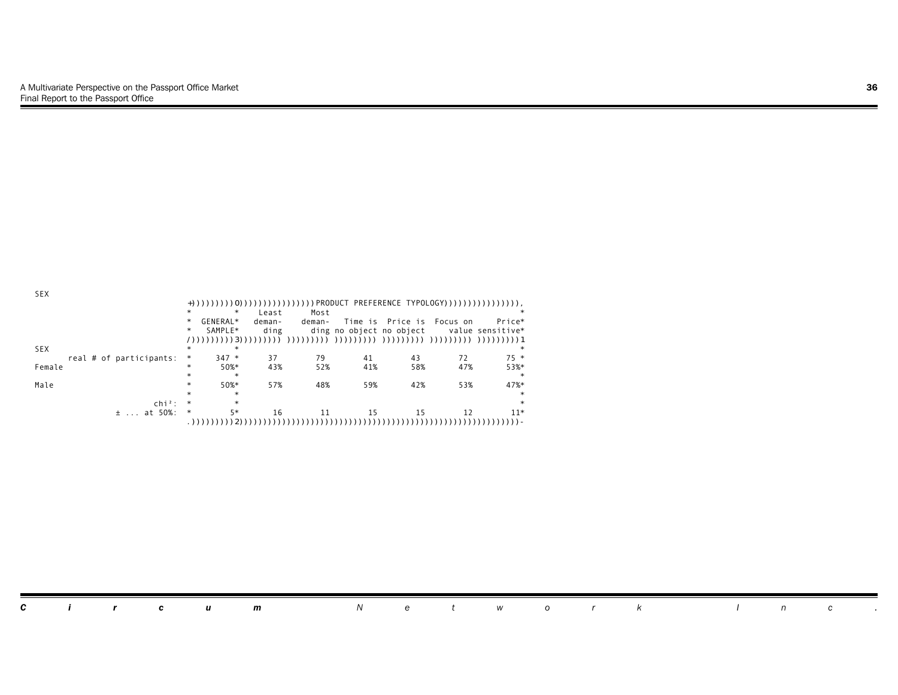SEX

| SEX | GENERAL SAMPLE | Least demanding | Most demanding | Time is no object | Price is no object | Focus on value | Price sensitive |
|---|---|---|---|---|---|---|---|
| real # of participants: | 347 | 37 | 79 | 41 | 43 | 72 | 75 |
| Female | 50% | 43% | 52% | 41% | 58% | 47% | 53% |
| Male | 50% | 57% | 48% | 59% | 42% | 53% | 47% |
| chi²: | | | | | | | |
| ± ... at 50%: | 5 | 16 | 11 | 15 | 15 | 12 | 11 |

PRODUCT PREFERENCE TYPOLOGY applies to the columns Least demanding through Price sensitive.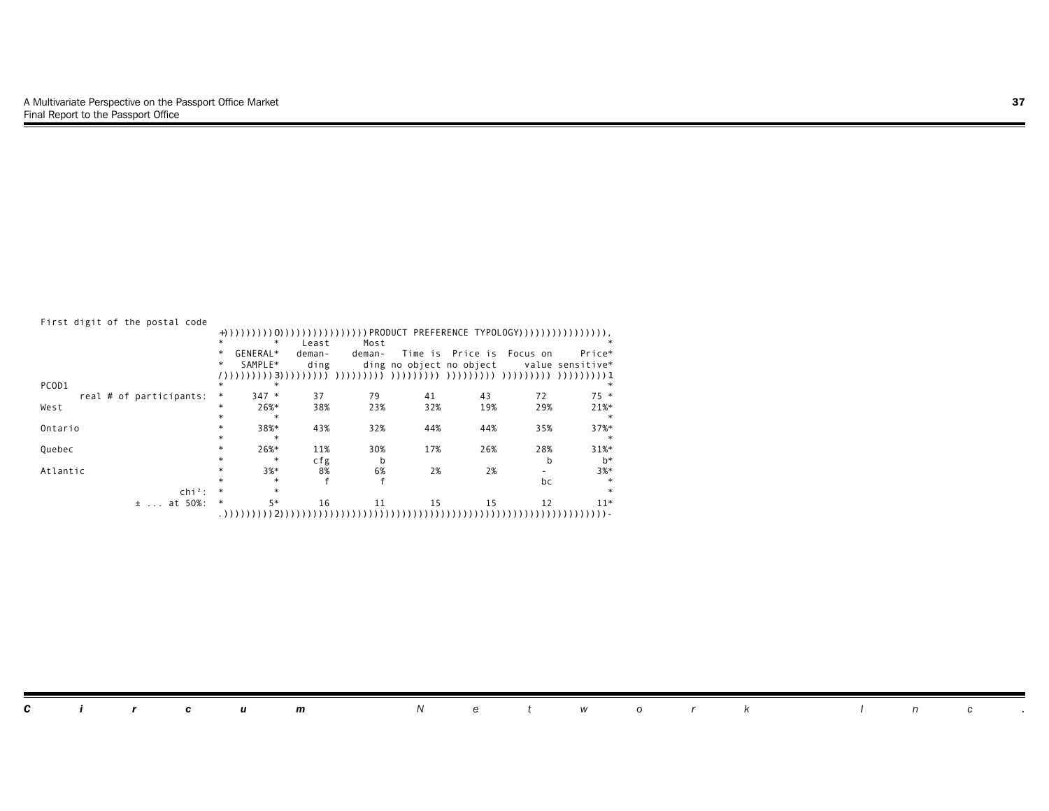First digit of the postal code

| PCOD1 | GENERAL SAMPLE | Least demanding | Most demanding | Time is no object | Price is no object | Focus on value | Price sensitive |
|---|---|---|---|---|---|---|---|
| | | PRODUCT PREFERENCE TYPOLOGY | | | | | |
| real # of participants: | 347 | 37 | 79 | 41 | 43 | 72 | 75 |
| West | 26% | 38% | 23% | 32% | 19% | 29% | 21% |
| Ontario | 38% | 43% | 32% | 44% | 44% | 35% | 37% |
| Quebec | 26% | 11% | 30% | 17% | 26% | 28% | 31% |
| | | cfg | b | | | b | b |
| Atlantic | 3% | 8% | 6% | 2% | 2% | - | 3% |
| | | f | f | | | bc | |
| chi²: | | | | | | | |
| ± ... at 50%: | 5 | 16 | 11 | 15 | 15 | 12 | 11 |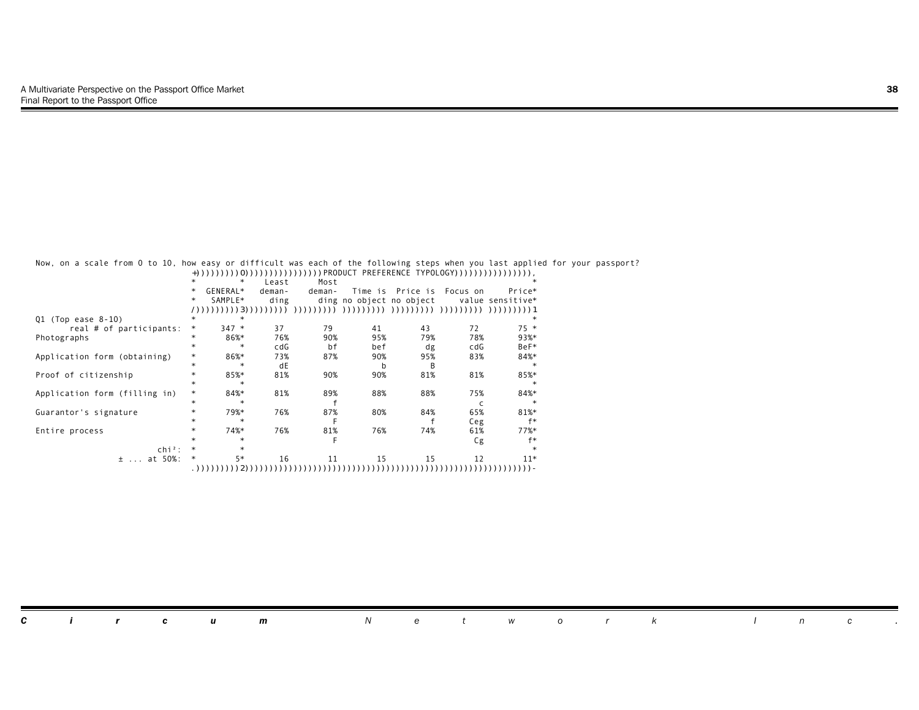Now, on a scale from 0 to 10, how easy or difficult was each of the following steps when you last applied for your passport?

| | GENERAL SAMPLE | PRODUCT PREFERENCE TYPOLOGY | | | | | |
|---|---|---|---|---|---|---|---|
| | | Least demanding | Most demanding | Time is no object | Price is no object | Focus on value | Price sensitive |
| Q1 (Top ease 8-10) | | | | | | | |
| real # of participants: | 347 | 37 | 79 | 41 | 43 | 72 | 75 |
| Photographs | 86% | 76% | 90% | 95% | 79% | 78% | 93% |
| | | cdG | bf | bef | dg | cdG | BeF |
| Application form (obtaining) | 86% | 73% | 87% | 90% | 95% | 83% | 84% |
| | | dE | | b | B | | |
| Proof of citizenship | 85% | 81% | 90% | 90% | 81% | 81% | 85% |
| Application form (filling in) | 84% | 81% | 89% | 88% | 88% | 75% | 84% |
| | | | f | | | c | |
| Guarantor's signature | 79% | 76% | 87% | 80% | 84% | 65% | 81% |
| | | | F | | f | Ceg | f |
| Entire process | 74% | 76% | 81% | 76% | 74% | 61% | 77% |
| | | | F | | | Cg | f |
| chi²: | | | | | | | |
| ± ... at 50%: | 5 | 16 | 11 | 15 | 15 | 12 | 11 |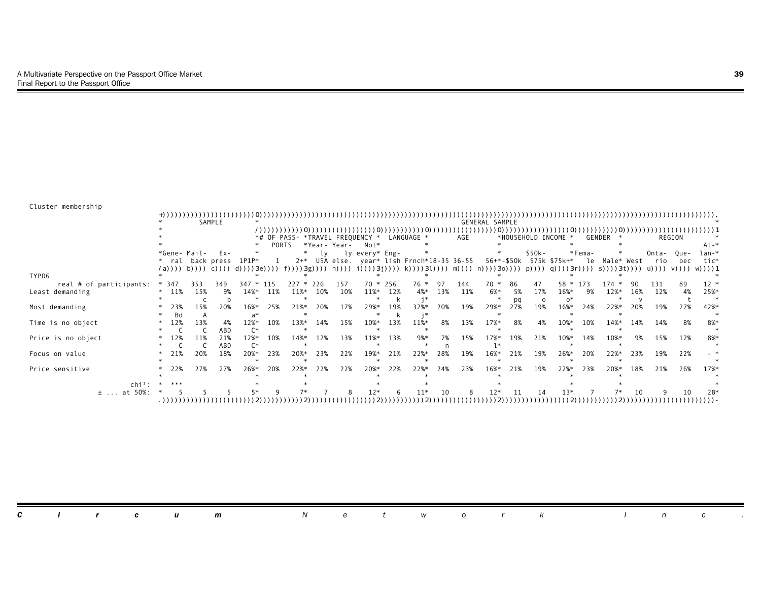Cluster membership

| | SAMPLE | | | | GENERAL SAMPLE | | | | | | | | | | | | | | | | | | |
|---|---|---|---|---|---|---|---|---|---|---|---|---|---|---|---|---|---|---|---|---|---|---|---|
| | | | | | # OF PASS-PORTS | | TRAVEL FREQUENCY | | | LANGUAGE | | AGE | | | HOUSEHOLD INCOME | | | GENDER | | REGION | | | |
| | Gene-ral | Mail-back | Ex-press | 1P1P | 1 | 2+ | Year-ly USA | Year-ly else. | Not every year | Eng-lish | Frnch | 18-35 | 36-55 | 56+ | -$50k | $50k-$75k | $75k+ | Fema-le | Male | West | Onta-rio | Que-bec | At-lan-tic |
| | (a) | (b) | (c) | (d) | (3e) | (f) | (3g) | (h) | (i) | (3j) | (k) | (3l) | (m) | (n) | (3o) | (p) | (q) | (3r) | (s) | (3t) | (u) | (v) | (w) |
| TYPO6 | | | | | | | | | | | | | | | | | | | | | | | |
| real # of participants: | 347 | 353 | 349 | 347 | 115 | 227 | 226 | 157 | 70 | 256 | 76 | 97 | 144 | 70 | 86 | 47 | 58 | 173 | 174 | 90 | 131 | 89 | 12 |
| Least demanding | 11% | 15% c | 9% b | 14% | 11% | 11% | 10% | 10% | 11% | 12% k | 4% j | 13% | 11% | 6% | 5% pq | 17% o | 16% o | 9% | 12% | 16% v | 12% | 4% t | 25% |
| Most demanding | 23% Bd | 15% A | 20% | 16% a | 25% | 21% | 20% | 17% | 29% | 19% k | 32% j | 20% | 19% | 29% | 27% | 19% | 16% | 24% | 22% | 20% | 19% | 27% | 42% |
| Time is no object | 12% C | 13% C | 4% ABD | 12% C | 10% | 13% | 14% | 15% | 10% | 13% | 11% | 8% | 13% | 17% | 8% | 4% | 10% | 10% | 14% | 14% | 14% | 8% | 8% |
| Price is no object | 12% C | 11% C | 21% ABD | 12% C | 10% | 14% | 12% | 13% | 11% | 13% | 9% | 7% n | 15% | 17% l | 19% | 21% | 10% | 14% | 10% | 9% | 15% | 12% | 8% |
| Focus on value | 21% | 20% | 18% | 20% | 23% | 20% | 23% | 22% | 19% | 21% | 22% | 28% | 19% | 16% | 21% | 19% | 26% | 20% | 22% | 23% | 19% | 22% | - |
| Price sensitive | 22% | 27% | 27% | 26% | 20% | 22% | 22% | 22% | 20% | 22% | 22% | 24% | 23% | 16% | 21% | 19% | 22% | 23% | 20% | 18% | 21% | 26% | 17% |
| chi²: | *** | | | | | | | | | | | | | | | | | | | | | | |
| ± ... at 50%: | 5 | 5 | 5 | 5 | 9 | 7 | 7 | 8 | 12 | 6 | 11 | 10 | 8 | 12 | 11 | 14 | 13 | 7 | 7 | 10 | 9 | 10 | 28 |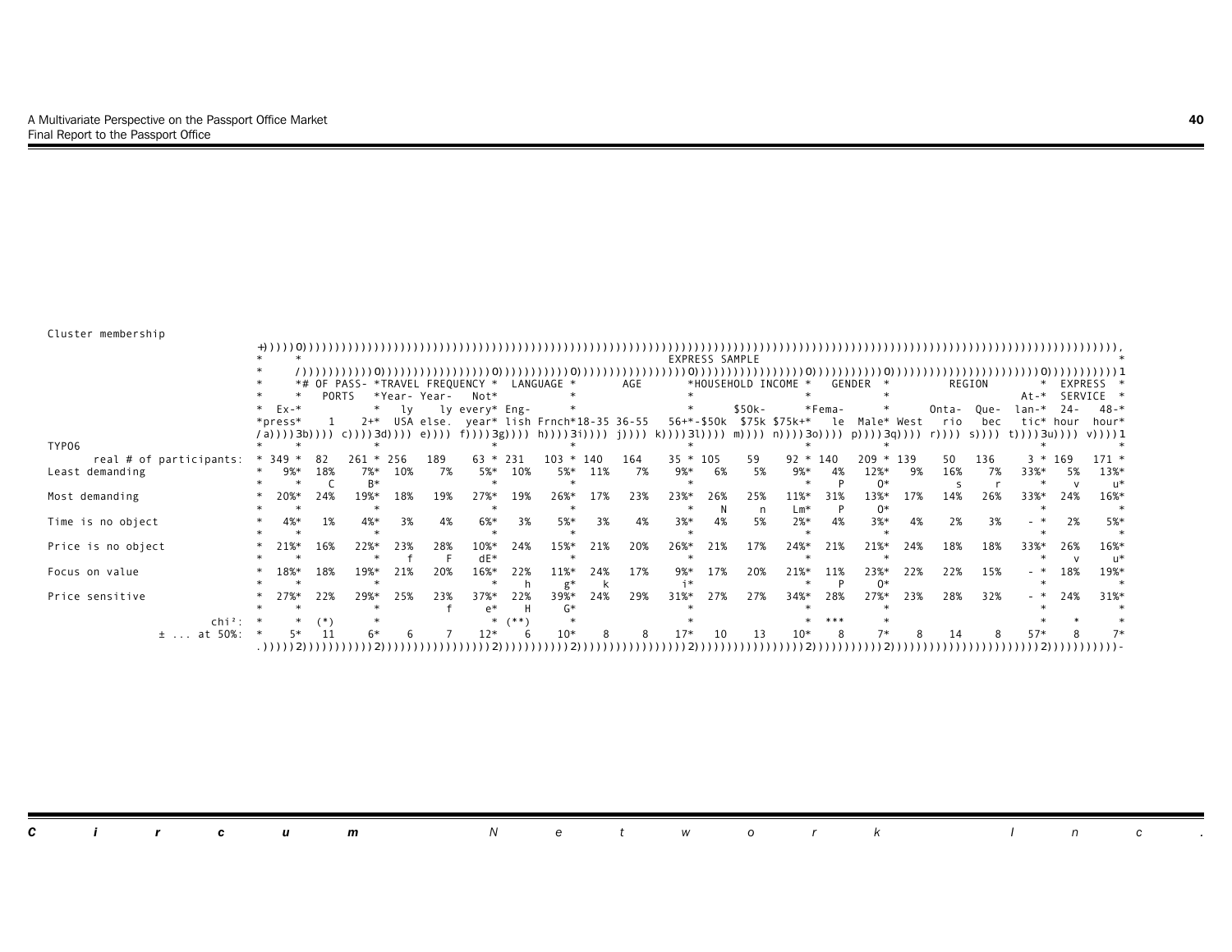Cluster membership

| TYPO6 | Express | # OF PASSPORTS: 1 | # OF PASSPORTS: 2+ | TRAVEL FREQUENCY: Year-ly USA | TRAVEL FREQUENCY: Year-ly else. | TRAVEL FREQUENCY: Not every year | LANGUAGE: English | LANGUAGE: Frnch | AGE: 18-35 | AGE: 36-55 | AGE: 56+ | HOUSEHOLD INCOME: -$50k | HOUSEHOLD INCOME: $50k-$75k | HOUSEHOLD INCOME: $75k+ | GENDER: Female | GENDER: Male | REGION: West | REGION: Ontario | REGION: Quebec | REGION: Atlantic | EXPRESS SERVICE: 24-hour | EXPRESS SERVICE: 48-hour |
|---|---|---|---|---|---|---|---|---|---|---|---|---|---|---|---|---|---|---|---|---|---|---|
| | (a) | (b) | (c) | (d) | (e) | (f) | (g) | (h) | (i) | (j) | (k) | (l) | (m) | (n) | (o) | (p) | (q) | (r) | (s) | (t) | (u) | (v) |
| real # of participants: | 349 | 82 | 261 | 256 | 189 | 63 | 231 | 103 | 140 | 164 | 35 | 105 | 59 | 92 | 140 | 209 | 139 | 50 | 136 | 3 | 169 | 171 |
| Least demanding | 9% | 18% C | 7% B | 10% | 7% | 5% | 10% | 5% | 11% | 7% | 9% | 6% | 5% | 9% | 4% P | 12% O | 9% | 16% s | 7% r | 33% | 5% v | 13% u |
| Most demanding | 20% | 24% | 19% | 18% | 19% | 27% | 19% | 26% | 17% | 23% | 23% | 26% N | 25% n | 11% Lm | 31% P | 13% O | 17% | 14% | 26% | 33% | 24% | 16% |
| Time is no object | 4% | 1% | 4% | 3% | 4% | 6% | 3% | 5% | 3% | 4% | 3% | 4% | 5% | 2% | 4% | 3% | 4% | 2% | 3% | - | 2% | 5% |
| Price is no object | 21% | 16% | 22% | 23% f | 28% F | 10% dE | 24% | 15% | 21% | 20% | 26% | 21% | 17% | 24% | 21% | 21% | 24% | 18% | 18% | 33% | 26% v | 16% u |
| Focus on value | 18% | 18% | 19% | 21% | 20% | 16% | 22% h | 11% g | 24% k | 17% | 9% i | 17% | 20% | 21% | 11% P | 23% O | 22% | 22% | 15% | - | 18% | 19% |
| Price sensitive | 27% | 22% | 29% | 25% | 23% f | 37% e | 22% H | 39% G | 24% | 29% | 31% | 27% | 27% | 34% | 28% | 27% | 23% | 28% | 32% | - | 24% | 31% |
| chi²: | | (*) | | | | | (**) | | | | | | | | *** | | | | | | | |
| ± ... at 50%: | 5 | 11 | 6 | 6 | 7 | 12 | 6 | 10 | 8 | 8 | 17 | 10 | 13 | 10 | 8 | 7 | 8 | 14 | 8 | 57 | 8 | 7 |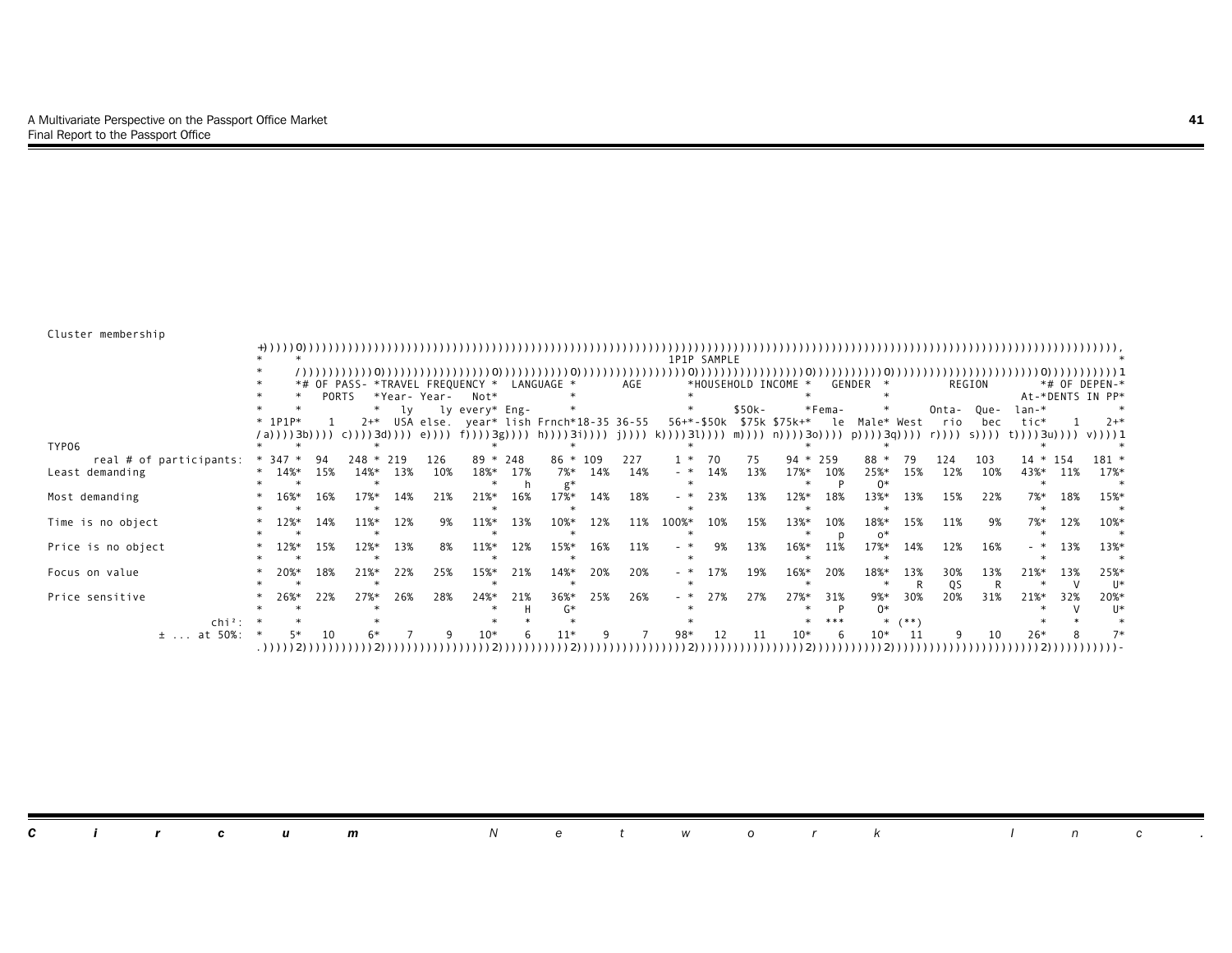Cluster membership

| TYPO6 | 1P1P SAMPLE | # OF PASSPORTS | | TRAVEL FREQUENCY | | | LANGUAGE | | AGE | | | HOUSEHOLD INCOME | | | GENDER | | REGION | | | | # OF DEPENDENTS IN PP | |
|---|---|---|---|---|---|---|---|---|---|---|---|---|---|---|---|---|---|---|---|---|---|---|
| | 1P1P | 1 | 2+ | USA | Yearly else. | Not every year | English | French | 18-35 | 36-55 | 56+ | -$50k | $50k-$75k | $75k+ | Female | Male | West | Ontario | Quebec | Atlantic | 1 | 2+ |
| | (a) | (b) | (c) | (d) | (e) | (f) | (g) | (h) | (i) | (j) | (k) | (l) | (m) | (n) | (o) | (p) | (q) | (r) | (s) | (t) | (u) | (v) |
| real # of participants: | 347 | 94 | 248 | 219 | 126 | 89 | 248 | 86 | 109 | 227 | 1 | 70 | 75 | 94 | 259 | 88 | 79 | 124 | 103 | 14 | 154 | 181 |
| Least demanding | 14% | 15% | 14% | 13% | 10% | 18% | 17% h | 7% g | 14% | 14% | - | 14% | 13% | 17% | 10% P | 25% O | 15% | 12% | 10% | 43% | 11% | 17% |
| Most demanding | 16% | 16% | 17% | 14% | 21% | 21% | 16% | 17% | 14% | 18% | - | 23% | 13% | 12% | 18% | 13% | 13% | 15% | 22% | 7% | 18% | 15% |
| Time is no object | 12% | 14% | 11% | 12% | 9% | 11% | 13% | 10% | 12% | 11% | 100% | 10% | 15% | 13% | 10% p | 18% o | 15% | 11% | 9% | 7% | 12% | 10% |
| Price is no object | 12% | 15% | 12% | 13% | 8% | 11% | 12% | 15% | 16% | 11% | - | 9% | 13% | 16% | 11% | 17% | 14% | 12% | 16% | - | 13% | 13% |
| Focus on value | 20% | 18% | 21% | 22% | 25% | 15% | 21% | 14% | 20% | 20% | - | 17% | 19% | 16% | 20% | 18% | 13% R | 30% QS | 13% R | 21% | 13% V | 25% U |
| Price sensitive | 26% | 22% | 27% | 26% | 28% | 24% | 21% H | 36% G | 25% | 26% | - | 27% | 27% | 27% | 31% P | 9% O | 30% | 20% | 31% | 21% | 32% V | 20% U |
| chi²: | | | | | | | | | | | | | | | *** | | (**) | | | | | |
| ± ... at 50%: | 5 | 10 | 6 | 7 | 9 | 10 | 6 | 11 | 9 | 7 | 98 | 12 | 11 | 10 | 6 | 10 | 11 | 9 | 10 | 26 | 8 | 7 |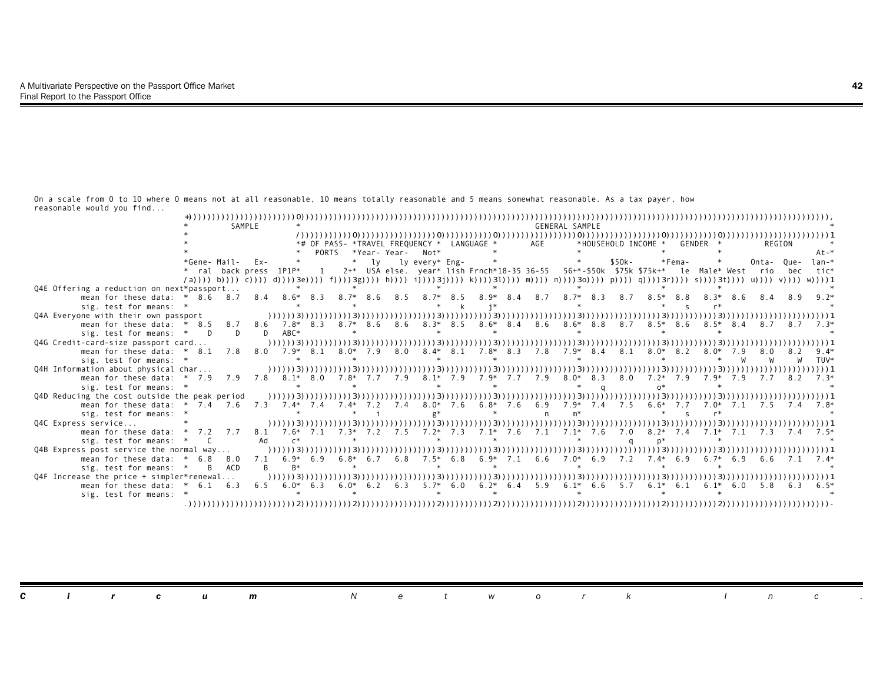On a scale from 0 to 10 where 0 means not at all reasonable, 10 means totally reasonable and 5 means somewhat reasonable. As a tax payer, how reasonable would you find...

| | SAMPLE | | | | GENERAL SAMPLE | | | | | | | | | | | | | | | | | | |
|---|---|---|---|---|---|---|---|---|---|---|---|---|---|---|---|---|---|---|---|---|---|---|---|
| | | | | | # OF PASSPORTS | | TRAVEL FREQUENCY | | | LANGUAGE | | AGE | | | HOUSEHOLD INCOME | | | GENDER | | REGION | | | |
| | General | Mail-back | Express | 1P1P | 1 | 2+ | Yearly USA | Yearly else | Not every year | English | French | 18-35 | 36-55 | 56+ | -$50k | $50k-$75k | $75k+ | Female | Male | West | Ontario | Quebec | Atlantic |
| | a | b | c | d | e | f | g | h | i | j | k | l | m | n | o | p | q | r | s | t | u | v | w |
| **Q4E Offering a reduction on next passport...** | | | | | | | | | | | | | | | | | | | | | | | |
| mean for these data: | 8.6 | 8.7 | 8.4 | 8.6 | 8.3 | 8.7 | 8.6 | 8.5 | 8.7 | 8.5 | 8.9 | 8.4 | 8.7 | 8.7 | 8.3 | 8.7 | 8.5 | 8.8 | 8.3 | 8.6 | 8.4 | 8.9 | 9.2 |
| sig. test for means: | | | | | | | | | | k | j | | | | | | | s | r | | | | |
| **Q4A Everyone with their own passport** | | | | | | | | | | | | | | | | | | | | | | | |
| mean for these data: | 8.5 | 8.7 | 8.6 | 7.8 | 8.3 | 8.7 | 8.6 | 8.6 | 8.3 | 8.5 | 8.6 | 8.4 | 8.6 | 8.6 | 8.8 | 8.7 | 8.5 | 8.6 | 8.5 | 8.4 | 8.7 | 8.7 | 7.3 |
| sig. test for means: | D | D | D | ABC | | | | | | | | | | | | | | | | | | | |
| **Q4G Credit-card-size passport card...** | | | | | | | | | | | | | | | | | | | | | | | |
| mean for these data: | 8.1 | 7.8 | 8.0 | 7.9 | 8.1 | 8.0 | 7.9 | 8.0 | 8.4 | 8.1 | 7.8 | 8.3 | 7.8 | 7.9 | 8.4 | 8.1 | 8.0 | 8.2 | 8.0 | 7.9 | 8.0 | 8.2 | 9.4 |
| sig. test for means: | | | | | | | | | | | | | | | | | | | | W | W | W | TUV |
| **Q4H Information about physical char...** | | | | | | | | | | | | | | | | | | | | | | | |
| mean for these data: | 7.9 | 7.9 | 7.8 | 8.1 | 8.0 | 7.8 | 7.7 | 7.9 | 8.1 | 7.9 | 7.9 | 7.7 | 7.9 | 8.0 | 8.3 | 8.0 | 7.2 | 7.9 | 7.9 | 7.9 | 7.7 | 8.2 | 7.3 |
| sig. test for means: | | | | | | | | | | | | | | | q | | o | | | | | | |
| **Q4D Reducing the cost outside the peak period** | | | | | | | | | | | | | | | | | | | | | | | |
| mean for these data: | 7.4 | 7.6 | 7.3 | 7.4 | 7.4 | 7.4 | 7.2 | 7.4 | 8.0 | 7.6 | 6.8 | 7.6 | 6.9 | 7.9 | 7.4 | 7.5 | 6.6 | 7.7 | 7.0 | 7.1 | 7.5 | 7.4 | 7.8 |
| sig. test for means: | | | | | | | i | | g | | | | n | m | | | | s | r | | | | |
| **Q4C Express service...** | | | | | | | | | | | | | | | | | | | | | | | |
| mean for these data: | 7.2 | 7.7 | 8.1 | 7.6 | 7.1 | 7.3 | 7.2 | 7.5 | 7.2 | 7.3 | 7.1 | 7.6 | 7.1 | 7.1 | 7.6 | 7.0 | 8.2 | 7.4 | 7.1 | 7.1 | 7.3 | 7.4 | 7.5 |
| sig. test for means: | C | | Ad | c | | | | | | | | | | | | q | p | | | | | | |
| **Q4B Express post service the normal way...** | | | | | | | | | | | | | | | | | | | | | | | |
| mean for these data: | 6.8 | 8.0 | 7.1 | 6.9 | 6.9 | 6.8 | 6.7 | 6.8 | 7.5 | 6.8 | 6.9 | 7.1 | 6.6 | 7.0 | 6.9 | 7.2 | 7.4 | 6.9 | 6.7 | 6.9 | 6.6 | 7.1 | 7.4 |
| sig. test for means: | B | ACD | B | B | | | | | | | | | | | | | | | | | | | |
| **Q4F Increase the price + simpler renewal...** | | | | | | | | | | | | | | | | | | | | | | | |
| mean for these data: | 6.1 | 6.3 | 6.5 | 6.0 | 6.3 | 6.0 | 6.2 | 6.3 | 5.7 | 6.0 | 6.2 | 6.4 | 5.9 | 6.1 | 6.6 | 5.7 | 6.1 | 6.1 | 6.1 | 6.0 | 5.8 | 6.3 | 6.5 |
| sig. test for means: | | | | | | | | | | | | | | | | | | | | | | | |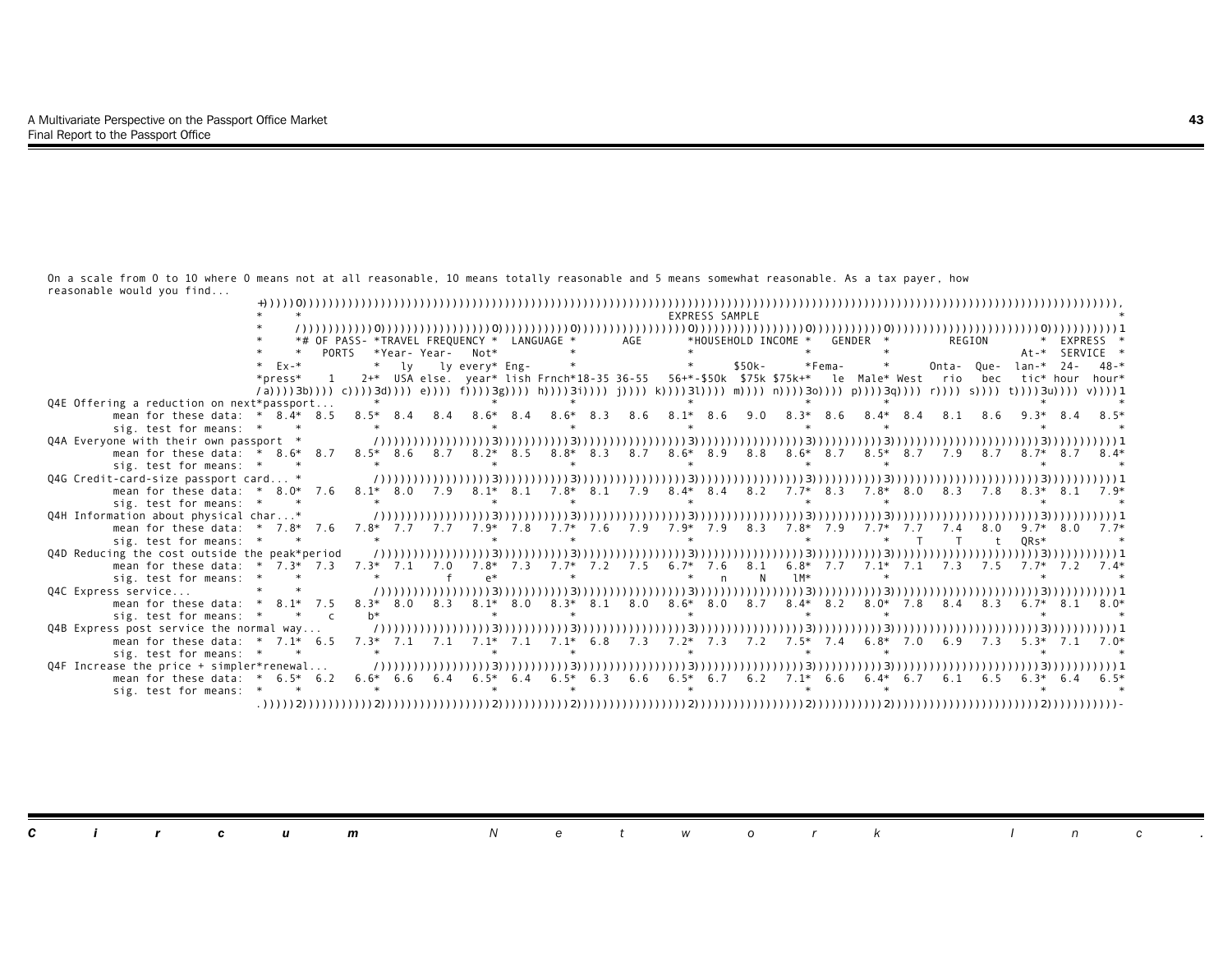On a scale from 0 to 10 where 0 means not at all reasonable, 10 means totally reasonable and 5 means somewhat reasonable. As a tax payer, how reasonable would you find...

EXPRESS SAMPLE

| | | # OF PASSPORTS | | TRAVEL FREQUENCY | | | LANGUAGE | | AGE | | | HOUSEHOLD INCOME | | | GENDER | | REGION | | | | EXPRESS SERVICE | |
|---|---|---|---|---|---|---|---|---|---|---|---|---|---|---|---|---|---|---|---|---|---|---|
| | Ex-press | 1 | 2+ | Yearly USA | Yearly else. | Not every year | English | French | 18-35 | 36-55 | 56+ | -$50k | $50k-$75k | $75k+ | Female | Male | West | Ontario | Quebec | Atlantic | 24-hour | 48-hour |
| | (a) | (b) | (c) | (d) | (e) | (f) | (g) | (h) | (i) | (j) | (k) | (l) | (m) | (n) | (o) | (p) | (q) | (r) | (s) | (t) | (u) | (v) |
| **Q4E Offering a reduction on next passport...** | | | | | | | | | | | | | | | | | | | | | | |
| mean for these data: | 8.4 | 8.5 | 8.5 | 8.4 | 8.4 | 8.6 | 8.4 | 8.6 | 8.3 | 8.6 | 8.1 | 8.6 | 9.0 | 8.3 | 8.6 | 8.4 | 8.4 | 8.1 | 8.6 | 9.3 | 8.4 | 8.5 |
| sig. test for means: | | | | | | | | | | | | | | | | | | | | | | |
| **Q4A Everyone with their own passport** | | | | | | | | | | | | | | | | | | | | | | |
| mean for these data: | 8.6 | 8.7 | 8.5 | 8.6 | 8.7 | 8.2 | 8.5 | 8.8 | 8.3 | 8.7 | 8.6 | 8.9 | 8.8 | 8.6 | 8.7 | 8.5 | 8.7 | 7.9 | 8.7 | 8.7 | 8.7 | 8.4 |
| sig. test for means: | | | | | | | | | | | | | | | | | | | | | | |
| **Q4G Credit-card-size passport card...** | | | | | | | | | | | | | | | | | | | | | | |
| mean for these data: | 8.0 | 7.6 | 8.1 | 8.0 | 7.9 | 8.1 | 8.1 | 7.8 | 8.1 | 7.9 | 8.4 | 8.4 | 8.2 | 7.7 | 8.3 | 7.8 | 8.0 | 8.3 | 7.8 | 8.3 | 8.1 | 7.9 |
| sig. test for means: | | | | | | | | | | | | | | | | | | | | | | |
| **Q4H Information about physical char...** | | | | | | | | | | | | | | | | | | | | | | |
| mean for these data: | 7.8 | 7.6 | 7.8 | 7.7 | 7.7 | 7.9 | 7.8 | 7.7 | 7.6 | 7.9 | 7.9 | 7.9 | 8.3 | 7.8 | 7.9 | 7.7 | 7.7 | 7.4 | 8.0 | 9.7 | 8.0 | 7.7 |
| sig. test for means: | | | | | | | | | | | | | | | | | T | T | t | QRs | | |
| **Q4D Reducing the cost outside the peak period** | | | | | | | | | | | | | | | | | | | | | | |
| mean for these data: | 7.3 | 7.3 | 7.3 | 7.1 | 7.0 | 7.8 | 7.3 | 7.7 | 7.2 | 7.5 | 6.7 | 7.6 | 8.1 | 6.8 | 7.7 | 7.1 | 7.1 | 7.3 | 7.5 | 7.7 | 7.2 | 7.4 |
| sig. test for means: | | | | | f | e | | | | | | n | N | lM | | | | | | | | |
| **Q4C Express service...** | | | | | | | | | | | | | | | | | | | | | | |
| mean for these data: | 8.1 | 7.5 | 8.3 | 8.0 | 8.3 | 8.1 | 8.0 | 8.3 | 8.1 | 8.0 | 8.6 | 8.0 | 8.7 | 8.4 | 8.2 | 8.0 | 7.8 | 8.4 | 8.3 | 6.7 | 8.1 | 8.0 |
| sig. test for means: | | c | b | | | | | | | | | | | | | | | | | | | |
| **Q4B Express post service the normal way...** | | | | | | | | | | | | | | | | | | | | | | |
| mean for these data: | 7.1 | 6.5 | 7.3 | 7.1 | 7.1 | 7.1 | 7.1 | 7.1 | 6.8 | 7.3 | 7.2 | 7.3 | 7.2 | 7.5 | 7.4 | 6.8 | 7.0 | 6.9 | 7.3 | 5.3 | 7.1 | 7.0 |
| sig. test for means: | | | | | | | | | | | | | | | | | | | | | | |
| **Q4F Increase the price + simpler renewal...** | | | | | | | | | | | | | | | | | | | | | | |
| mean for these data: | 6.5 | 6.2 | 6.6 | 6.6 | 6.4 | 6.5 | 6.4 | 6.5 | 6.3 | 6.6 | 6.5 | 6.7 | 6.2 | 7.1 | 6.6 | 6.4 | 6.7 | 6.1 | 6.5 | 6.3 | 6.4 | 6.5 |
| sig. test for means: | | | | | | | | | | | | | | | | | | | | | | |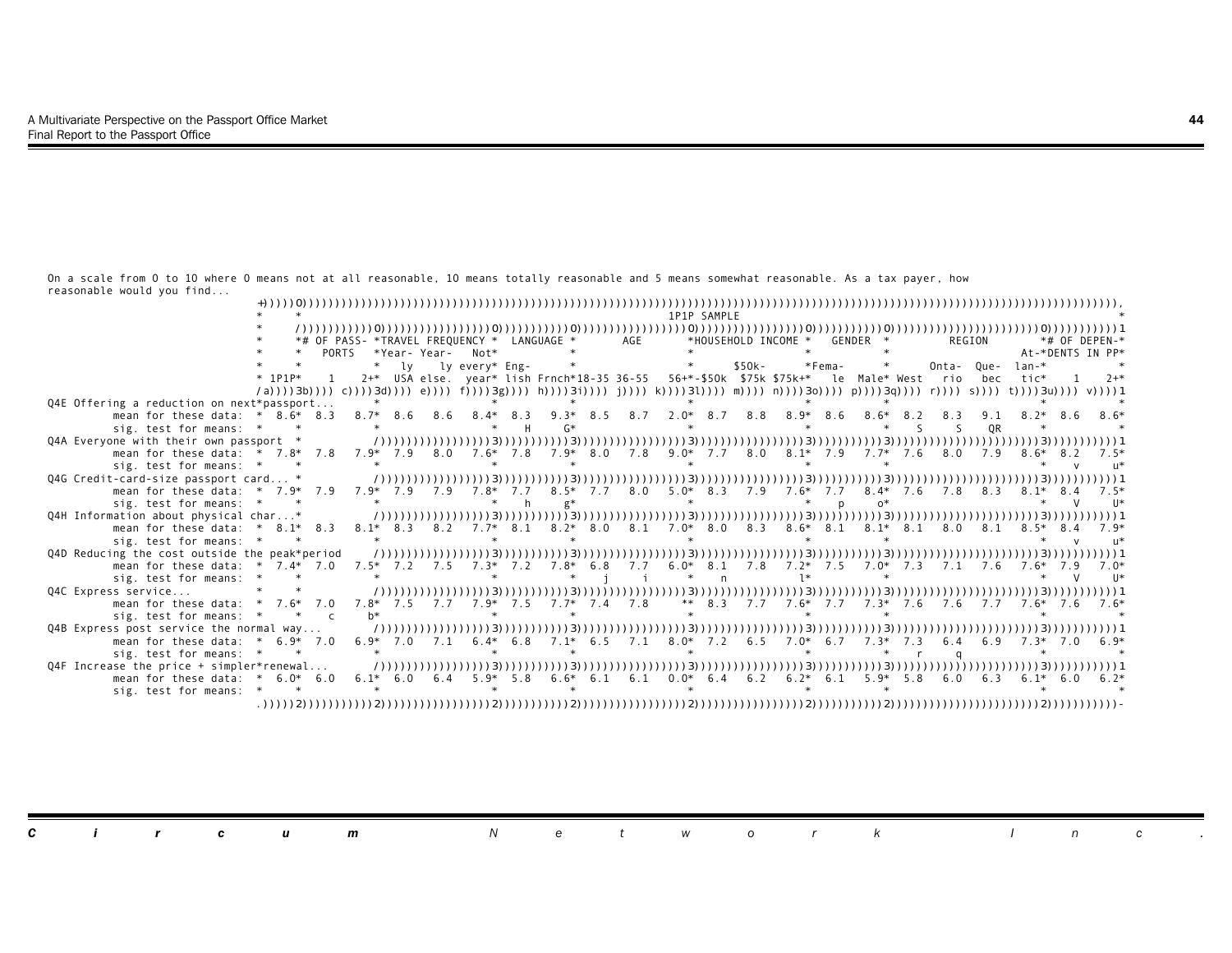On a scale from 0 to 10 where 0 means not at all reasonable, 10 means totally reasonable and 5 means somewhat reasonable. As a tax payer, how reasonable would you find...

| | 1P1P SAMPLE | # OF PASS-PORTS: 1 | # OF PASS-PORTS: 2+ | TRAVEL FREQUENCY: USA | TRAVEL FREQUENCY: Year-ly else. | TRAVEL FREQUENCY: Not every year | LANGUAGE: Eng-lish | LANGUAGE: Frnch | AGE: 18-35 | AGE: 36-55 | AGE: 56+ | HOUSEHOLD INCOME: -$50k | HOUSEHOLD INCOME: $50k-$75k | HOUSEHOLD INCOME: $75k+ | GENDER: Fema-le | GENDER: Male | REGION: West | REGION: Onta-rio | REGION: Que-bec | REGION: At-lan-tic | # OF DEPEN-DENTS IN PP: 1 | # OF DEPEN-DENTS IN PP: 2+ |
|---|---|---|---|---|---|---|---|---|---|---|---|---|---|---|---|---|---|---|---|---|---|---|
| | (a) | (b) | (c) | (d) | (e) | (f) | (g) | (h) | (i) | (j) | (k) | (l) | (m) | (n) | (o) | (p) | (q) | (r) | (s) | (t) | (u) | (v) |
| **Q4E Offering a reduction on next passport...** | | | | | | | | | | | | | | | | | | | | | | |
| mean for these data: | 8.6 | 8.3 | 8.7 | 8.6 | 8.6 | 8.4 | 8.3 | 9.3 | 8.5 | 8.7 | 2.0 | 8.7 | 8.8 | 8.9 | 8.6 | 8.6 | 8.2 | 8.3 | 9.1 | 8.2 | 8.6 | 8.6 |
| sig. test for means: | | | | | | | H | G | | | | | | | | | S | S | QR | | | |
| **Q4A Everyone with their own passport** | | | | | | | | | | | | | | | | | | | | | | |
| mean for these data: | 7.8 | 7.8 | 7.9 | 7.9 | 8.0 | 7.6 | 7.8 | 7.9 | 8.0 | 7.8 | 9.0 | 7.7 | 8.0 | 8.1 | 7.9 | 7.7 | 7.6 | 8.0 | 7.9 | 8.6 | 8.2 | 7.5 |
| sig. test for means: | | | | | | | | | | | | | | | | | | | | | v | u |
| **Q4G Credit-card-size passport card...** | | | | | | | | | | | | | | | | | | | | | | |
| mean for these data: | 7.9 | 7.9 | 7.9 | 7.9 | 7.9 | 7.8 | 7.7 | 8.5 | 7.7 | 8.0 | 5.0 | 8.3 | 7.9 | 7.6 | 7.7 | 8.4 | 7.6 | 7.8 | 8.3 | 8.1 | 8.4 | 7.5 |
| sig. test for means: | | | | | | | h | g | | | | | | | p | o | | | | | V | U |
| **Q4H Information about physical char...** | | | | | | | | | | | | | | | | | | | | | | |
| mean for these data: | 8.1 | 8.3 | 8.1 | 8.3 | 8.2 | 7.7 | 8.1 | 8.2 | 8.0 | 8.1 | 7.0 | 8.0 | 8.3 | 8.6 | 8.1 | 8.1 | 8.1 | 8.0 | 8.1 | 8.5 | 8.4 | 7.9 |
| sig. test for means: | | | | | | | | | | | | | | | | | | | | | v | u |
| **Q4D Reducing the cost outside the peak period** | | | | | | | | | | | | | | | | | | | | | | |
| mean for these data: | 7.4 | 7.0 | 7.5 | 7.2 | 7.5 | 7.3 | 7.2 | 7.8 | 6.8 | 7.7 | 6.0 | 8.1 | 7.8 | 7.2 | 7.5 | 7.0 | 7.3 | 7.1 | 7.6 | 7.6 | 7.9 | 7.0 |
| sig. test for means: | | | | | | | | | j | i | | n | | l | | | | | | | V | U |
| **Q4C Express service...** | | | | | | | | | | | | | | | | | | | | | | |
| mean for these data: | 7.6 | 7.0 | 7.8 | 7.5 | 7.7 | 7.9 | 7.5 | 7.7 | 7.4 | 7.8 | ** | 8.3 | 7.7 | 7.6 | 7.7 | 7.3 | 7.6 | 7.6 | 7.7 | 7.6 | 7.6 | 7.6 |
| sig. test for means: | | c | b | | | | | | | | | | | | | | | | | | | |
| **Q4B Express post service the normal way...** | | | | | | | | | | | | | | | | | | | | | | |
| mean for these data: | 6.9 | 7.0 | 6.9 | 7.0 | 7.1 | 6.4 | 6.8 | 7.1 | 6.5 | 7.1 | 8.0 | 7.2 | 6.5 | 7.0 | 6.7 | 7.3 | 7.3 | 6.4 | 6.9 | 7.3 | 7.0 | 6.9 |
| sig. test for means: | | | | | | | | | | | | | | | | | r | q | | | | |
| **Q4F Increase the price + simpler renewal...** | | | | | | | | | | | | | | | | | | | | | | |
| mean for these data: | 6.0 | 6.0 | 6.1 | 6.0 | 6.4 | 5.9 | 5.8 | 6.6 | 6.1 | 6.1 | 0.0 | 6.4 | 6.2 | 6.2 | 6.1 | 5.9 | 5.8 | 6.0 | 6.3 | 6.1 | 6.0 | 6.2 |
| sig. test for means: | | | | | | | | | | | | | | | | | | | | | | |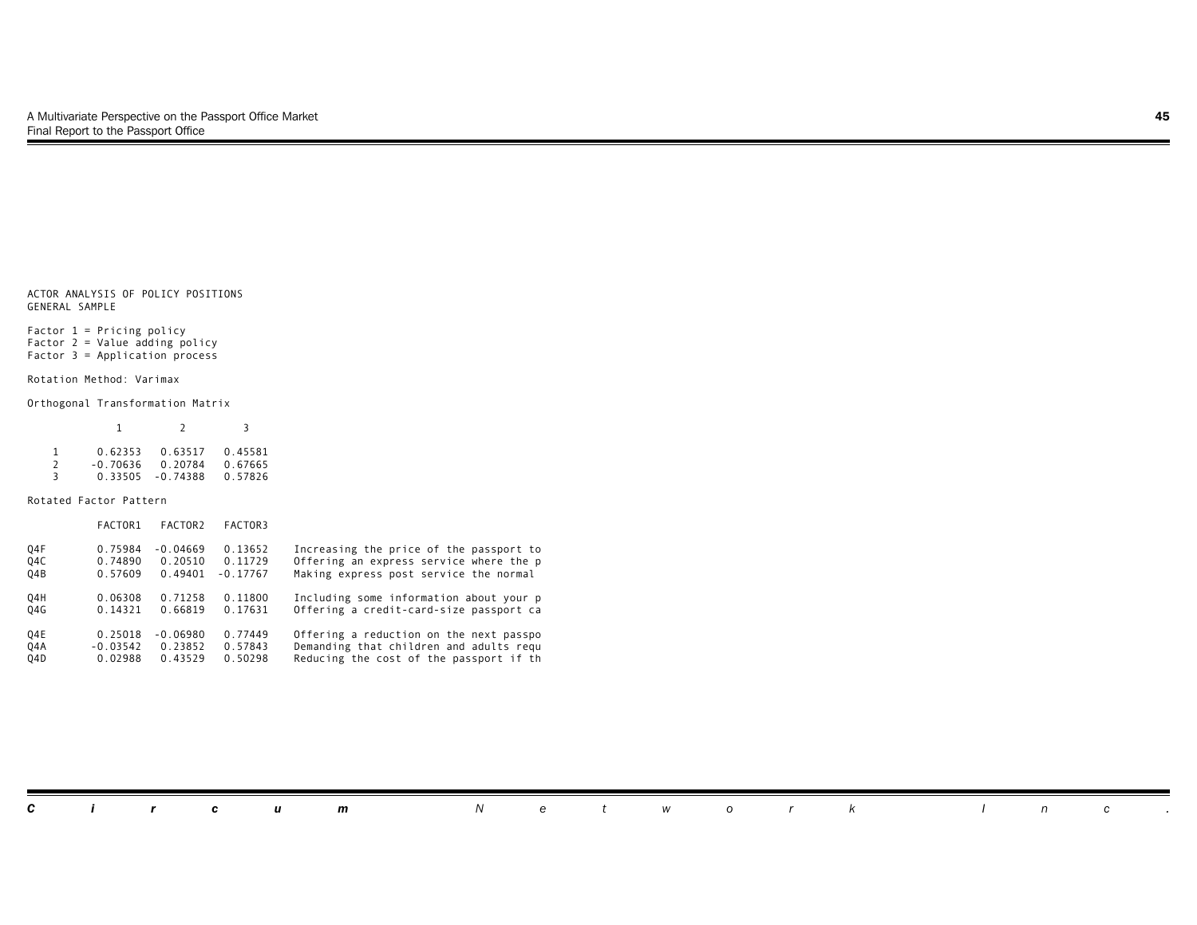ACTOR ANALYSIS OF POLICY POSITIONS
GENERAL SAMPLE

Factor 1 = Pricing policy
Factor 2 = Value adding policy
Factor 3 = Application process

Rotation Method: Varimax

Orthogonal Transformation Matrix

|   | 1 | 2 | 3 |
|---|---|---|---|
| 1 | 0.62353 | 0.63517 | 0.45581 |
| 2 | -0.70636 | 0.20784 | 0.67665 |
| 3 | 0.33505 | -0.74388 | 0.57826 |

Rotated Factor Pattern

|   | FACTOR1 | FACTOR2 | FACTOR3 |   |
|---|---|---|---|---|
| Q4F | 0.75984 | -0.04669 | 0.13652 | Increasing the price of the passport to |
| Q4C | 0.74890 | 0.20510 | 0.11729 | Offering an express service where the p |
| Q4B | 0.57609 | 0.49401 | -0.17767 | Making express post service the normal |
| Q4H | 0.06308 | 0.71258 | 0.11800 | Including some information about your p |
| Q4G | 0.14321 | 0.66819 | 0.17631 | Offering a credit-card-size passport ca |
| Q4E | 0.25018 | -0.06980 | 0.77449 | Offering a reduction on the next passpo |
| Q4A | -0.03542 | 0.23852 | 0.57843 | Demanding that children and adults requ |
| Q4D | 0.02988 | 0.43529 | 0.50298 | Reducing the cost of the passport if th |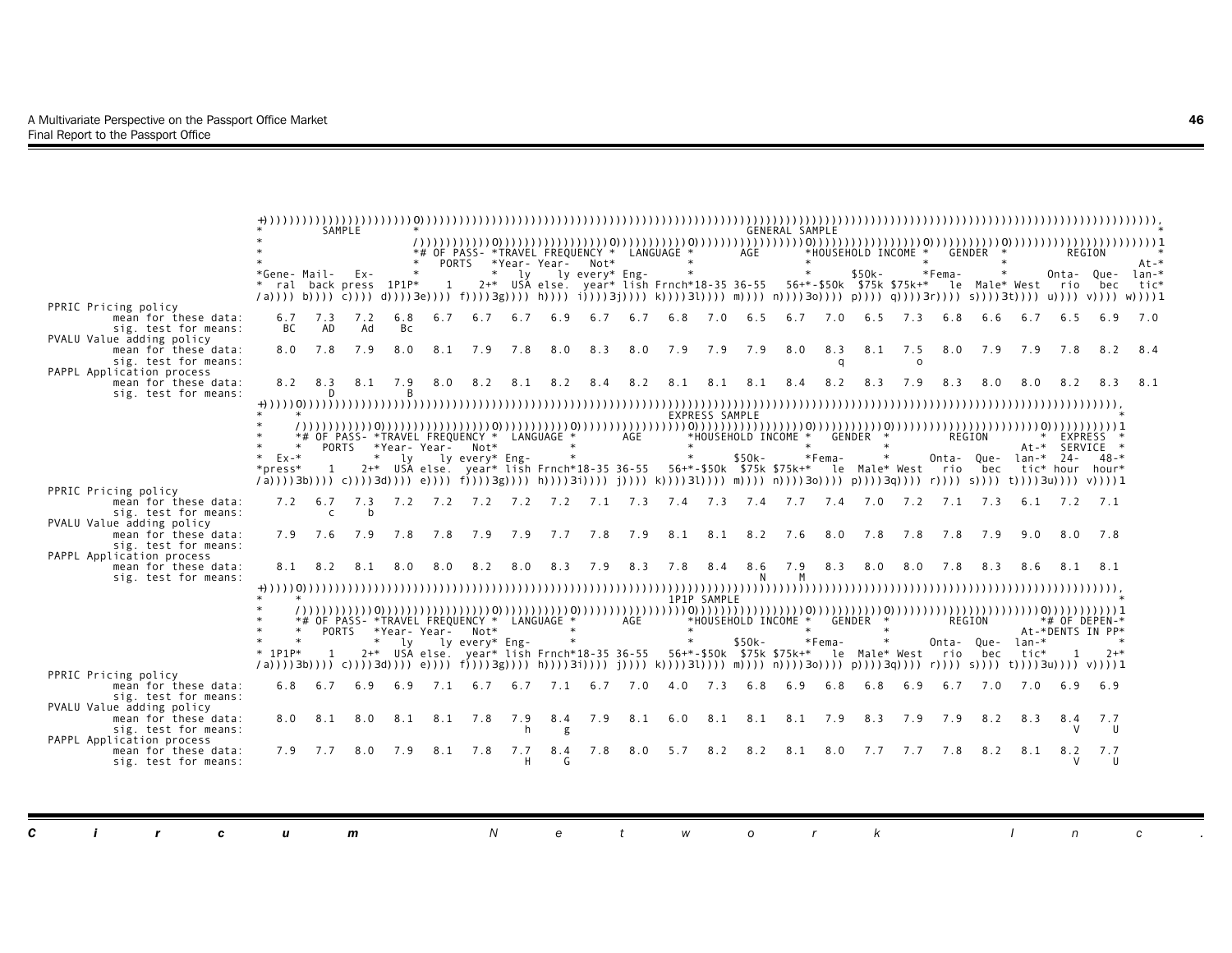**GENERAL SAMPLE**

| | General (a) | Mail-back (b) | Express (c) | 1P1P (d) | # of passports: 1 (e) | # of passports: 2+ (f) | Travel frequency: Yearly USA (g) | Travel frequency: Yearly else. (h) | Travel frequency: Not every year (i) | Language: English (j) | Language: French (k) | Age: 18-35 (l) | Age: 36-55 (m) | Age: 56+ (n) | Household income: -$50k (o) | Household income: $50k-$75k (p) | Household income: $75k+ (q) | Gender: Female (r) | Gender: Male (s) | Region: West (t) | Region: Ontario (u) | Region: Quebec (v) | Region: Atlantic (w) |
|---|---|---|---|---|---|---|---|---|---|---|---|---|---|---|---|---|---|---|---|---|---|---|---|
| **PPRIC Pricing policy** | | | | | | | | | | | | | | | | | | | | | | | |
| mean for these data: | 6.7 | 7.3 | 7.2 | 6.8 | 6.7 | 6.7 | 6.7 | 6.9 | 6.7 | 6.7 | 6.8 | 7.0 | 6.5 | 6.7 | 7.0 | 6.5 | 7.3 | 6.8 | 6.6 | 6.7 | 6.5 | 6.9 | 7.0 |
| sig. test for means: | BC | AD | Ad | Bc | | | | | | | | | | | | | | | | | | | |
| **PVALU Value adding policy** | | | | | | | | | | | | | | | | | | | | | | | |
| mean for these data: | 8.0 | 7.8 | 7.9 | 8.0 | 8.1 | 7.9 | 7.8 | 8.0 | 8.3 | 8.0 | 7.9 | 7.9 | 7.9 | 8.0 | 8.3 | 8.1 | 7.5 | 8.0 | 7.9 | 7.9 | 7.8 | 8.2 | 8.4 |
| sig. test for means: | | | | | | | | | | | | | | | q | | o | | | | | | |
| **PAPPL Application process** | | | | | | | | | | | | | | | | | | | | | | | |
| mean for these data: | 8.2 | 8.3 | 8.1 | 7.9 | 8.0 | 8.2 | 8.1 | 8.2 | 8.4 | 8.2 | 8.1 | 8.1 | 8.1 | 8.4 | 8.2 | 8.3 | 7.9 | 8.3 | 8.0 | 8.0 | 8.2 | 8.3 | 8.1 |
| sig. test for means: | | D | | B | | | | | | | | | | | | | | | | | | | |

**EXPRESS SAMPLE**

| | Express (a) | # of passports: 1 (b) | # of passports: 2+ (c) | Travel frequency: Yearly USA (d) | Travel frequency: Yearly else. (e) | Travel frequency: Not every year (f) | Language: English (g) | Language: French (h) | Age: 18-35 (i) | Age: 36-55 (j) | Age: 56+ (k) | Household income: -$50k (l) | Household income: $50k-$75k (m) | Household income: $75k+ (n) | Gender: Female (o) | Gender: Male (p) | Region: West (q) | Region: Ontario (r) | Region: Quebec (s) | Region: Atlantic (t) | Express service: 24-hour (u) | Express service: 48-hour (v) |
|---|---|---|---|---|---|---|---|---|---|---|---|---|---|---|---|---|---|---|---|---|---|---|
| **PPRIC Pricing policy** | | | | | | | | | | | | | | | | | | | | | | |
| mean for these data: | 7.2 | 6.7 | 7.3 | 7.2 | 7.2 | 7.2 | 7.2 | 7.2 | 7.1 | 7.3 | 7.4 | 7.3 | 7.4 | 7.7 | 7.4 | 7.0 | 7.2 | 7.1 | 7.3 | 6.1 | 7.2 | 7.1 |
| sig. test for means: | | c | b | | | | | | | | | | | | | | | | | | | |
| **PVALU Value adding policy** | | | | | | | | | | | | | | | | | | | | | | |
| mean for these data: | 7.9 | 7.6 | 7.9 | 7.8 | 7.8 | 7.9 | 7.9 | 7.7 | 7.8 | 7.9 | 8.1 | 8.1 | 8.2 | 7.6 | 8.0 | 7.8 | 7.8 | 7.8 | 7.9 | 9.0 | 8.0 | 7.8 |
| sig. test for means: | | | | | | | | | | | | | | | | | | | | | | |
| **PAPPL Application process** | | | | | | | | | | | | | | | | | | | | | | |
| mean for these data: | 8.1 | 8.2 | 8.1 | 8.0 | 8.0 | 8.2 | 8.0 | 8.3 | 7.9 | 8.3 | 7.8 | 8.4 | 8.6 | 7.9 | 8.3 | 8.0 | 8.0 | 7.8 | 8.3 | 8.6 | 8.1 | 8.1 |
| sig. test for means: | | | | | | | | | | | | | N | M | | | | | | | | |

**1P1P SAMPLE**

| | 1P1P (a) | # of passports: 1 (b) | # of passports: 2+ (c) | Travel frequency: Yearly USA (d) | Travel frequency: Yearly else. (e) | Travel frequency: Not every year (f) | Language: English (g) | Language: French (h) | Age: 18-35 (i) | Age: 36-55 (j) | Age: 56+ (k) | Household income: -$50k (l) | Household income: $50k-$75k (m) | Household income: $75k+ (n) | Gender: Female (o) | Gender: Male (p) | Region: West (q) | Region: Ontario (r) | Region: Quebec (s) | Region: Atlantic (t) | # of dependents in PP: 1 (u) | # of dependents in PP: 2+ (v) |
|---|---|---|---|---|---|---|---|---|---|---|---|---|---|---|---|---|---|---|---|---|---|---|
| **PPRIC Pricing policy** | | | | | | | | | | | | | | | | | | | | | | |
| mean for these data: | 6.8 | 6.7 | 6.9 | 6.9 | 7.1 | 6.7 | 6.7 | 7.1 | 6.7 | 7.0 | 4.0 | 7.3 | 6.8 | 6.9 | 6.8 | 6.8 | 6.9 | 6.7 | 7.0 | 7.0 | 6.9 | 6.9 |
| sig. test for means: | | | | | | | | | | | | | | | | | | | | | | |
| **PVALU Value adding policy** | | | | | | | | | | | | | | | | | | | | | | |
| mean for these data: | 8.0 | 8.1 | 8.0 | 8.1 | 8.1 | 7.8 | 7.9 | 8.4 | 7.9 | 8.1 | 6.0 | 8.1 | 8.1 | 8.1 | 7.9 | 8.3 | 7.9 | 7.9 | 8.2 | 8.3 | 8.4 | 7.7 |
| sig. test for means: | | | | | | | h | g | | | | | | | | | | | | | V | U |
| **PAPPL Application process** | | | | | | | | | | | | | | | | | | | | | | |
| mean for these data: | 7.9 | 7.7 | 8.0 | 7.9 | 8.1 | 7.8 | 7.7 | 8.4 | 7.8 | 8.0 | 5.7 | 8.2 | 8.2 | 8.1 | 8.0 | 7.7 | 7.7 | 7.8 | 8.2 | 8.1 | 8.2 | 7.7 |
| sig. test for means: | | | | | | | H | G | | | | | | | | | | | | | V | U |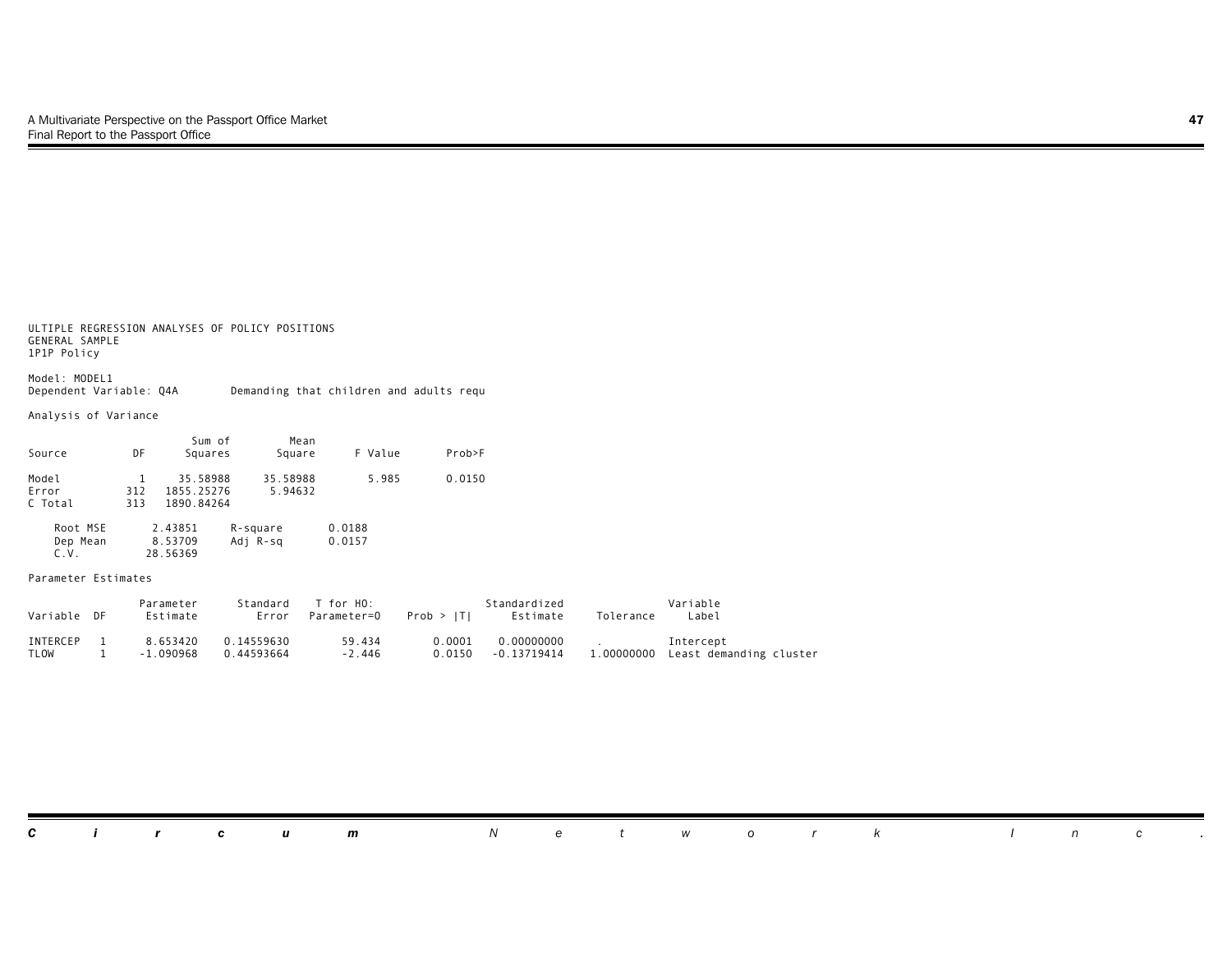ULTIPLE REGRESSION ANALYSES OF POLICY POSITIONS
GENERAL SAMPLE
1P1P Policy

Model: MODEL1
Dependent Variable: Q4A        Demanding that children and adults requ

Analysis of Variance

| Source | DF | Sum of Squares | Mean Square | F Value | Prob>F |
|---|---|---|---|---|---|
| Model | 1 | 35.58988 | 35.58988 | 5.985 | 0.0150 |
| Error | 312 | 1855.25276 | 5.94632 | | |
| C Total | 313 | 1890.84264 | | | |

| | | | |
|---|---|---|---|
| Root MSE | 2.43851 | R-square | 0.0188 |
| Dep Mean | 8.53709 | Adj R-sq | 0.0157 |
| C.V. | 28.56369 | | |

Parameter Estimates

| Variable | DF | Parameter Estimate | Standard Error | T for H0: Parameter=0 | Prob > \|T\| | Standardized Estimate | Tolerance | Variable Label |
|---|---|---|---|---|---|---|---|---|
| INTERCEP | 1 | 8.653420 | 0.14559630 | 59.434 | 0.0001 | 0.00000000 | . | Intercept |
| TLOW | 1 | -1.090968 | 0.44593664 | -2.446 | 0.0150 | -0.13719414 | 1.00000000 | Least demanding cluster |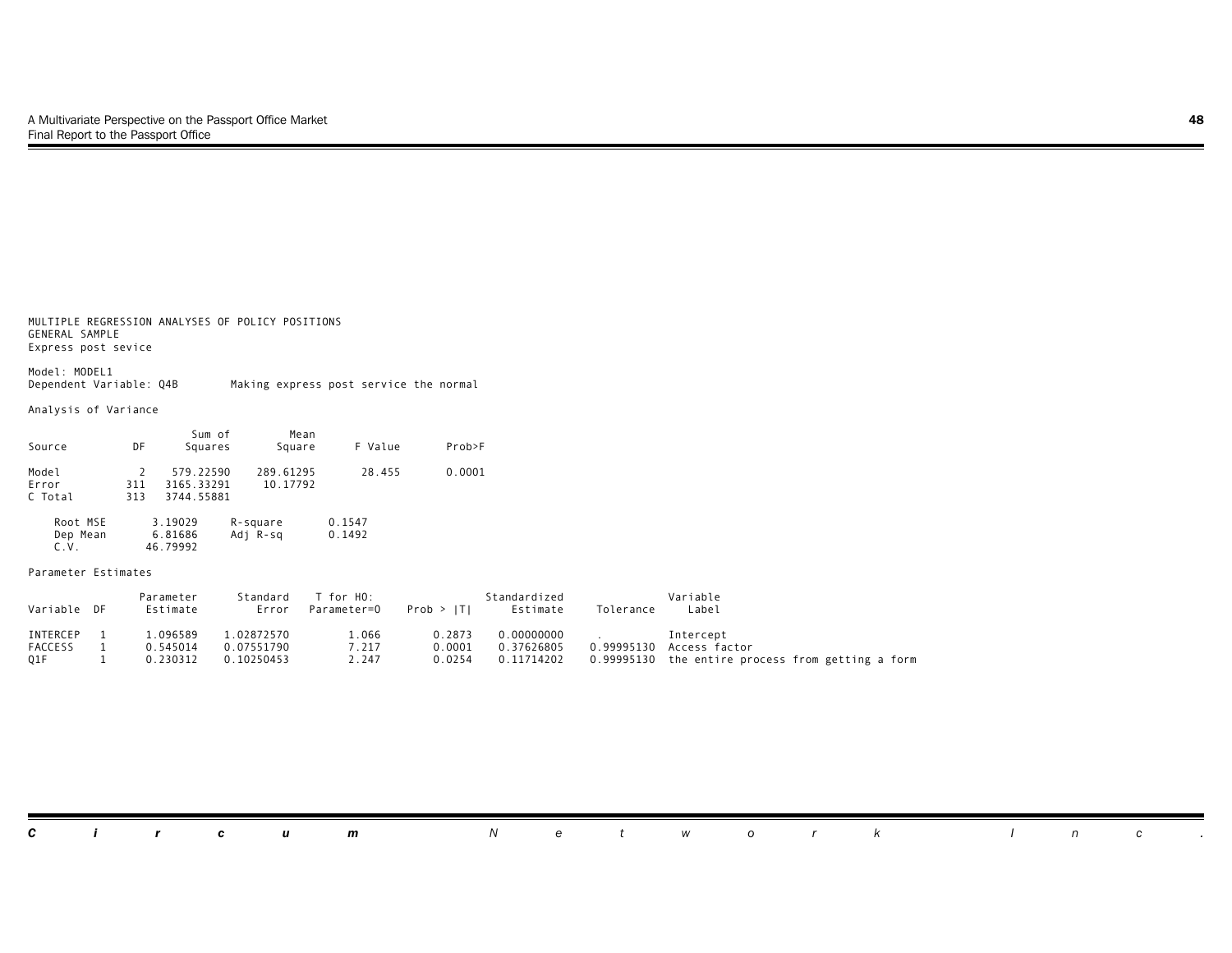MULTIPLE REGRESSION ANALYSES OF POLICY POSITIONS
GENERAL SAMPLE
Express post sevice

Model: MODEL1
Dependent Variable: Q4B        Making express post service the normal

Analysis of Variance

| Source | DF | Sum of Squares | Mean Square | F Value | Prob>F |
|---|---|---|---|---|---|
| Model | 2 | 579.22590 | 289.61295 | 28.455 | 0.0001 |
| Error | 311 | 3165.33291 | 10.17792 | | |
| C Total | 313 | 3744.55881 | | | |

| | | | |
|---|---|---|---|
| Root MSE | 3.19029 | R-square | 0.1547 |
| Dep Mean | 6.81686 | Adj R-sq | 0.1492 |
| C.V. | 46.79992 | | |

Parameter Estimates

| Variable | DF | Parameter Estimate | Standard Error | T for H0: Parameter=0 | Prob > \|T\| | Standardized Estimate | Tolerance | Variable Label |
|---|---|---|---|---|---|---|---|---|
| INTERCEP | 1 | 1.096589 | 1.02872570 | 1.066 | 0.2873 | 0.00000000 | . | Intercept |
| FACCESS | 1 | 0.545014 | 0.07551790 | 7.217 | 0.0001 | 0.37626805 | 0.99995130 | Access factor |
| Q1F | 1 | 0.230312 | 0.10250453 | 2.247 | 0.0254 | 0.11714202 | 0.99995130 | the entire process from getting a form |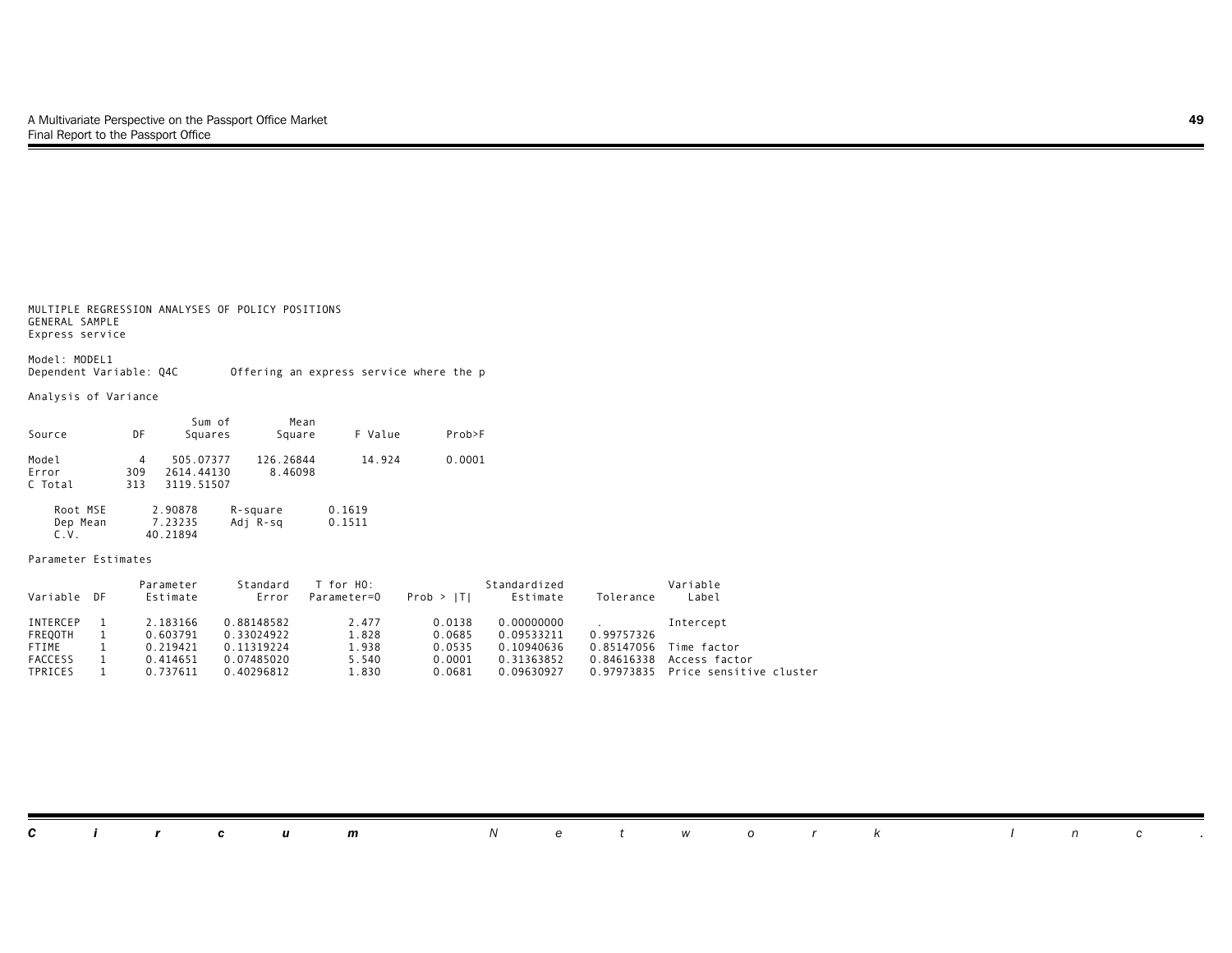MULTIPLE REGRESSION ANALYSES OF POLICY POSITIONS
GENERAL SAMPLE
Express service

Model: MODEL1
Dependent Variable: Q4C        Offering an express service where the p

Analysis of Variance

| Source | DF | Sum of Squares | Mean Square | F Value | Prob>F |
|---|---|---|---|---|---|
| Model | 4 | 505.07377 | 126.26844 | 14.924 | 0.0001 |
| Error | 309 | 2614.44130 | 8.46098 | | |
| C Total | 313 | 3119.51507 | | | |

| | | | |
|---|---|---|---|
| Root MSE | 2.90878 | R-square | 0.1619 |
| Dep Mean | 7.23235 | Adj R-sq | 0.1511 |
| C.V. | 40.21894 | | |

Parameter Estimates

| Variable | DF | Parameter Estimate | Standard Error | T for H0: Parameter=0 | Prob > \|T\| | Standardized Estimate | Tolerance | Variable Label |
|---|---|---|---|---|---|---|---|---|
| INTERCEP | 1 | 2.183166 | 0.88148582 | 2.477 | 0.0138 | 0.00000000 | . | Intercept |
| FREQOTH | 1 | 0.603791 | 0.33024922 | 1.828 | 0.0685 | 0.09533211 | 0.99757326 | |
| FTIME | 1 | 0.219421 | 0.11319224 | 1.938 | 0.0535 | 0.10940636 | 0.85147056 | Time factor |
| FACCESS | 1 | 0.414651 | 0.07485020 | 5.540 | 0.0001 | 0.31363852 | 0.84616338 | Access factor |
| TPRICES | 1 | 0.737611 | 0.40296812 | 1.830 | 0.0681 | 0.09630927 | 0.97973835 | Price sensitive cluster |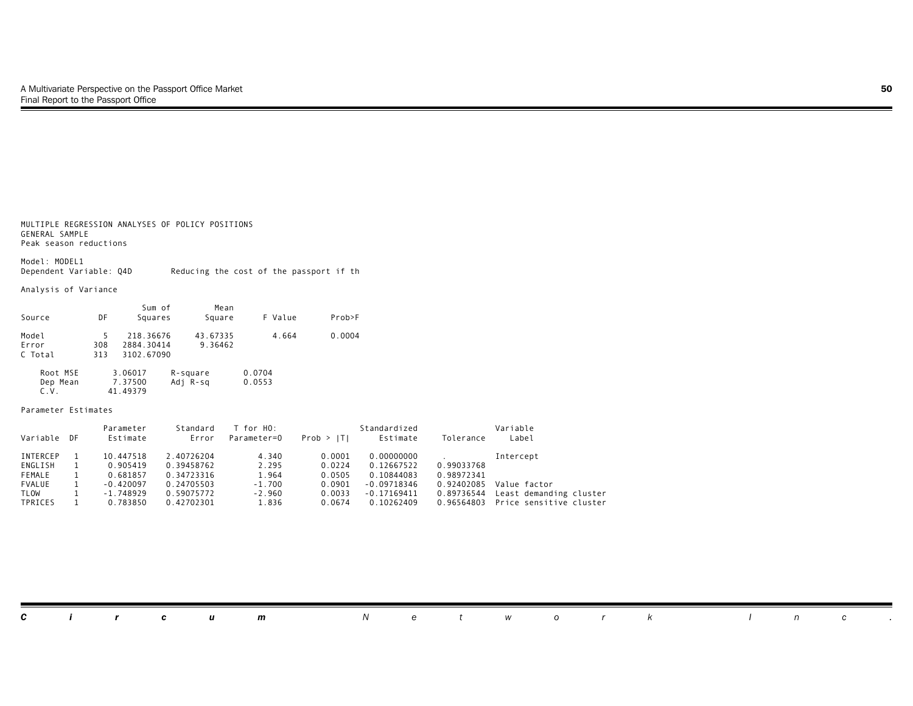MULTIPLE REGRESSION ANALYSES OF POLICY POSITIONS
GENERAL SAMPLE
Peak season reductions

Model: MODEL1
Dependent Variable: Q4D        Reducing the cost of the passport if th

Analysis of Variance

| Source | DF | Sum of Squares | Mean Square | F Value | Prob>F |
|---|---|---|---|---|---|
| Model | 5 | 218.36676 | 43.67335 | 4.664 | 0.0004 |
| Error | 308 | 2884.30414 | 9.36462 | | |
| C Total | 313 | 3102.67090 | | | |

| | | | |
|---|---|---|---|
| Root MSE | 3.06017 | R-square | 0.0704 |
| Dep Mean | 7.37500 | Adj R-sq | 0.0553 |
| C.V. | 41.49379 | | |

Parameter Estimates

| Variable | DF | Parameter Estimate | Standard Error | T for H0: Parameter=0 | Prob > \|T\| | Standardized Estimate | Tolerance | Variable Label |
|---|---|---|---|---|---|---|---|---|
| INTERCEP | 1 | 10.447518 | 2.40726204 | 4.340 | 0.0001 | 0.00000000 | . | Intercept |
| ENGLISH | 1 | 0.905419 | 0.39458762 | 2.295 | 0.0224 | 0.12667522 | 0.99033768 | |
| FEMALE | 1 | 0.681857 | 0.34723316 | 1.964 | 0.0505 | 0.10844083 | 0.98972341 | |
| FVALUE | 1 | -0.420097 | 0.24705503 | -1.700 | 0.0901 | -0.09718346 | 0.92402085 | Value factor |
| TLOW | 1 | -1.748929 | 0.59075772 | -2.960 | 0.0033 | -0.17169411 | 0.89736544 | Least demanding cluster |
| TPRICES | 1 | 0.783850 | 0.42702301 | 1.836 | 0.0674 | 0.10262409 | 0.96564803 | Price sensitive cluster |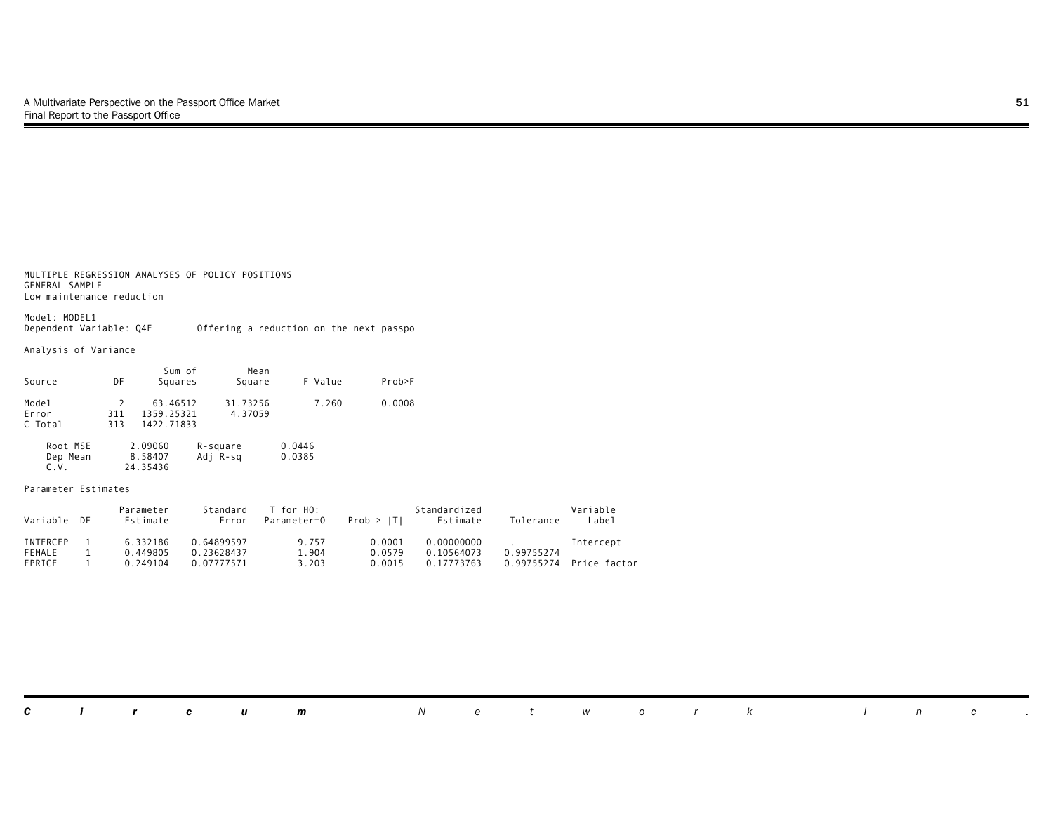MULTIPLE REGRESSION ANALYSES OF POLICY POSITIONS
GENERAL SAMPLE
Low maintenance reduction

Model: MODEL1
Dependent Variable: Q4E        Offering a reduction on the next passpo

Analysis of Variance

| Source | DF | Sum of Squares | Mean Square | F Value | Prob>F |
|---|---|---|---|---|---|
| Model | 2 | 63.46512 | 31.73256 | 7.260 | 0.0008 |
| Error | 311 | 1359.25321 | 4.37059 | | |
| C Total | 313 | 1422.71833 | | | |

| | | | |
|---|---|---|---|
| Root MSE | 2.09060 | R-square | 0.0446 |
| Dep Mean | 8.58407 | Adj R-sq | 0.0385 |
| C.V. | 24.35436 | | |

Parameter Estimates

| Variable | DF | Parameter Estimate | Standard Error | T for H0: Parameter=0 | Prob > \|T\| | Standardized Estimate | Tolerance | Variable Label |
|---|---|---|---|---|---|---|---|---|
| INTERCEP | 1 | 6.332186 | 0.64899597 | 9.757 | 0.0001 | 0.00000000 | . | Intercept |
| FEMALE | 1 | 0.449805 | 0.23628437 | 1.904 | 0.0579 | 0.10564073 | 0.99755274 | |
| FPRICE | 1 | 0.249104 | 0.07777571 | 3.203 | 0.0015 | 0.17773763 | 0.99755274 | Price factor |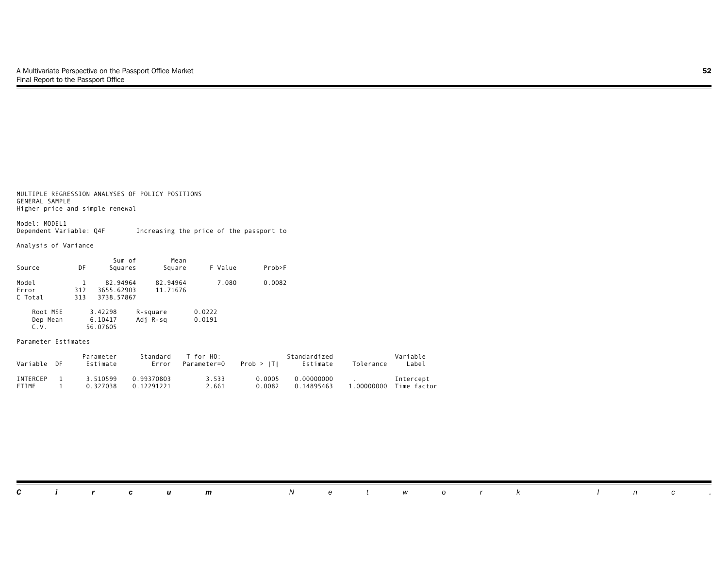MULTIPLE REGRESSION ANALYSES OF POLICY POSITIONS
GENERAL SAMPLE
Higher price and simple renewal

Model: MODEL1
Dependent Variable: Q4F        Increasing the price of the passport to

Analysis of Variance

| Source | DF | Sum of Squares | Mean Square | F Value | Prob>F |
|---|---|---|---|---|---|
| Model | 1 | 82.94964 | 82.94964 | 7.080 | 0.0082 |
| Error | 312 | 3655.62903 | 11.71676 | | |
| C Total | 313 | 3738.57867 | | | |

| | | | |
|---|---|---|---|
| Root MSE | 3.42298 | R-square | 0.0222 |
| Dep Mean | 6.10417 | Adj R-sq | 0.0191 |
| C.V. | 56.07605 | | |

Parameter Estimates

| Variable | DF | Parameter Estimate | Standard Error | T for H0: Parameter=0 | Prob > \|T\| | Standardized Estimate | Tolerance | Variable Label |
|---|---|---|---|---|---|---|---|---|
| INTERCEP | 1 | 3.510599 | 0.99370803 | 3.533 | 0.0005 | 0.00000000 | . | Intercept |
| FTIME | 1 | 0.327038 | 0.12291221 | 2.661 | 0.0082 | 0.14895463 | 1.00000000 | Time factor |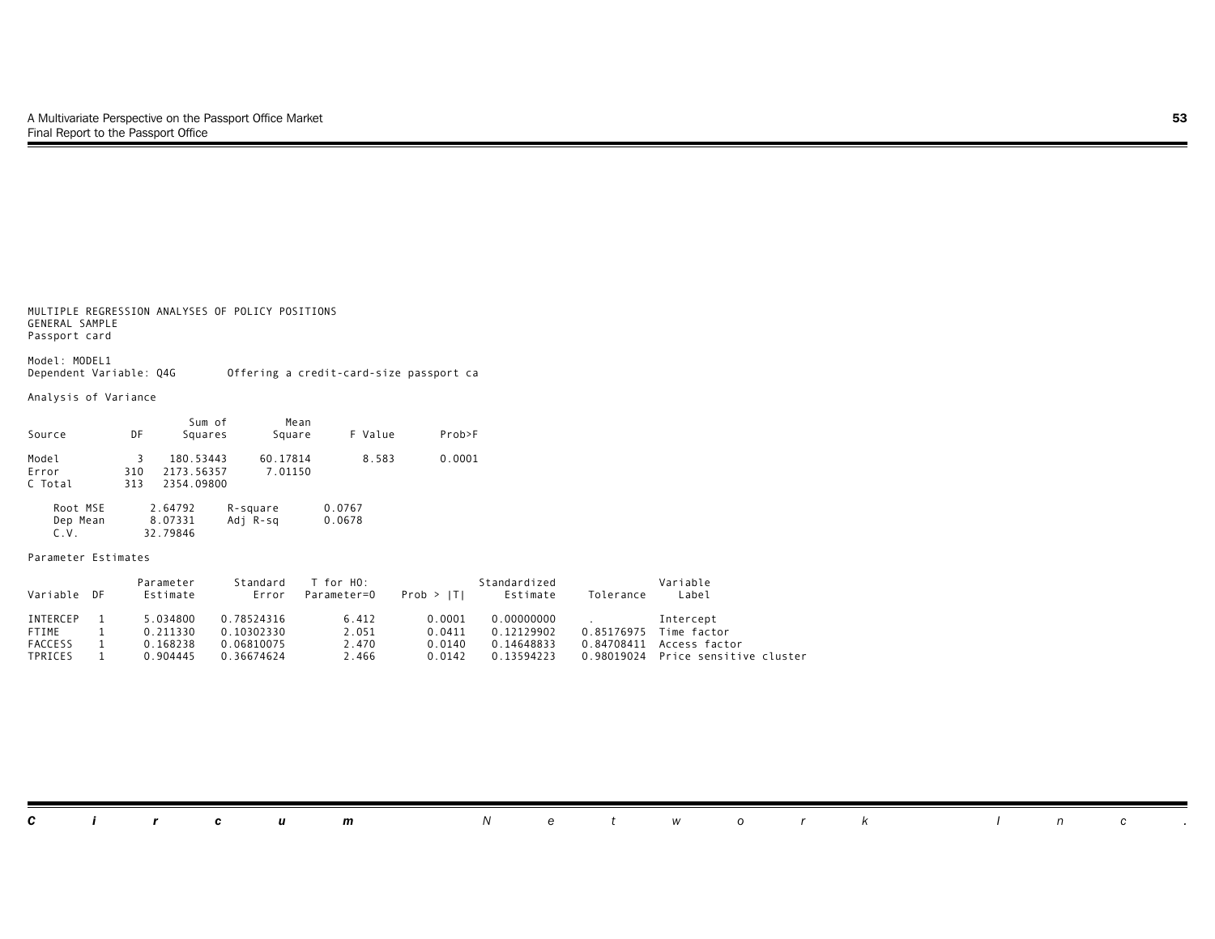MULTIPLE REGRESSION ANALYSES OF POLICY POSITIONS
GENERAL SAMPLE
Passport card

Model: MODEL1
Dependent Variable: Q4G Offering a credit-card-size passport ca

Analysis of Variance

| Source | DF | Sum of Squares | Mean Square | F Value | Prob>F |
|---|---|---|---|---|---|
| Model | 3 | 180.53443 | 60.17814 | 8.583 | 0.0001 |
| Error | 310 | 2173.56357 | 7.01150 | | |
| C Total | 313 | 2354.09800 | | | |

| | | | |
|---|---|---|---|
| Root MSE | 2.64792 | R-square | 0.0767 |
| Dep Mean | 8.07331 | Adj R-sq | 0.0678 |
| C.V. | 32.79846 | | |

Parameter Estimates

| Variable | DF | Parameter Estimate | Standard Error | T for H0: Parameter=0 | Prob > \|T\| | Standardized Estimate | Tolerance | Variable Label |
|---|---|---|---|---|---|---|---|---|
| INTERCEP | 1 | 5.034800 | 0.78524316 | 6.412 | 0.0001 | 0.00000000 | . | Intercept |
| FTIME | 1 | 0.211330 | 0.10302330 | 2.051 | 0.0411 | 0.12129902 | 0.85176975 | Time factor |
| FACCESS | 1 | 0.168238 | 0.06810075 | 2.470 | 0.0140 | 0.14648833 | 0.84708411 | Access factor |
| TPRICES | 1 | 0.904445 | 0.36674624 | 2.466 | 0.0142 | 0.13594223 | 0.98019024 | Price sensitive cluster |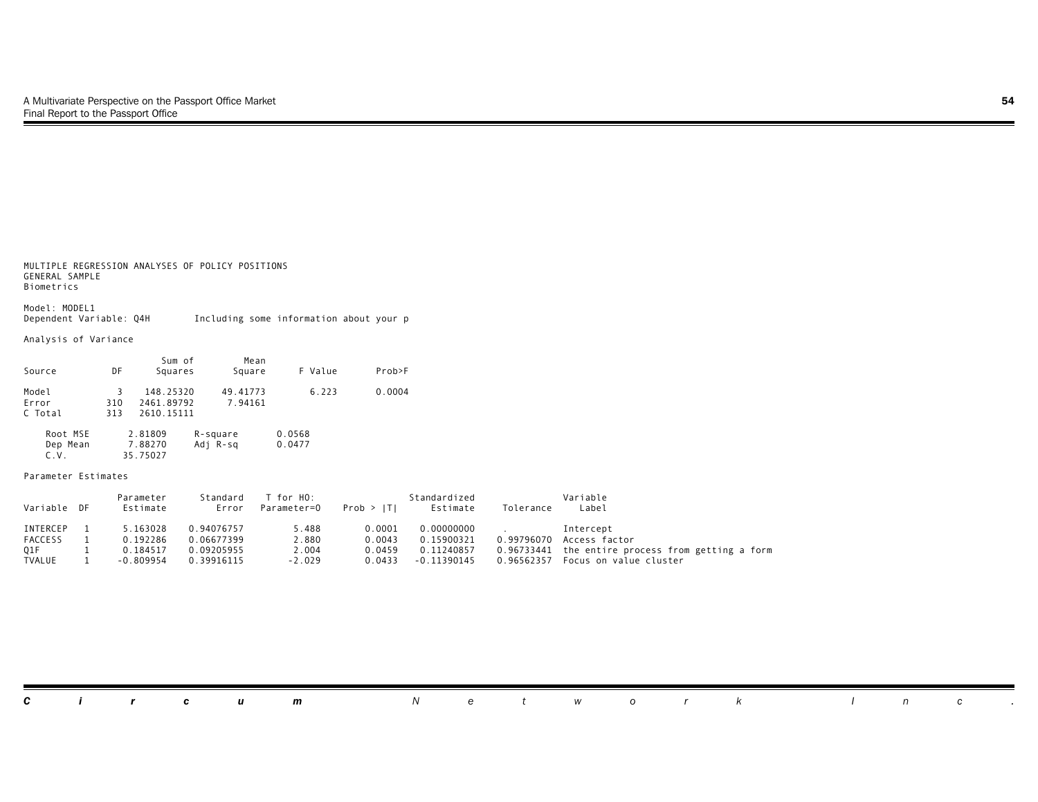MULTIPLE REGRESSION ANALYSES OF POLICY POSITIONS
GENERAL SAMPLE
Biometrics

Model: MODEL1
Dependent Variable: Q4H    Including some information about your p

Analysis of Variance

| Source | DF | Sum of Squares | Mean Square | F Value | Prob>F |
|---|---|---|---|---|---|
| Model | 3 | 148.25320 | 49.41773 | 6.223 | 0.0004 |
| Error | 310 | 2461.89792 | 7.94161 | | |
| C Total | 313 | 2610.15111 | | | |

| | | | |
|---|---|---|---|
| Root MSE | 2.81809 | R-square | 0.0568 |
| Dep Mean | 7.88270 | Adj R-sq | 0.0477 |
| C.V. | 35.75027 | | |

Parameter Estimates

| Variable | DF | Parameter Estimate | Standard Error | T for H0: Parameter=0 | Prob > \|T\| | Standardized Estimate | Tolerance | Variable Label |
|---|---|---|---|---|---|---|---|---|
| INTERCEP | 1 | 5.163028 | 0.94076757 | 5.488 | 0.0001 | 0.00000000 | . | Intercept |
| FACCESS | 1 | 0.192286 | 0.06677399 | 2.880 | 0.0043 | 0.15900321 | 0.99796070 | Access factor |
| Q1F | 1 | 0.184517 | 0.09205955 | 2.004 | 0.0459 | 0.11240857 | 0.96733441 | the entire process from getting a form |
| TVALUE | 1 | -0.809954 | 0.39916115 | -2.029 | 0.0433 | -0.11390145 | 0.96562357 | Focus on value cluster |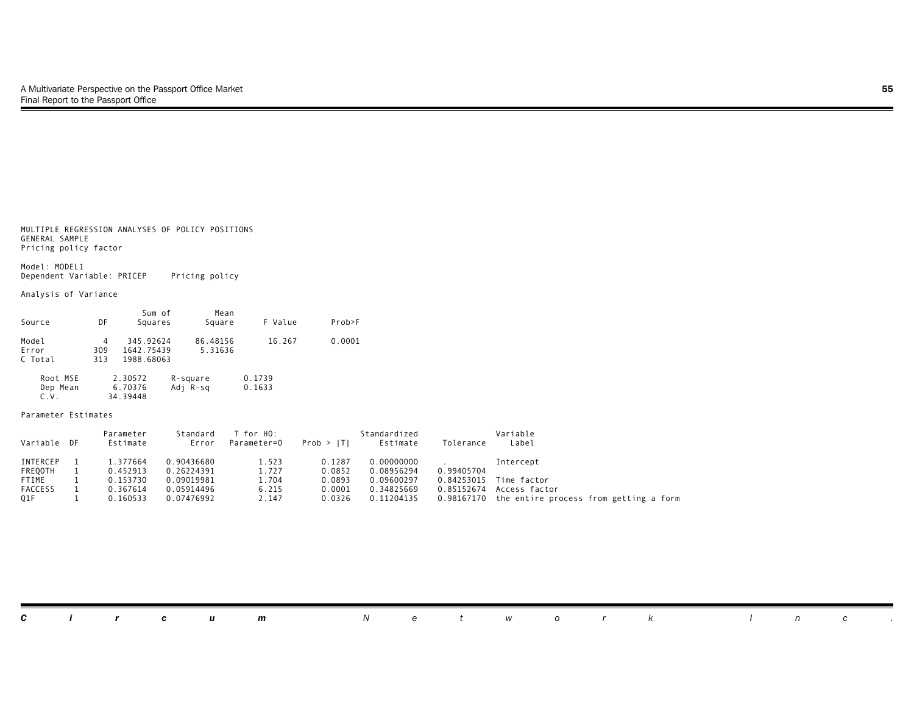MULTIPLE REGRESSION ANALYSES OF POLICY POSITIONS
GENERAL SAMPLE
Pricing policy factor

Model: MODEL1
Dependent Variable: PRICEP     Pricing policy

Analysis of Variance

| Source | DF | Sum of Squares | Mean Square | F Value | Prob>F |
|---|---|---|---|---|---|
| Model | 4 | 345.92624 | 86.48156 | 16.267 | 0.0001 |
| Error | 309 | 1642.75439 | 5.31636 | | |
| C Total | 313 | 1988.68063 | | | |

| | | | |
|---|---|---|---|
| Root MSE | 2.30572 | R-square | 0.1739 |
| Dep Mean | 6.70376 | Adj R-sq | 0.1633 |
| C.V. | 34.39448 | | |

Parameter Estimates

| Variable | DF | Parameter Estimate | Standard Error | T for H0: Parameter=0 | Prob > \|T\| | Standardized Estimate | Tolerance | Variable Label |
|---|---|---|---|---|---|---|---|---|
| INTERCEP | 1 | 1.377664 | 0.90436680 | 1.523 | 0.1287 | 0.00000000 | . | Intercept |
| FREQOTH | 1 | 0.452913 | 0.26224391 | 1.727 | 0.0852 | 0.08956294 | 0.99405704 | |
| FTIME | 1 | 0.153730 | 0.09019981 | 1.704 | 0.0893 | 0.09600297 | 0.84253015 | Time factor |
| FACCESS | 1 | 0.367614 | 0.05914496 | 6.215 | 0.0001 | 0.34825669 | 0.85152674 | Access factor |
| Q1F | 1 | 0.160533 | 0.07476992 | 2.147 | 0.0326 | 0.11204135 | 0.98167170 | the entire process from getting a form |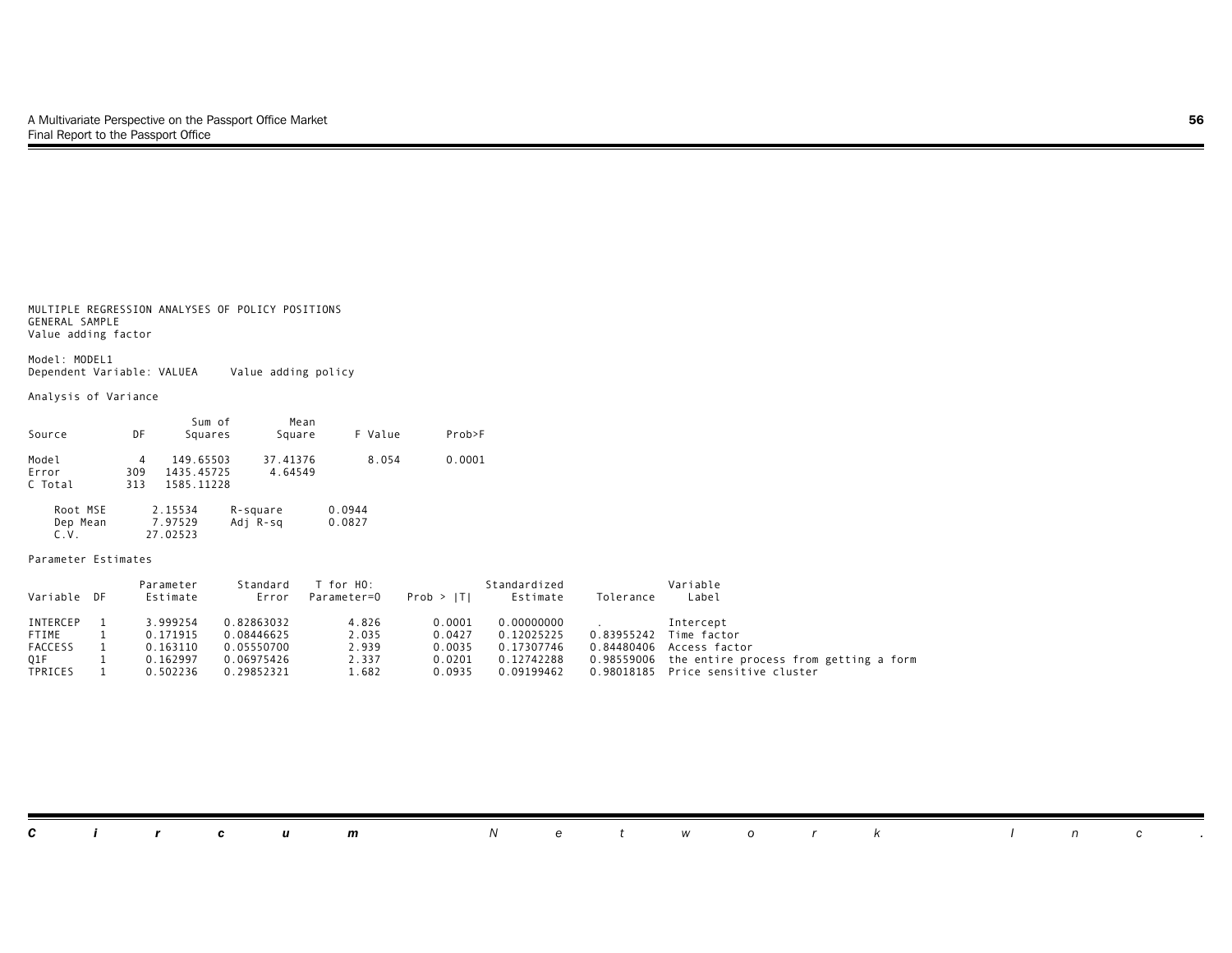MULTIPLE REGRESSION ANALYSES OF POLICY POSITIONS
GENERAL SAMPLE
Value adding factor

Model: MODEL1
Dependent Variable: VALUEA     Value adding policy

Analysis of Variance

| Source | DF | Sum of Squares | Mean Square | F Value | Prob>F |
|---|---|---|---|---|---|
| Model | 4 | 149.65503 | 37.41376 | 8.054 | 0.0001 |
| Error | 309 | 1435.45725 | 4.64549 | | |
| C Total | 313 | 1585.11228 | | | |

| | | | |
|---|---|---|---|
| Root MSE | 2.15534 | R-square | 0.0944 |
| Dep Mean | 7.97529 | Adj R-sq | 0.0827 |
| C.V. | 27.02523 | | |

Parameter Estimates

| Variable | DF | Parameter Estimate | Standard Error | T for H0: Parameter=0 | Prob > \|T\| | Standardized Estimate | Tolerance | Variable Label |
|---|---|---|---|---|---|---|---|---|
| INTERCEP | 1 | 3.999254 | 0.82863032 | 4.826 | 0.0001 | 0.00000000 | . | Intercept |
| FTIME | 1 | 0.171915 | 0.08446625 | 2.035 | 0.0427 | 0.12025225 | 0.83955242 | Time factor |
| FACCESS | 1 | 0.163110 | 0.05550700 | 2.939 | 0.0035 | 0.17307746 | 0.84480406 | Access factor |
| Q1F | 1 | 0.162997 | 0.06975426 | 2.337 | 0.0201 | 0.12742288 | 0.98559006 | the entire process from getting a form |
| TPRICES | 1 | 0.502236 | 0.29852321 | 1.682 | 0.0935 | 0.09199462 | 0.98018185 | Price sensitive cluster |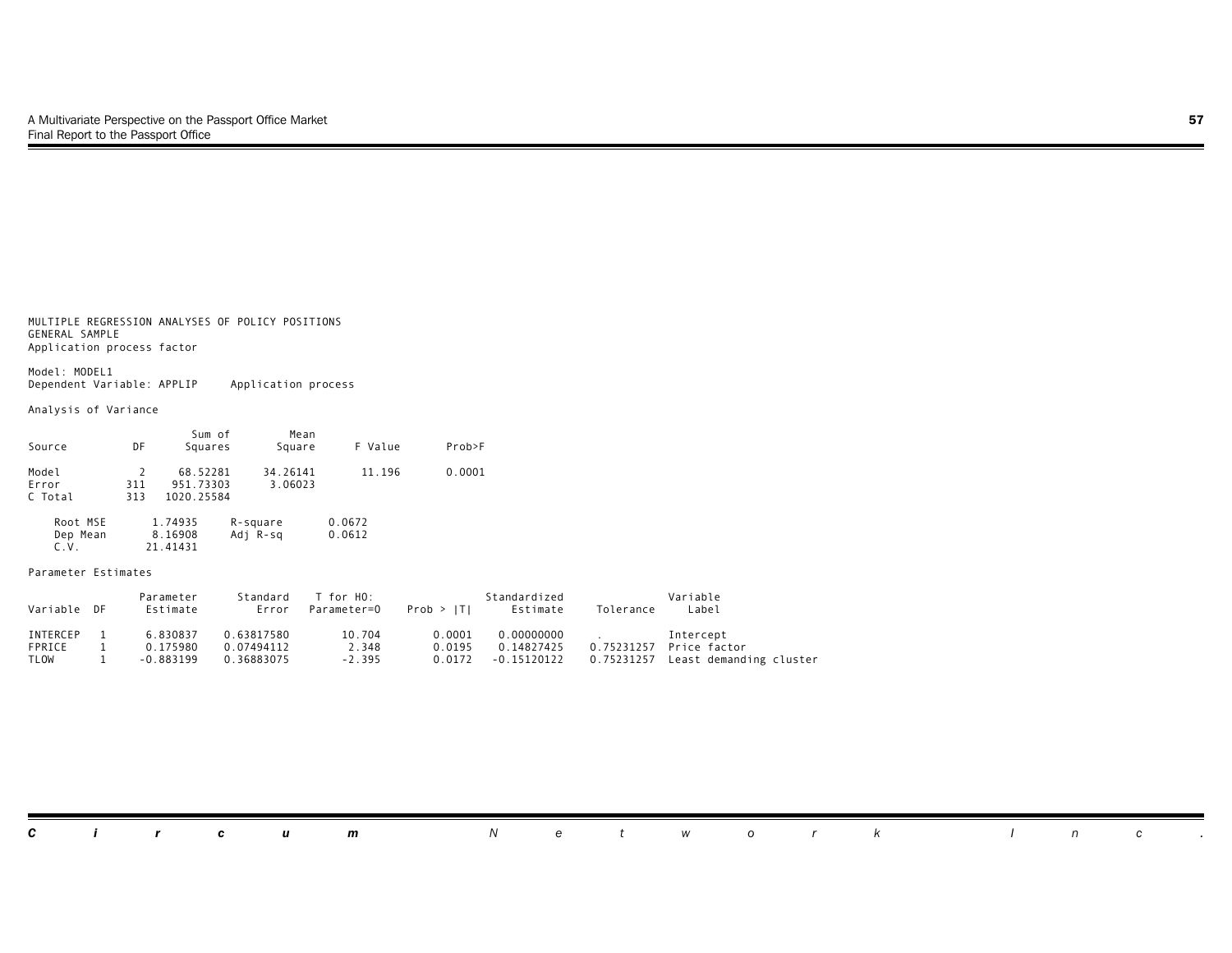MULTIPLE REGRESSION ANALYSES OF POLICY POSITIONS
GENERAL SAMPLE
Application process factor

Model: MODEL1
Dependent Variable: APPLIP     Application process

Analysis of Variance

| Source | DF | Sum of Squares | Mean Square | F Value | Prob>F |
|---|---|---|---|---|---|
| Model | 2 | 68.52281 | 34.26141 | 11.196 | 0.0001 |
| Error | 311 | 951.73303 | 3.06023 | | |
| C Total | 313 | 1020.25584 | | | |

| | | | |
|---|---|---|---|
| Root MSE | 1.74935 | R-square | 0.0672 |
| Dep Mean | 8.16908 | Adj R-sq | 0.0612 |
| C.V. | 21.41431 | | |

Parameter Estimates

| Variable | DF | Parameter Estimate | Standard Error | T for H0: Parameter=0 | Prob > \|T\| | Standardized Estimate | Tolerance | Variable Label |
|---|---|---|---|---|---|---|---|---|
| INTERCEP | 1 | 6.830837 | 0.63817580 | 10.704 | 0.0001 | 0.00000000 | . | Intercept |
| FPRICE | 1 | 0.175980 | 0.07494112 | 2.348 | 0.0195 | 0.14827425 | 0.75231257 | Price factor |
| TLOW | 1 | -0.883199 | 0.36883075 | -2.395 | 0.0172 | -0.15120122 | 0.75231257 | Least demanding cluster |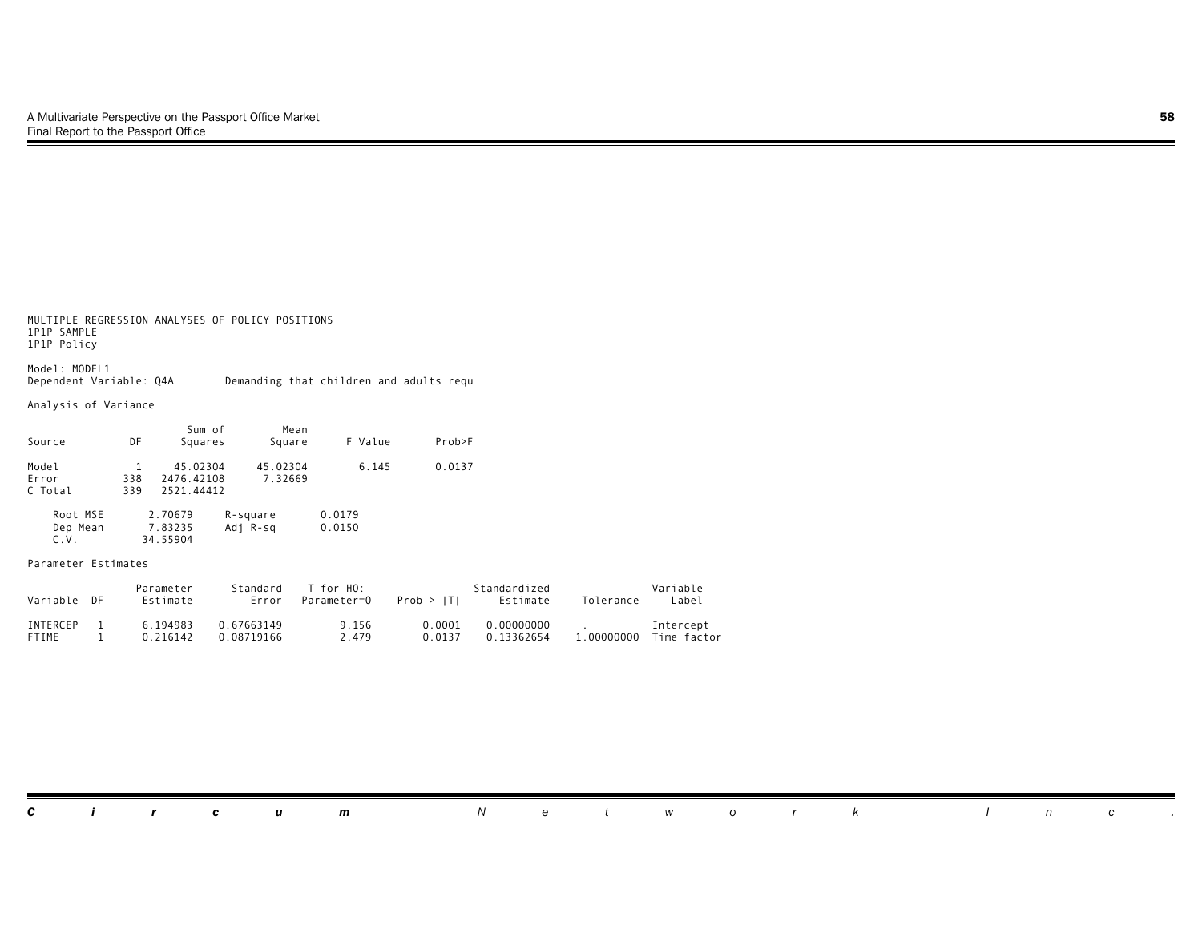MULTIPLE REGRESSION ANALYSES OF POLICY POSITIONS
1P1P SAMPLE
1P1P Policy

Model: MODEL1
Dependent Variable: Q4A        Demanding that children and adults requ

Analysis of Variance

| Source | DF | Sum of Squares | Mean Square | F Value | Prob>F |
|---|---|---|---|---|---|
| Model | 1 | 45.02304 | 45.02304 | 6.145 | 0.0137 |
| Error | 338 | 2476.42108 | 7.32669 | | |
| C Total | 339 | 2521.44412 | | | |

| | | | |
|---|---|---|---|
| Root MSE | 2.70679 | R-square | 0.0179 |
| Dep Mean | 7.83235 | Adj R-sq | 0.0150 |
| C.V. | 34.55904 | | |

Parameter Estimates

| Variable | DF | Parameter Estimate | Standard Error | T for H0: Parameter=0 | Prob > \|T\| | Standardized Estimate | Tolerance | Variable Label |
|---|---|---|---|---|---|---|---|---|
| INTERCEP | 1 | 6.194983 | 0.67663149 | 9.156 | 0.0001 | 0.00000000 | . | Intercept |
| FTIME | 1 | 0.216142 | 0.08719166 | 2.479 | 0.0137 | 0.13362654 | 1.00000000 | Time factor |